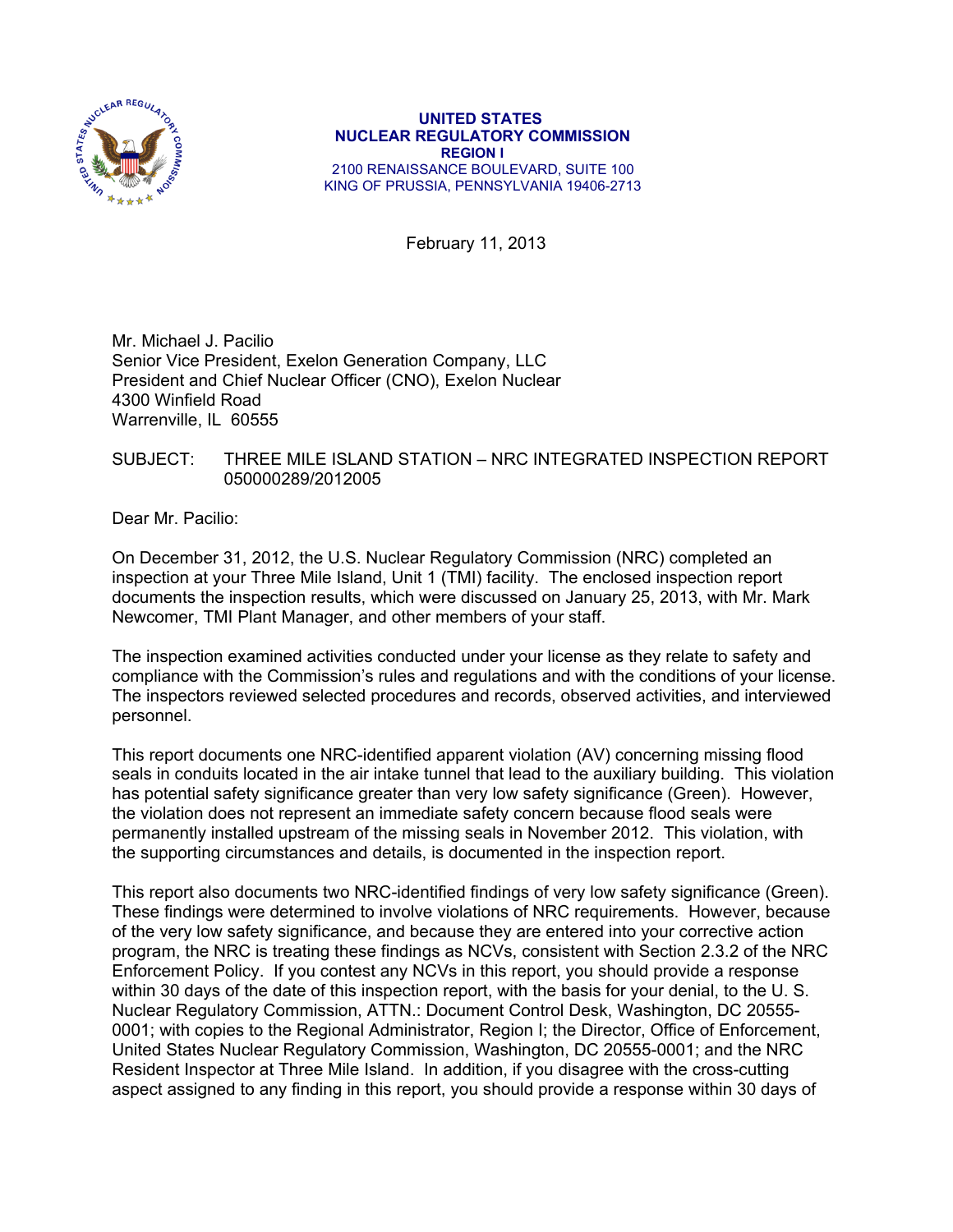**UNITED STATES**
**NUCLEAR REGULATORY COMMISSION**
**REGION I**
2100 RENAISSANCE BOULEVARD, SUITE 100
KING OF PRUSSIA, PENNSYLVANIA 19406-2713

February 11, 2013

Mr. Michael J. Pacilio
Senior Vice President, Exelon Generation Company, LLC
President and Chief Nuclear Officer (CNO), Exelon Nuclear
4300 Winfield Road
Warrenville, IL 60555

SUBJECT: THREE MILE ISLAND STATION – NRC INTEGRATED INSPECTION REPORT 050000289/2012005

Dear Mr. Pacilio:

On December 31, 2012, the U.S. Nuclear Regulatory Commission (NRC) completed an inspection at your Three Mile Island, Unit 1 (TMI) facility. The enclosed inspection report documents the inspection results, which were discussed on January 25, 2013, with Mr. Mark Newcomer, TMI Plant Manager, and other members of your staff.

The inspection examined activities conducted under your license as they relate to safety and compliance with the Commission's rules and regulations and with the conditions of your license. The inspectors reviewed selected procedures and records, observed activities, and interviewed personnel.

This report documents one NRC-identified apparent violation (AV) concerning missing flood seals in conduits located in the air intake tunnel that lead to the auxiliary building. This violation has potential safety significance greater than very low safety significance (Green). However, the violation does not represent an immediate safety concern because flood seals were permanently installed upstream of the missing seals in November 2012. This violation, with the supporting circumstances and details, is documented in the inspection report.

This report also documents two NRC-identified findings of very low safety significance (Green). These findings were determined to involve violations of NRC requirements. However, because of the very low safety significance, and because they are entered into your corrective action program, the NRC is treating these findings as NCVs, consistent with Section 2.3.2 of the NRC Enforcement Policy. If you contest any NCVs in this report, you should provide a response within 30 days of the date of this inspection report, with the basis for your denial, to the U. S. Nuclear Regulatory Commission, ATTN.: Document Control Desk, Washington, DC 20555-0001; with copies to the Regional Administrator, Region I; the Director, Office of Enforcement, United States Nuclear Regulatory Commission, Washington, DC 20555-0001; and the NRC Resident Inspector at Three Mile Island. In addition, if you disagree with the cross-cutting aspect assigned to any finding in this report, you should provide a response within 30 days of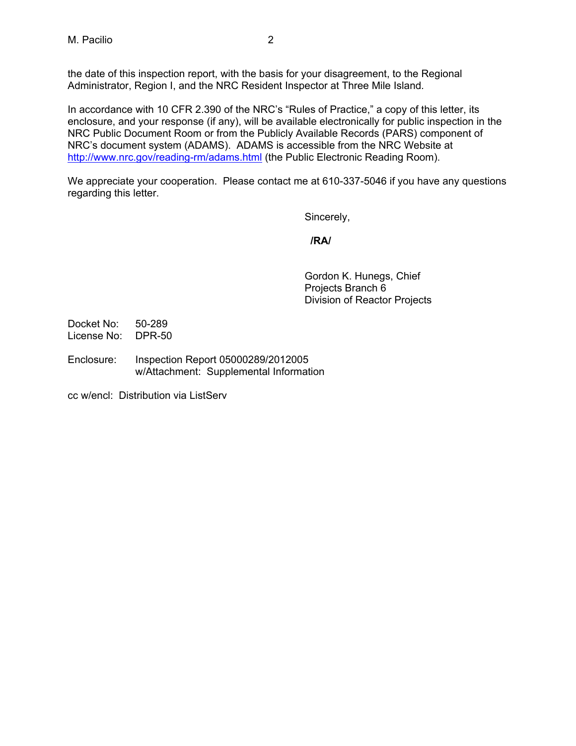the date of this inspection report, with the basis for your disagreement, to the Regional Administrator, Region I, and the NRC Resident Inspector at Three Mile Island.

In accordance with 10 CFR 2.390 of the NRC's "Rules of Practice," a copy of this letter, its enclosure, and your response (if any), will be available electronically for public inspection in the NRC Public Document Room or from the Publicly Available Records (PARS) component of NRC's document system (ADAMS). ADAMS is accessible from the NRC Website at http://www.nrc.gov/reading-rm/adams.html (the Public Electronic Reading Room).

We appreciate your cooperation. Please contact me at 610-337-5046 if you have any questions regarding this letter.

Sincerely,

**/RA/**

Gordon K. Hunegs, Chief
Projects Branch 6
Division of Reactor Projects

Docket No: 50-289
License No: DPR-50

Enclosure: Inspection Report 05000289/2012005
w/Attachment: Supplemental Information

cc w/encl: Distribution via ListServ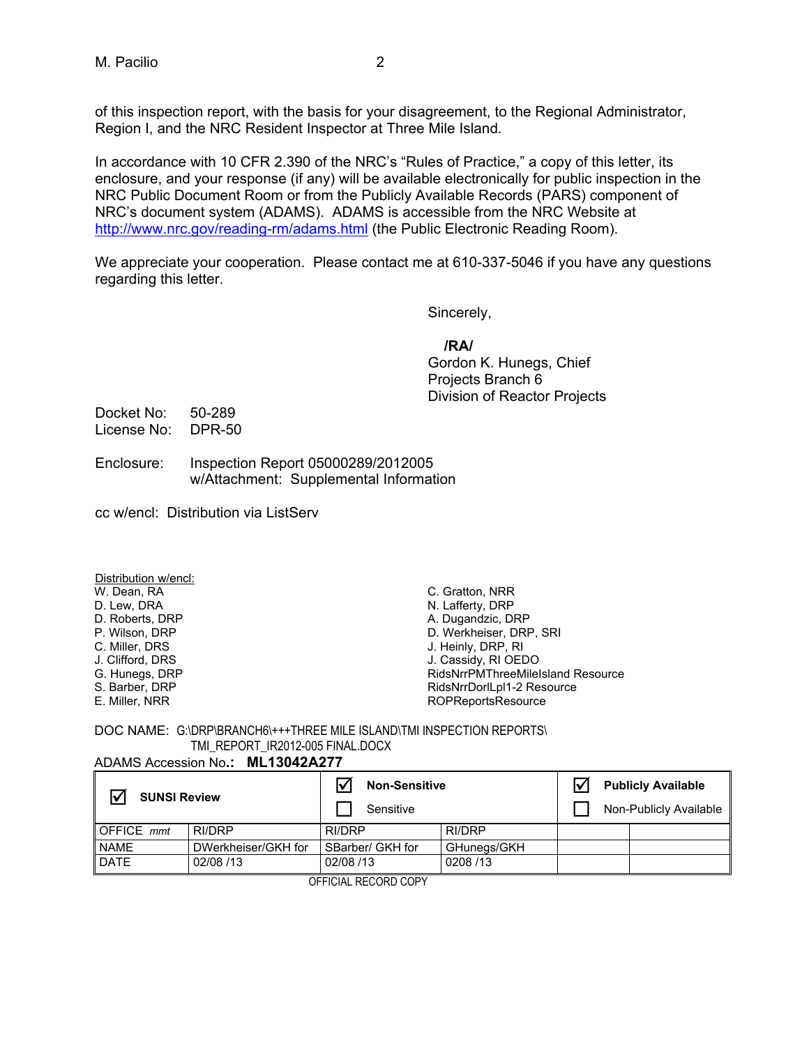of this inspection report, with the basis for your disagreement, to the Regional Administrator, Region I, and the NRC Resident Inspector at Three Mile Island.

In accordance with 10 CFR 2.390 of the NRC's "Rules of Practice," a copy of this letter, its enclosure, and your response (if any) will be available electronically for public inspection in the NRC Public Document Room or from the Publicly Available Records (PARS) component of NRC's document system (ADAMS). ADAMS is accessible from the NRC Website at http://www.nrc.gov/reading-rm/adams.html (the Public Electronic Reading Room).

We appreciate your cooperation. Please contact me at 610-337-5046 if you have any questions regarding this letter.

Sincerely,

**/RA/**
Gordon K. Hunegs, Chief
Projects Branch 6
Division of Reactor Projects

Docket No: 50-289
License No: DPR-50

Enclosure: Inspection Report 05000289/2012005
w/Attachment: Supplemental Information

cc w/encl: Distribution via ListServ

Distribution w/encl:
W. Dean, RA
D. Lew, DRA
D. Roberts, DRP
P. Wilson, DRP
C. Miller, DRS
J. Clifford, DRS
G. Hunegs, DRP
S. Barber, DRP
E. Miller, NRR
C. Gratton, NRR
N. Lafferty, DRP
A. Dugandzic, DRP
D. Werkheiser, DRP, SRI
J. Heinly, DRP, RI
J. Cassidy, RI OEDO
RidsNrrPMThreeMileIsland Resource
RidsNrrDorlLpl1-2 Resource
ROPReportsResource

DOC NAME: G:\DRP\BRANCH6\+++THREE MILE ISLAND\TMI INSPECTION REPORTS\TMI_REPORT_IR2012-005 FINAL.DOCX

ADAMS Accession No.: **ML13042A277**

| ☑ **SUNSI Review** | | ☑ **Non-Sensitive** ☐ Sensitive | | ☑ **Publicly Available** ☐ Non-Publicly Available | |
|---|---|---|---|---|---|
| OFFICE *mmt* | RI/DRP | RI/DRP | RI/DRP | | |
| NAME | DWerkheiser/GKH for | SBarber/ GKH for | GHunegs/GKH | | |
| DATE | 02/08 /13 | 02/08 /13 | 0208 /13 | | |

OFFICIAL RECORD COPY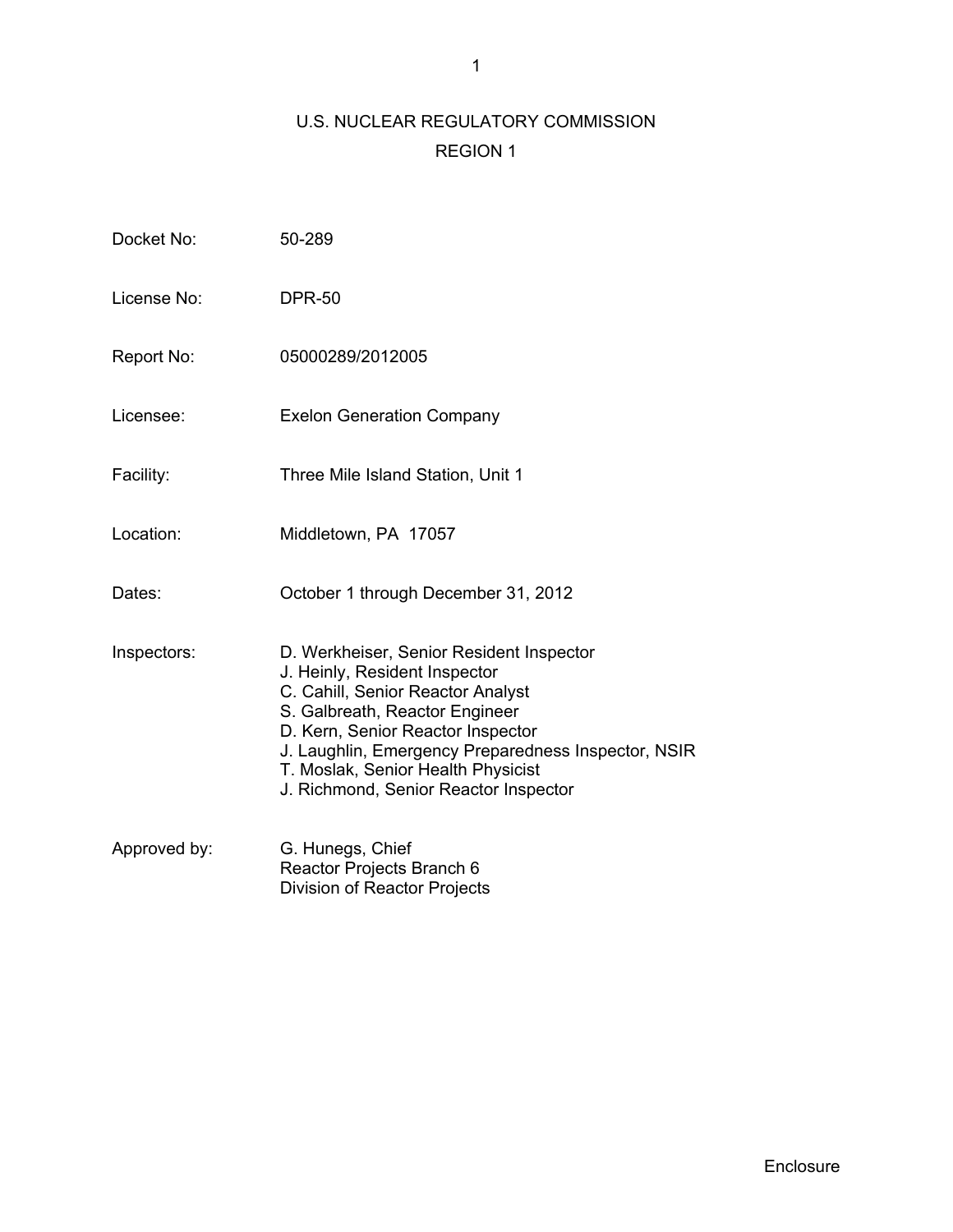# U.S. NUCLEAR REGULATORY COMMISSION

## REGION 1

| | |
|---|---|
| Docket No: | 50-289 |
| License No: | DPR-50 |
| Report No: | 05000289/2012005 |
| Licensee: | Exelon Generation Company |
| Facility: | Three Mile Island Station, Unit 1 |
| Location: | Middletown, PA 17057 |
| Dates: | October 1 through December 31, 2012 |
| Inspectors: | D. Werkheiser, Senior Resident Inspector<br>J. Heinly, Resident Inspector<br>C. Cahill, Senior Reactor Analyst<br>S. Galbreath, Reactor Engineer<br>D. Kern, Senior Reactor Inspector<br>J. Laughlin, Emergency Preparedness Inspector, NSIR<br>T. Moslak, Senior Health Physicist<br>J. Richmond, Senior Reactor Inspector |
| Approved by: | G. Hunegs, Chief<br>Reactor Projects Branch 6<br>Division of Reactor Projects |

Enclosure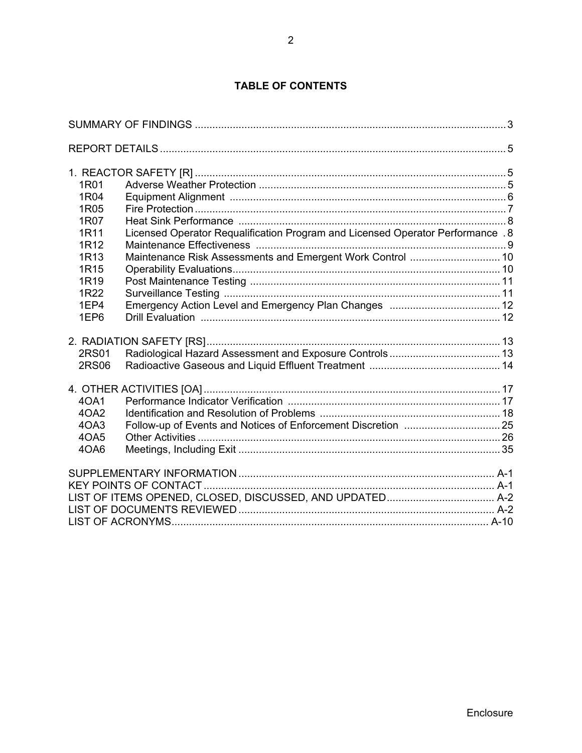# TABLE OF CONTENTS

| | | |
|---|---|---|
| SUMMARY OF FINDINGS | | 3 |
| REPORT DETAILS | | 5 |
| 1. REACTOR SAFETY [R] | | 5 |
| 1R01 | Adverse Weather Protection | 5 |
| 1R04 | Equipment Alignment | 6 |
| 1R05 | Fire Protection | 7 |
| 1R07 | Heat Sink Performance | 8 |
| 1R11 | Licensed Operator Requalification Program and Licensed Operator Performance | 8 |
| 1R12 | Maintenance Effectiveness | 9 |
| 1R13 | Maintenance Risk Assessments and Emergent Work Control | 10 |
| 1R15 | Operability Evaluations | 10 |
| 1R19 | Post Maintenance Testing | 11 |
| 1R22 | Surveillance Testing | 11 |
| 1EP4 | Emergency Action Level and Emergency Plan Changes | 12 |
| 1EP6 | Drill Evaluation | 12 |
| 2. RADIATION SAFETY [RS] | | 13 |
| 2RS01 | Radiological Hazard Assessment and Exposure Controls | 13 |
| 2RS06 | Radioactive Gaseous and Liquid Effluent Treatment | 14 |
| 4. OTHER ACTIVITIES [OA] | | 17 |
| 4OA1 | Performance Indicator Verification | 17 |
| 4OA2 | Identification and Resolution of Problems | 18 |
| 4OA3 | Follow-up of Events and Notices of Enforcement Discretion | 25 |
| 4OA5 | Other Activities | 26 |
| 4OA6 | Meetings, Including Exit | 35 |
| SUPPLEMENTARY INFORMATION | | A-1 |
| KEY POINTS OF CONTACT | | A-1 |
| LIST OF ITEMS OPENED, CLOSED, DISCUSSED, AND UPDATED | | A-2 |
| LIST OF DOCUMENTS REVIEWED | | A-2 |
| LIST OF ACRONYMS | | A-10 |

Enclosure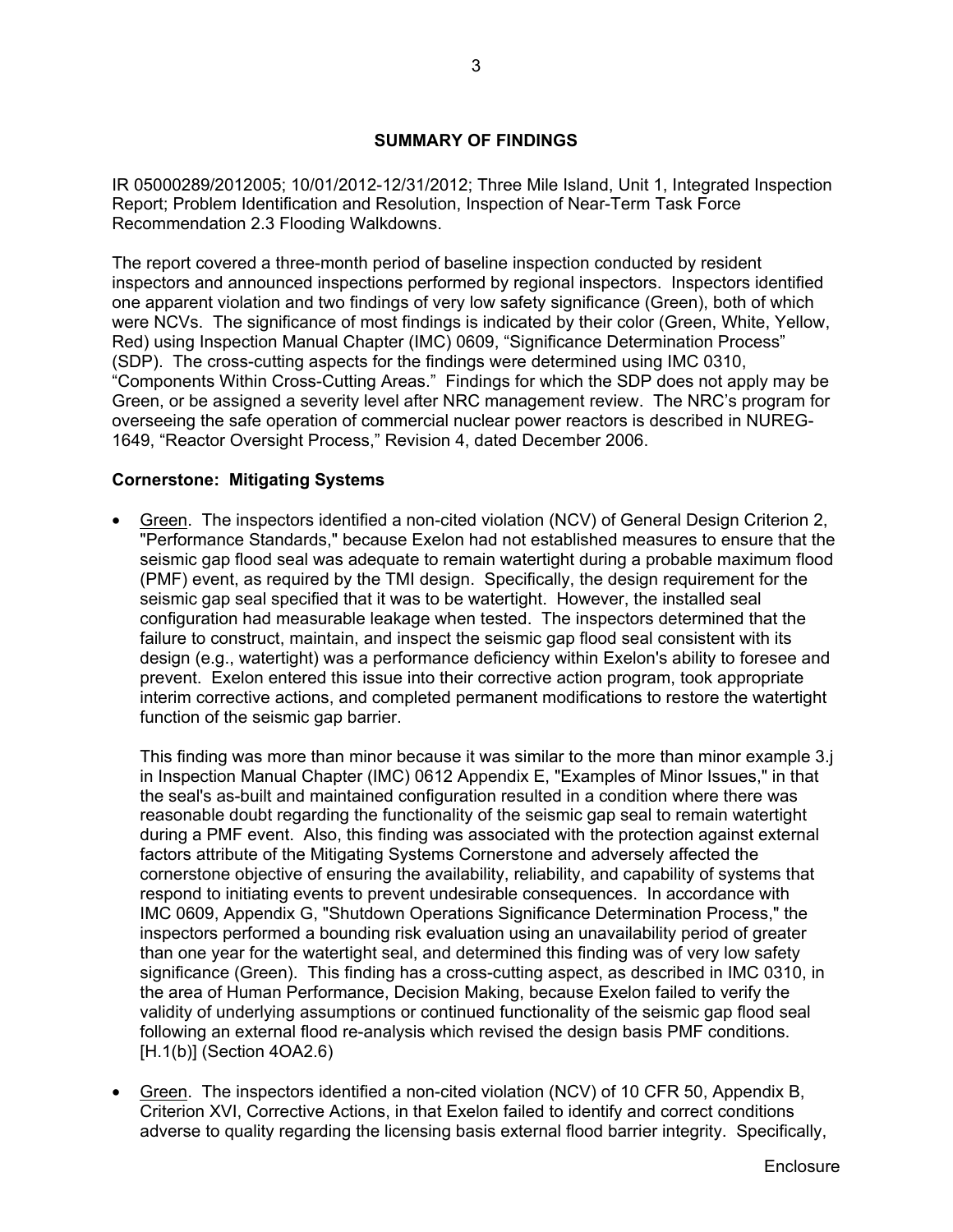## SUMMARY OF FINDINGS

IR 05000289/2012005; 10/01/2012-12/31/2012; Three Mile Island, Unit 1, Integrated Inspection Report; Problem Identification and Resolution, Inspection of Near-Term Task Force Recommendation 2.3 Flooding Walkdowns.

The report covered a three-month period of baseline inspection conducted by resident inspectors and announced inspections performed by regional inspectors. Inspectors identified one apparent violation and two findings of very low safety significance (Green), both of which were NCVs. The significance of most findings is indicated by their color (Green, White, Yellow, Red) using Inspection Manual Chapter (IMC) 0609, "Significance Determination Process" (SDP). The cross-cutting aspects for the findings were determined using IMC 0310, "Components Within Cross-Cutting Areas." Findings for which the SDP does not apply may be Green, or be assigned a severity level after NRC management review. The NRC's program for overseeing the safe operation of commercial nuclear power reactors is described in NUREG-1649, "Reactor Oversight Process," Revision 4, dated December 2006.

### Cornerstone: Mitigating Systems

- Green. The inspectors identified a non-cited violation (NCV) of General Design Criterion 2, "Performance Standards," because Exelon had not established measures to ensure that the seismic gap flood seal was adequate to remain watertight during a probable maximum flood (PMF) event, as required by the TMI design. Specifically, the design requirement for the seismic gap seal specified that it was to be watertight. However, the installed seal configuration had measurable leakage when tested. The inspectors determined that the failure to construct, maintain, and inspect the seismic gap flood seal consistent with its design (e.g., watertight) was a performance deficiency within Exelon's ability to foresee and prevent. Exelon entered this issue into their corrective action program, took appropriate interim corrective actions, and completed permanent modifications to restore the watertight function of the seismic gap barrier.

  This finding was more than minor because it was similar to the more than minor example 3.j in Inspection Manual Chapter (IMC) 0612 Appendix E, "Examples of Minor Issues," in that the seal's as-built and maintained configuration resulted in a condition where there was reasonable doubt regarding the functionality of the seismic gap seal to remain watertight during a PMF event. Also, this finding was associated with the protection against external factors attribute of the Mitigating Systems Cornerstone and adversely affected the cornerstone objective of ensuring the availability, reliability, and capability of systems that respond to initiating events to prevent undesirable consequences. In accordance with IMC 0609, Appendix G, "Shutdown Operations Significance Determination Process," the inspectors performed a bounding risk evaluation using an unavailability period of greater than one year for the watertight seal, and determined this finding was of very low safety significance (Green). This finding has a cross-cutting aspect, as described in IMC 0310, in the area of Human Performance, Decision Making, because Exelon failed to verify the validity of underlying assumptions or continued functionality of the seismic gap flood seal following an external flood re-analysis which revised the design basis PMF conditions. [H.1(b)] (Section 4OA2.6)

- Green. The inspectors identified a non-cited violation (NCV) of 10 CFR 50, Appendix B, Criterion XVI, Corrective Actions, in that Exelon failed to identify and correct conditions adverse to quality regarding the licensing basis external flood barrier integrity. Specifically,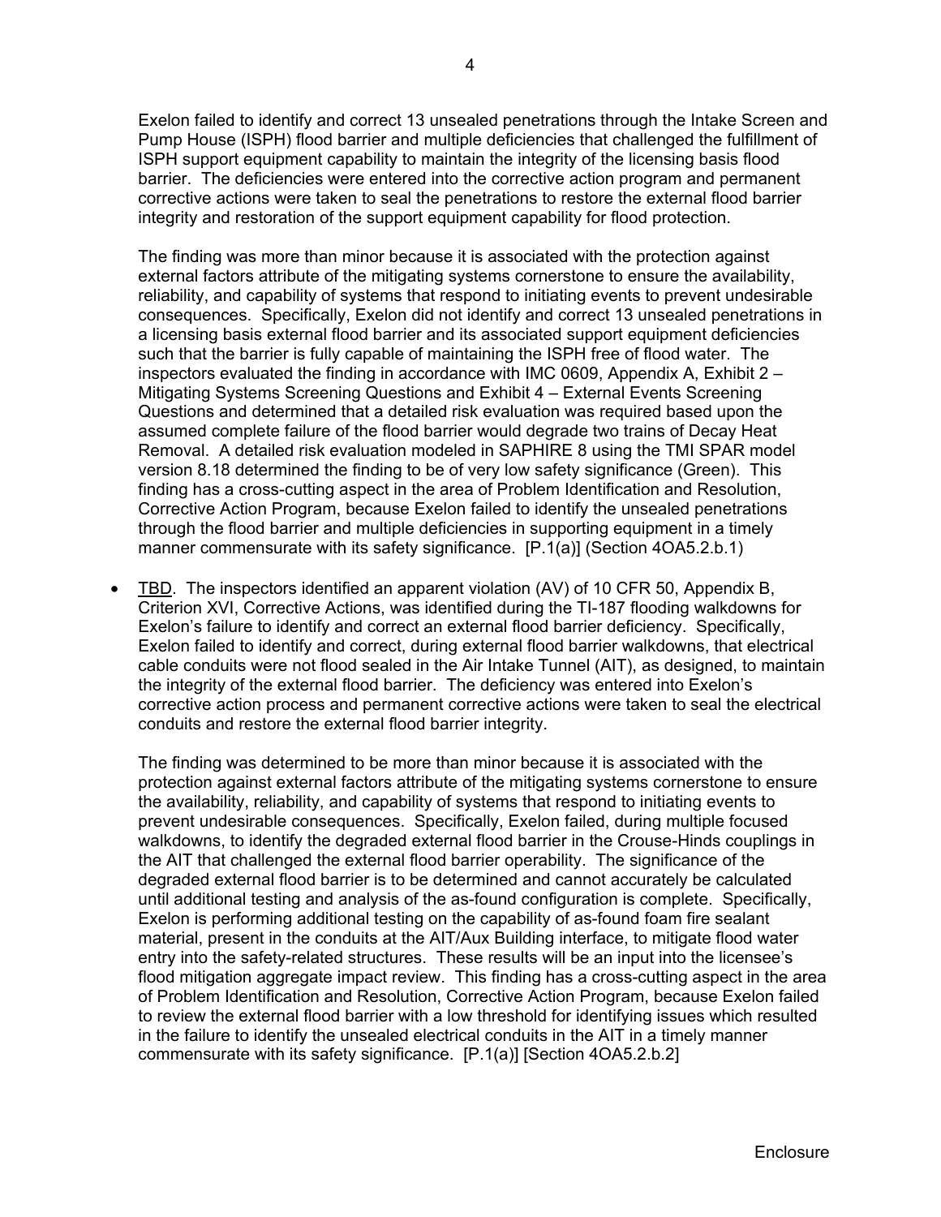Exelon failed to identify and correct 13 unsealed penetrations through the Intake Screen and Pump House (ISPH) flood barrier and multiple deficiencies that challenged the fulfillment of ISPH support equipment capability to maintain the integrity of the licensing basis flood barrier. The deficiencies were entered into the corrective action program and permanent corrective actions were taken to seal the penetrations to restore the external flood barrier integrity and restoration of the support equipment capability for flood protection.

The finding was more than minor because it is associated with the protection against external factors attribute of the mitigating systems cornerstone to ensure the availability, reliability, and capability of systems that respond to initiating events to prevent undesirable consequences. Specifically, Exelon did not identify and correct 13 unsealed penetrations in a licensing basis external flood barrier and its associated support equipment deficiencies such that the barrier is fully capable of maintaining the ISPH free of flood water. The inspectors evaluated the finding in accordance with IMC 0609, Appendix A, Exhibit 2 – Mitigating Systems Screening Questions and Exhibit 4 – External Events Screening Questions and determined that a detailed risk evaluation was required based upon the assumed complete failure of the flood barrier would degrade two trains of Decay Heat Removal. A detailed risk evaluation modeled in SAPHIRE 8 using the TMI SPAR model version 8.18 determined the finding to be of very low safety significance (Green). This finding has a cross-cutting aspect in the area of Problem Identification and Resolution, Corrective Action Program, because Exelon failed to identify the unsealed penetrations through the flood barrier and multiple deficiencies in supporting equipment in a timely manner commensurate with its safety significance. [P.1(a)] (Section 4OA5.2.b.1)

- TBD. The inspectors identified an apparent violation (AV) of 10 CFR 50, Appendix B, Criterion XVI, Corrective Actions, was identified during the TI-187 flooding walkdowns for Exelon's failure to identify and correct an external flood barrier deficiency. Specifically, Exelon failed to identify and correct, during external flood barrier walkdowns, that electrical cable conduits were not flood sealed in the Air Intake Tunnel (AIT), as designed, to maintain the integrity of the external flood barrier. The deficiency was entered into Exelon's corrective action process and permanent corrective actions were taken to seal the electrical conduits and restore the external flood barrier integrity.

  The finding was determined to be more than minor because it is associated with the protection against external factors attribute of the mitigating systems cornerstone to ensure the availability, reliability, and capability of systems that respond to initiating events to prevent undesirable consequences. Specifically, Exelon failed, during multiple focused walkdowns, to identify the degraded external flood barrier in the Crouse-Hinds couplings in the AIT that challenged the external flood barrier operability. The significance of the degraded external flood barrier is to be determined and cannot accurately be calculated until additional testing and analysis of the as-found configuration is complete. Specifically, Exelon is performing additional testing on the capability of as-found foam fire sealant material, present in the conduits at the AIT/Aux Building interface, to mitigate flood water entry into the safety-related structures. These results will be an input into the licensee's flood mitigation aggregate impact review. This finding has a cross-cutting aspect in the area of Problem Identification and Resolution, Corrective Action Program, because Exelon failed to review the external flood barrier with a low threshold for identifying issues which resulted in the failure to identify the unsealed electrical conduits in the AIT in a timely manner commensurate with its safety significance. [P.1(a)] [Section 4OA5.2.b.2]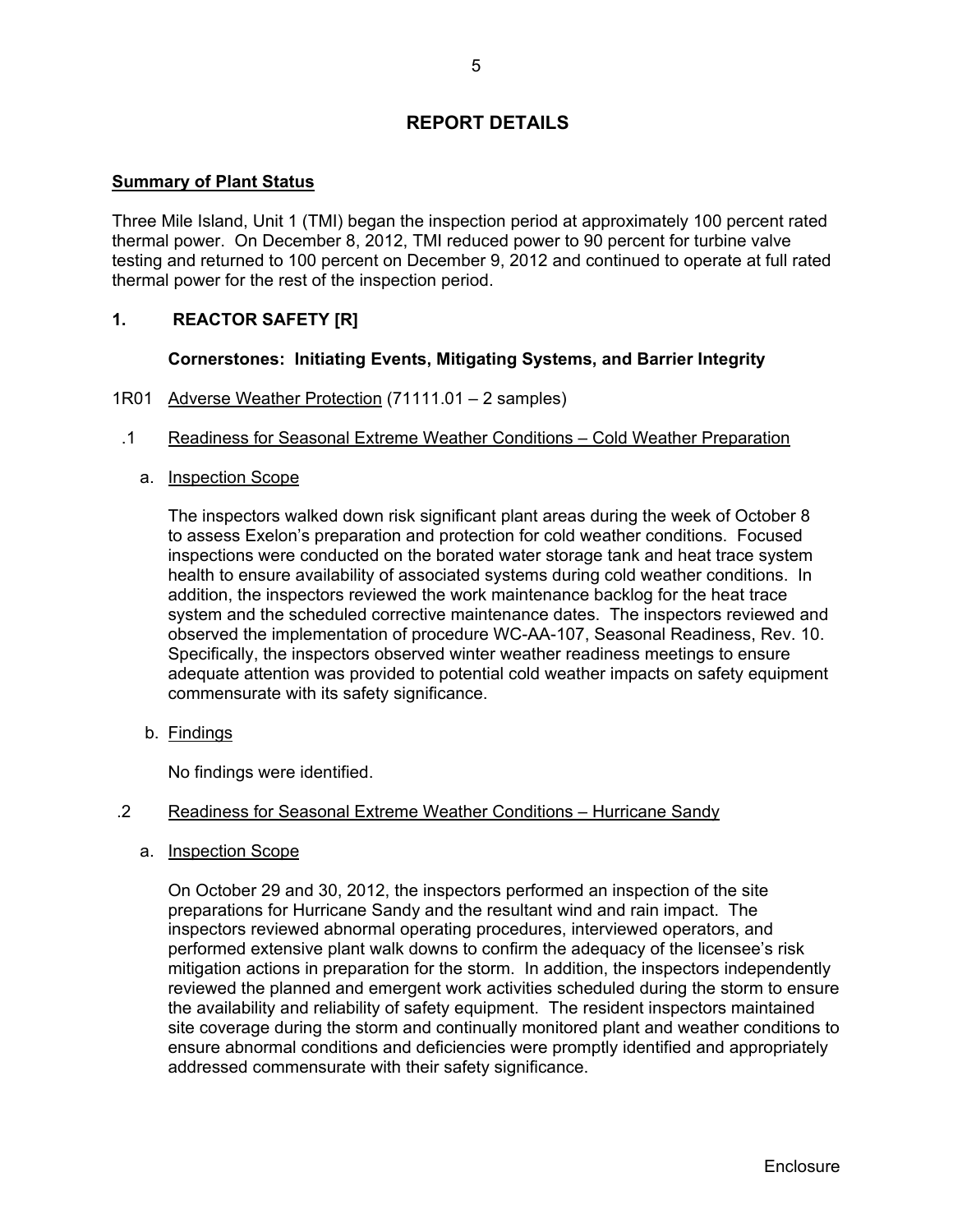# REPORT DETAILS

**Summary of Plant Status**

Three Mile Island, Unit 1 (TMI) began the inspection period at approximately 100 percent rated thermal power. On December 8, 2012, TMI reduced power to 90 percent for turbine valve testing and returned to 100 percent on December 9, 2012 and continued to operate at full rated thermal power for the rest of the inspection period.

## 1. REACTOR SAFETY [R]

**Cornerstones: Initiating Events, Mitigating Systems, and Barrier Integrity**

1R01 Adverse Weather Protection (71111.01 – 2 samples)

.1 Readiness for Seasonal Extreme Weather Conditions – Cold Weather Preparation

a. Inspection Scope

The inspectors walked down risk significant plant areas during the week of October 8 to assess Exelon's preparation and protection for cold weather conditions. Focused inspections were conducted on the borated water storage tank and heat trace system health to ensure availability of associated systems during cold weather conditions. In addition, the inspectors reviewed the work maintenance backlog for the heat trace system and the scheduled corrective maintenance dates. The inspectors reviewed and observed the implementation of procedure WC-AA-107, Seasonal Readiness, Rev. 10. Specifically, the inspectors observed winter weather readiness meetings to ensure adequate attention was provided to potential cold weather impacts on safety equipment commensurate with its safety significance.

b. Findings

No findings were identified.

.2 Readiness for Seasonal Extreme Weather Conditions – Hurricane Sandy

a. Inspection Scope

On October 29 and 30, 2012, the inspectors performed an inspection of the site preparations for Hurricane Sandy and the resultant wind and rain impact. The inspectors reviewed abnormal operating procedures, interviewed operators, and performed extensive plant walk downs to confirm the adequacy of the licensee's risk mitigation actions in preparation for the storm. In addition, the inspectors independently reviewed the planned and emergent work activities scheduled during the storm to ensure the availability and reliability of safety equipment. The resident inspectors maintained site coverage during the storm and continually monitored plant and weather conditions to ensure abnormal conditions and deficiencies were promptly identified and appropriately addressed commensurate with their safety significance.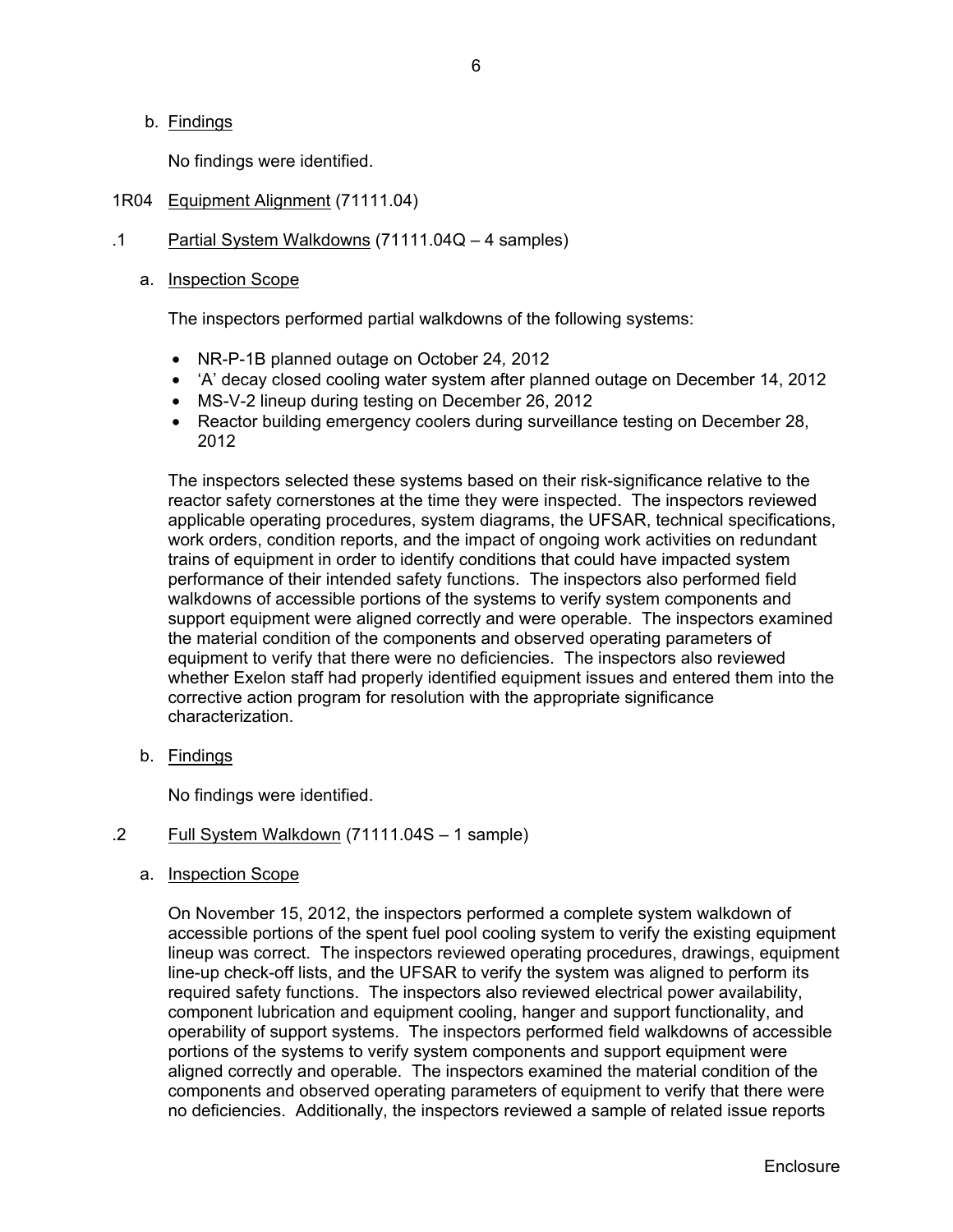b. Findings

No findings were identified.

1R04 Equipment Alignment (71111.04)

.1 Partial System Walkdowns (71111.04Q – 4 samples)

a. Inspection Scope

The inspectors performed partial walkdowns of the following systems:

- NR-P-1B planned outage on October 24, 2012
- 'A' decay closed cooling water system after planned outage on December 14, 2012
- MS-V-2 lineup during testing on December 26, 2012
- Reactor building emergency coolers during surveillance testing on December 28, 2012

The inspectors selected these systems based on their risk-significance relative to the reactor safety cornerstones at the time they were inspected. The inspectors reviewed applicable operating procedures, system diagrams, the UFSAR, technical specifications, work orders, condition reports, and the impact of ongoing work activities on redundant trains of equipment in order to identify conditions that could have impacted system performance of their intended safety functions. The inspectors also performed field walkdowns of accessible portions of the systems to verify system components and support equipment were aligned correctly and were operable. The inspectors examined the material condition of the components and observed operating parameters of equipment to verify that there were no deficiencies. The inspectors also reviewed whether Exelon staff had properly identified equipment issues and entered them into the corrective action program for resolution with the appropriate significance characterization.

b. Findings

No findings were identified.

.2 Full System Walkdown (71111.04S – 1 sample)

a. Inspection Scope

On November 15, 2012, the inspectors performed a complete system walkdown of accessible portions of the spent fuel pool cooling system to verify the existing equipment lineup was correct. The inspectors reviewed operating procedures, drawings, equipment line-up check-off lists, and the UFSAR to verify the system was aligned to perform its required safety functions. The inspectors also reviewed electrical power availability, component lubrication and equipment cooling, hanger and support functionality, and operability of support systems. The inspectors performed field walkdowns of accessible portions of the systems to verify system components and support equipment were aligned correctly and operable. The inspectors examined the material condition of the components and observed operating parameters of equipment to verify that there were no deficiencies. Additionally, the inspectors reviewed a sample of related issue reports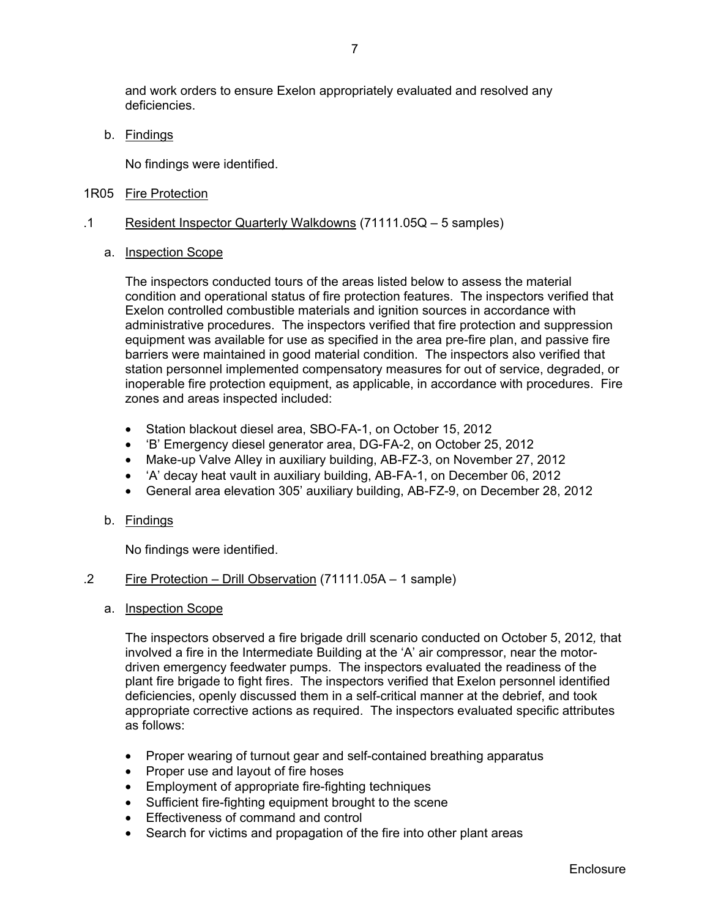and work orders to ensure Exelon appropriately evaluated and resolved any deficiencies.

b. Findings

No findings were identified.

## 1R05 Fire Protection

### .1 Resident Inspector Quarterly Walkdowns (71111.05Q – 5 samples)

a. Inspection Scope

The inspectors conducted tours of the areas listed below to assess the material condition and operational status of fire protection features. The inspectors verified that Exelon controlled combustible materials and ignition sources in accordance with administrative procedures. The inspectors verified that fire protection and suppression equipment was available for use as specified in the area pre-fire plan, and passive fire barriers were maintained in good material condition. The inspectors also verified that station personnel implemented compensatory measures for out of service, degraded, or inoperable fire protection equipment, as applicable, in accordance with procedures. Fire zones and areas inspected included:

- Station blackout diesel area, SBO-FA-1, on October 15, 2012
- 'B' Emergency diesel generator area, DG-FA-2, on October 25, 2012
- Make-up Valve Alley in auxiliary building, AB-FZ-3, on November 27, 2012
- 'A' decay heat vault in auxiliary building, AB-FA-1, on December 06, 2012
- General area elevation 305' auxiliary building, AB-FZ-9, on December 28, 2012

b. Findings

No findings were identified.

### .2 Fire Protection – Drill Observation (71111.05A – 1 sample)

a. Inspection Scope

The inspectors observed a fire brigade drill scenario conducted on October 5, 2012*,* that involved a fire in the Intermediate Building at the 'A' air compressor, near the motor-driven emergency feedwater pumps. The inspectors evaluated the readiness of the plant fire brigade to fight fires. The inspectors verified that Exelon personnel identified deficiencies, openly discussed them in a self-critical manner at the debrief, and took appropriate corrective actions as required. The inspectors evaluated specific attributes as follows:

- Proper wearing of turnout gear and self-contained breathing apparatus
- Proper use and layout of fire hoses
- Employment of appropriate fire-fighting techniques
- Sufficient fire-fighting equipment brought to the scene
- Effectiveness of command and control
- Search for victims and propagation of the fire into other plant areas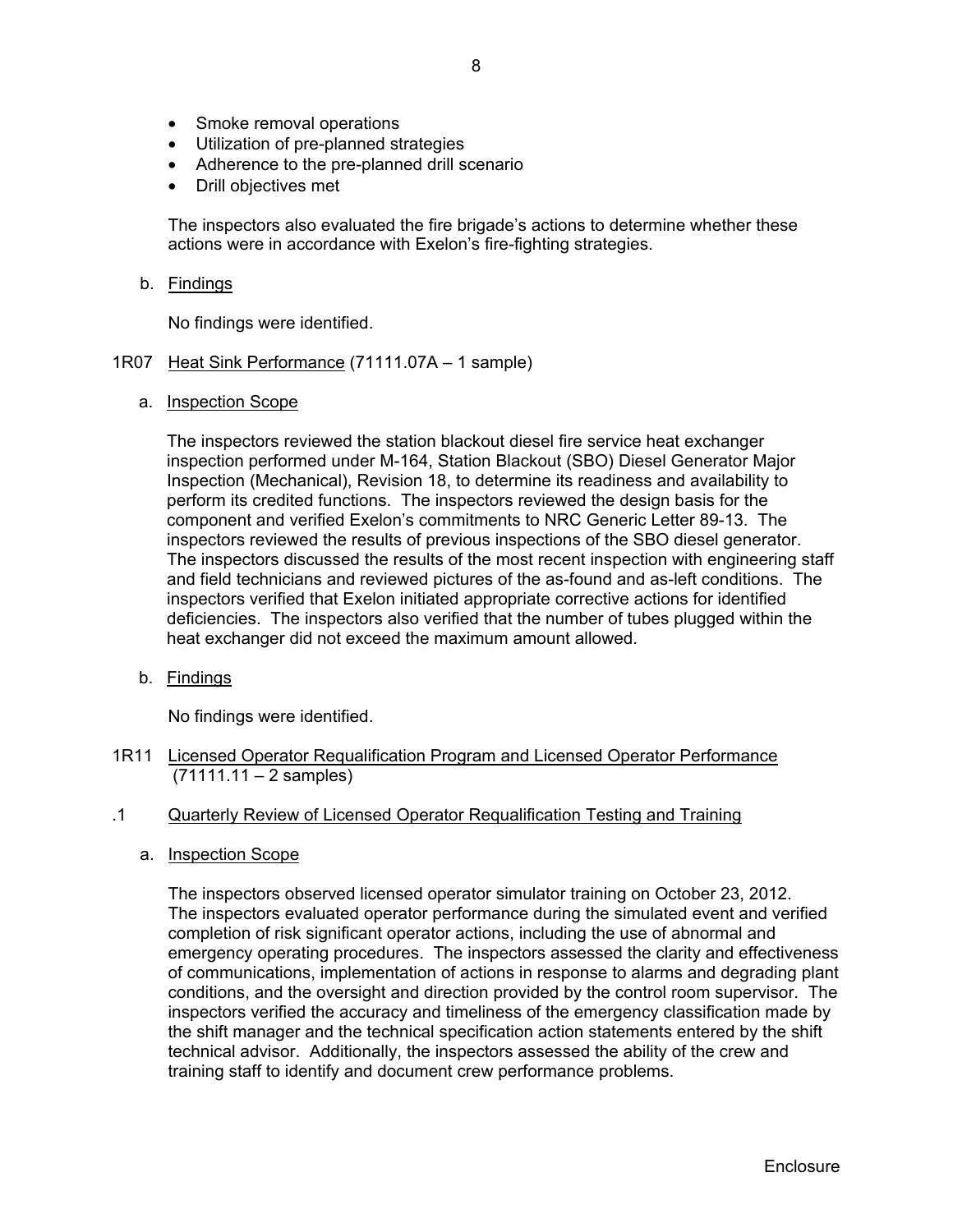- Smoke removal operations
- Utilization of pre-planned strategies
- Adherence to the pre-planned drill scenario
- Drill objectives met

The inspectors also evaluated the fire brigade's actions to determine whether these actions were in accordance with Exelon's fire-fighting strategies.

b. Findings

No findings were identified.

1R07 Heat Sink Performance (71111.07A – 1 sample)

a. Inspection Scope

The inspectors reviewed the station blackout diesel fire service heat exchanger inspection performed under M-164, Station Blackout (SBO) Diesel Generator Major Inspection (Mechanical), Revision 18, to determine its readiness and availability to perform its credited functions. The inspectors reviewed the design basis for the component and verified Exelon's commitments to NRC Generic Letter 89-13. The inspectors reviewed the results of previous inspections of the SBO diesel generator. The inspectors discussed the results of the most recent inspection with engineering staff and field technicians and reviewed pictures of the as-found and as-left conditions. The inspectors verified that Exelon initiated appropriate corrective actions for identified deficiencies. The inspectors also verified that the number of tubes plugged within the heat exchanger did not exceed the maximum amount allowed.

b. Findings

No findings were identified.

1R11 Licensed Operator Requalification Program and Licensed Operator Performance (71111.11 – 2 samples)

.1 Quarterly Review of Licensed Operator Requalification Testing and Training

a. Inspection Scope

The inspectors observed licensed operator simulator training on October 23, 2012. The inspectors evaluated operator performance during the simulated event and verified completion of risk significant operator actions, including the use of abnormal and emergency operating procedures. The inspectors assessed the clarity and effectiveness of communications, implementation of actions in response to alarms and degrading plant conditions, and the oversight and direction provided by the control room supervisor. The inspectors verified the accuracy and timeliness of the emergency classification made by the shift manager and the technical specification action statements entered by the shift technical advisor. Additionally, the inspectors assessed the ability of the crew and training staff to identify and document crew performance problems.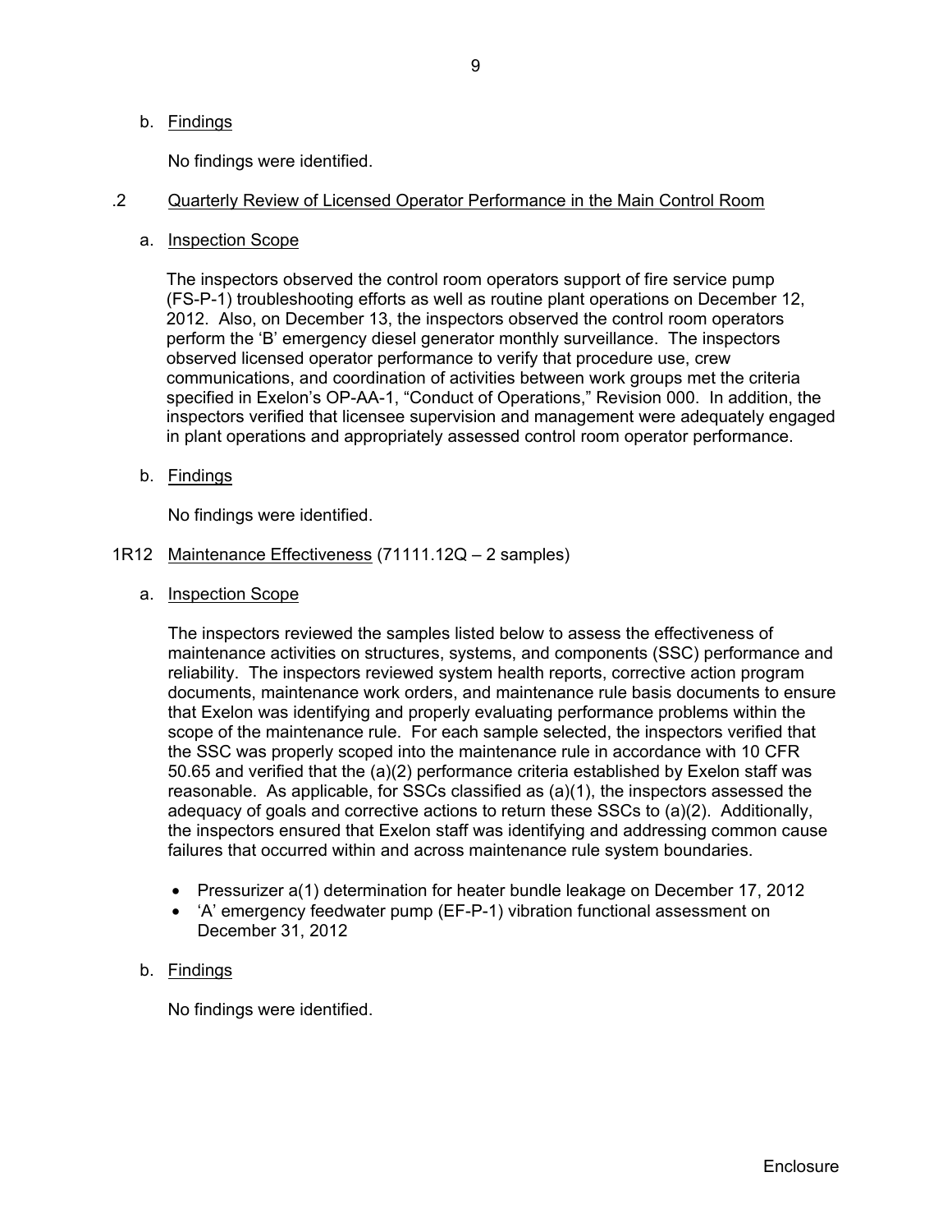b. Findings

No findings were identified.

.2 Quarterly Review of Licensed Operator Performance in the Main Control Room

a. Inspection Scope

The inspectors observed the control room operators support of fire service pump (FS-P-1) troubleshooting efforts as well as routine plant operations on December 12, 2012. Also, on December 13, the inspectors observed the control room operators perform the 'B' emergency diesel generator monthly surveillance. The inspectors observed licensed operator performance to verify that procedure use, crew communications, and coordination of activities between work groups met the criteria specified in Exelon's OP-AA-1, "Conduct of Operations," Revision 000. In addition, the inspectors verified that licensee supervision and management were adequately engaged in plant operations and appropriately assessed control room operator performance.

b. Findings

No findings were identified.

1R12 Maintenance Effectiveness (71111.12Q – 2 samples)

a. Inspection Scope

The inspectors reviewed the samples listed below to assess the effectiveness of maintenance activities on structures, systems, and components (SSC) performance and reliability. The inspectors reviewed system health reports, corrective action program documents, maintenance work orders, and maintenance rule basis documents to ensure that Exelon was identifying and properly evaluating performance problems within the scope of the maintenance rule. For each sample selected, the inspectors verified that the SSC was properly scoped into the maintenance rule in accordance with 10 CFR 50.65 and verified that the (a)(2) performance criteria established by Exelon staff was reasonable. As applicable, for SSCs classified as (a)(1), the inspectors assessed the adequacy of goals and corrective actions to return these SSCs to (a)(2). Additionally, the inspectors ensured that Exelon staff was identifying and addressing common cause failures that occurred within and across maintenance rule system boundaries.

- Pressurizer a(1) determination for heater bundle leakage on December 17, 2012
- 'A' emergency feedwater pump (EF-P-1) vibration functional assessment on December 31, 2012

b. Findings

No findings were identified.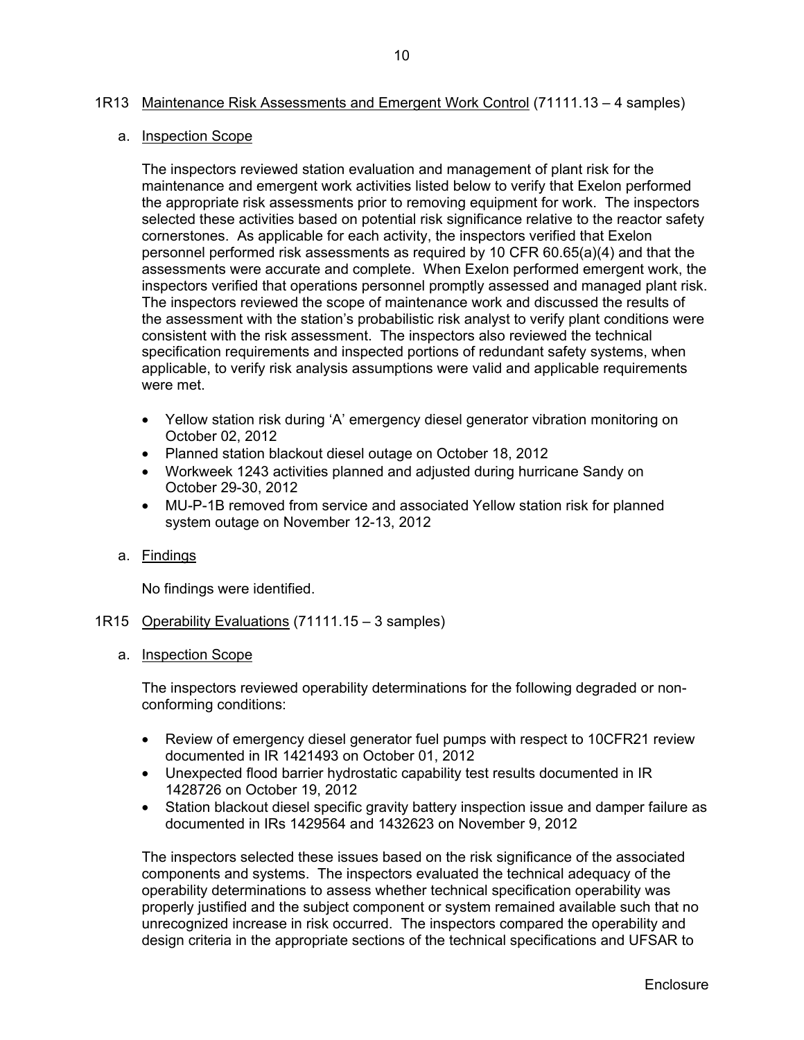## 1R13 Maintenance Risk Assessments and Emergent Work Control (71111.13 – 4 samples)

### a. Inspection Scope

The inspectors reviewed station evaluation and management of plant risk for the maintenance and emergent work activities listed below to verify that Exelon performed the appropriate risk assessments prior to removing equipment for work. The inspectors selected these activities based on potential risk significance relative to the reactor safety cornerstones. As applicable for each activity, the inspectors verified that Exelon personnel performed risk assessments as required by 10 CFR 60.65(a)(4) and that the assessments were accurate and complete. When Exelon performed emergent work, the inspectors verified that operations personnel promptly assessed and managed plant risk. The inspectors reviewed the scope of maintenance work and discussed the results of the assessment with the station's probabilistic risk analyst to verify plant conditions were consistent with the risk assessment. The inspectors also reviewed the technical specification requirements and inspected portions of redundant safety systems, when applicable, to verify risk analysis assumptions were valid and applicable requirements were met.

- Yellow station risk during 'A' emergency diesel generator vibration monitoring on October 02, 2012
- Planned station blackout diesel outage on October 18, 2012
- Workweek 1243 activities planned and adjusted during hurricane Sandy on October 29-30, 2012
- MU-P-1B removed from service and associated Yellow station risk for planned system outage on November 12-13, 2012

### a. Findings

No findings were identified.

## 1R15 Operability Evaluations (71111.15 – 3 samples)

### a. Inspection Scope

The inspectors reviewed operability determinations for the following degraded or non-conforming conditions:

- Review of emergency diesel generator fuel pumps with respect to 10CFR21 review documented in IR 1421493 on October 01, 2012
- Unexpected flood barrier hydrostatic capability test results documented in IR 1428726 on October 19, 2012
- Station blackout diesel specific gravity battery inspection issue and damper failure as documented in IRs 1429564 and 1432623 on November 9, 2012

The inspectors selected these issues based on the risk significance of the associated components and systems. The inspectors evaluated the technical adequacy of the operability determinations to assess whether technical specification operability was properly justified and the subject component or system remained available such that no unrecognized increase in risk occurred. The inspectors compared the operability and design criteria in the appropriate sections of the technical specifications and UFSAR to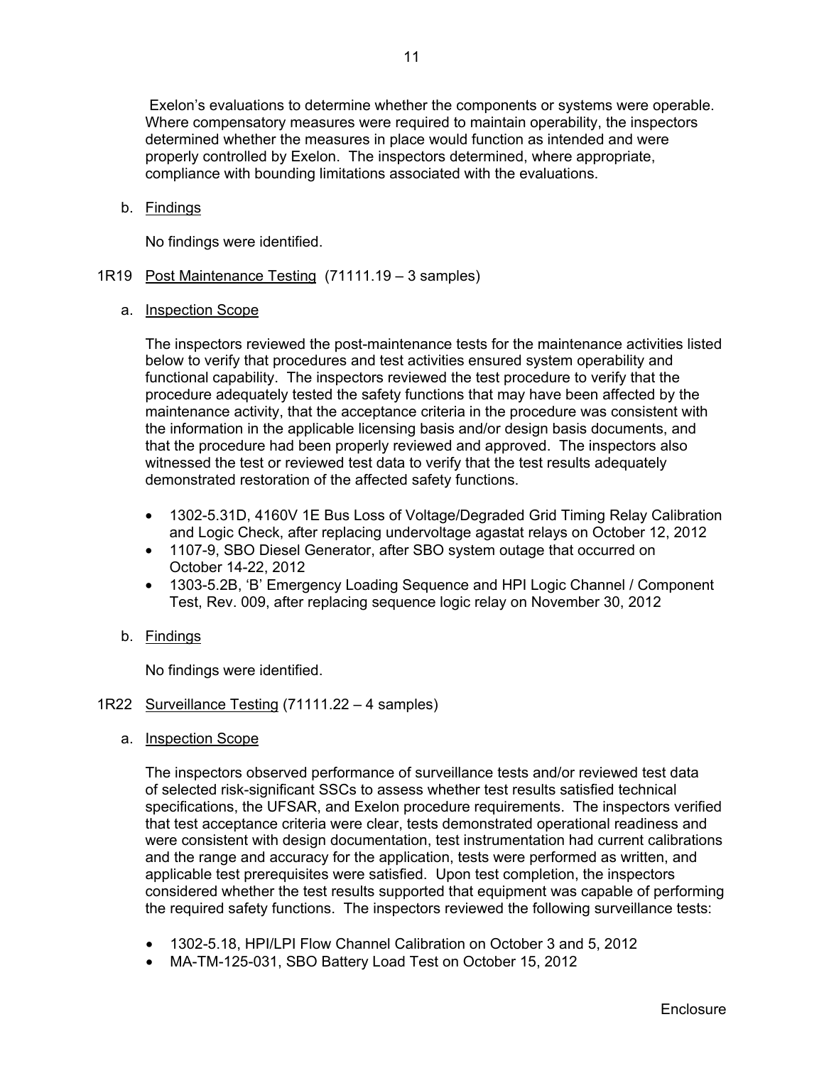Exelon's evaluations to determine whether the components or systems were operable. Where compensatory measures were required to maintain operability, the inspectors determined whether the measures in place would function as intended and were properly controlled by Exelon. The inspectors determined, where appropriate, compliance with bounding limitations associated with the evaluations.

b. Findings

No findings were identified.

## 1R19 Post Maintenance Testing (71111.19 – 3 samples)

a. Inspection Scope

The inspectors reviewed the post-maintenance tests for the maintenance activities listed below to verify that procedures and test activities ensured system operability and functional capability. The inspectors reviewed the test procedure to verify that the procedure adequately tested the safety functions that may have been affected by the maintenance activity, that the acceptance criteria in the procedure was consistent with the information in the applicable licensing basis and/or design basis documents, and that the procedure had been properly reviewed and approved. The inspectors also witnessed the test or reviewed test data to verify that the test results adequately demonstrated restoration of the affected safety functions.

- 1302-5.31D, 4160V 1E Bus Loss of Voltage/Degraded Grid Timing Relay Calibration and Logic Check, after replacing undervoltage agastat relays on October 12, 2012
- 1107-9, SBO Diesel Generator, after SBO system outage that occurred on October 14-22, 2012
- 1303-5.2B, 'B' Emergency Loading Sequence and HPI Logic Channel / Component Test, Rev. 009, after replacing sequence logic relay on November 30, 2012

b. Findings

No findings were identified.

## 1R22 Surveillance Testing (71111.22 – 4 samples)

a. Inspection Scope

The inspectors observed performance of surveillance tests and/or reviewed test data of selected risk-significant SSCs to assess whether test results satisfied technical specifications, the UFSAR, and Exelon procedure requirements. The inspectors verified that test acceptance criteria were clear, tests demonstrated operational readiness and were consistent with design documentation, test instrumentation had current calibrations and the range and accuracy for the application, tests were performed as written, and applicable test prerequisites were satisfied. Upon test completion, the inspectors considered whether the test results supported that equipment was capable of performing the required safety functions. The inspectors reviewed the following surveillance tests:

- 1302-5.18, HPI/LPI Flow Channel Calibration on October 3 and 5, 2012
- MA-TM-125-031, SBO Battery Load Test on October 15, 2012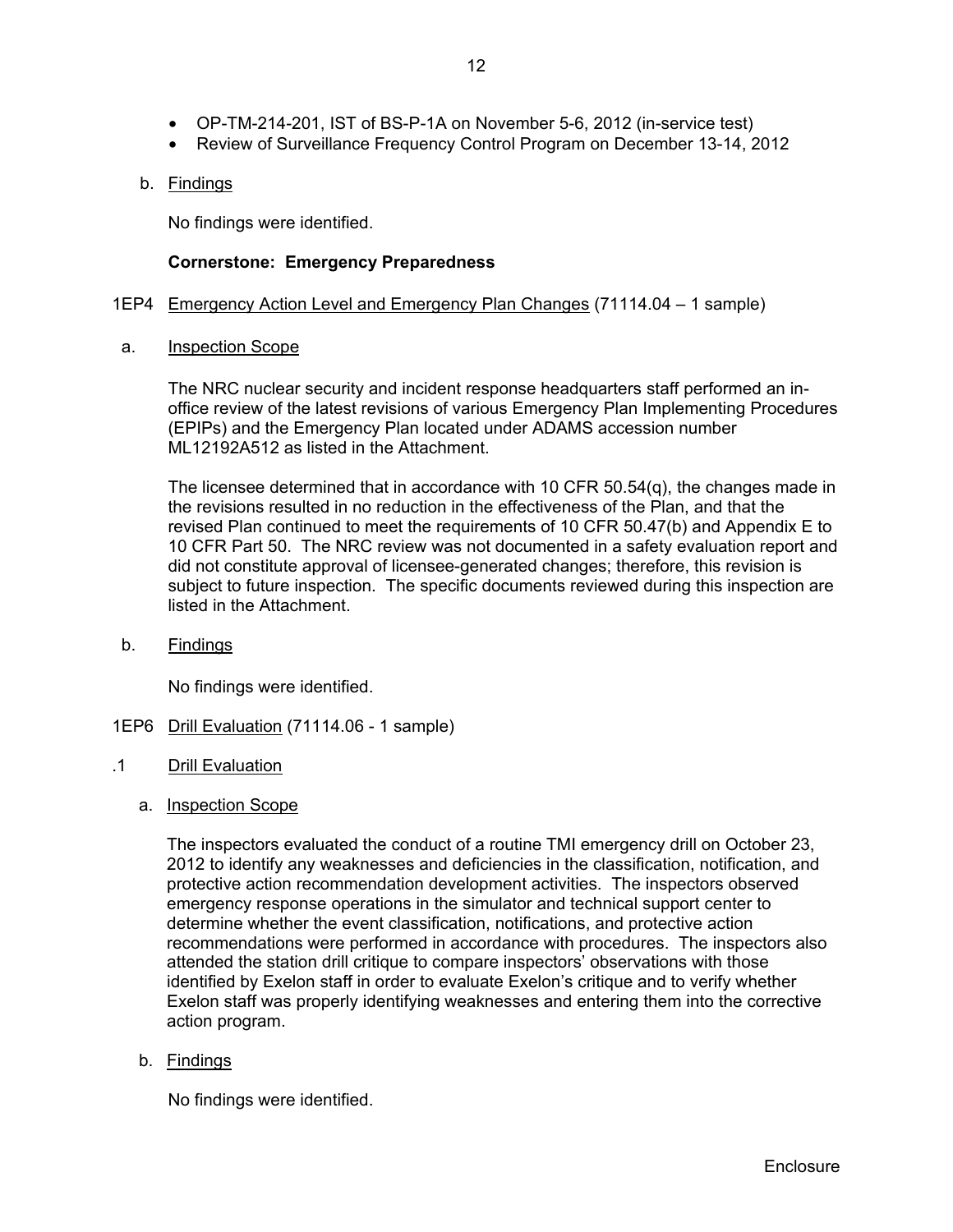- OP-TM-214-201, IST of BS-P-1A on November 5-6, 2012 (in-service test)
- Review of Surveillance Frequency Control Program on December 13-14, 2012

b. Findings

No findings were identified.

**Cornerstone: Emergency Preparedness**

1EP4 Emergency Action Level and Emergency Plan Changes (71114.04 – 1 sample)

a. Inspection Scope

The NRC nuclear security and incident response headquarters staff performed an in-office review of the latest revisions of various Emergency Plan Implementing Procedures (EPIPs) and the Emergency Plan located under ADAMS accession number ML12192A512 as listed in the Attachment.

The licensee determined that in accordance with 10 CFR 50.54(q), the changes made in the revisions resulted in no reduction in the effectiveness of the Plan, and that the revised Plan continued to meet the requirements of 10 CFR 50.47(b) and Appendix E to 10 CFR Part 50. The NRC review was not documented in a safety evaluation report and did not constitute approval of licensee-generated changes; therefore, this revision is subject to future inspection. The specific documents reviewed during this inspection are listed in the Attachment.

b. Findings

No findings were identified.

1EP6 Drill Evaluation (71114.06 - 1 sample)

.1 Drill Evaluation

a. Inspection Scope

The inspectors evaluated the conduct of a routine TMI emergency drill on October 23, 2012 to identify any weaknesses and deficiencies in the classification, notification, and protective action recommendation development activities. The inspectors observed emergency response operations in the simulator and technical support center to determine whether the event classification, notifications, and protective action recommendations were performed in accordance with procedures. The inspectors also attended the station drill critique to compare inspectors' observations with those identified by Exelon staff in order to evaluate Exelon's critique and to verify whether Exelon staff was properly identifying weaknesses and entering them into the corrective action program.

b. Findings

No findings were identified.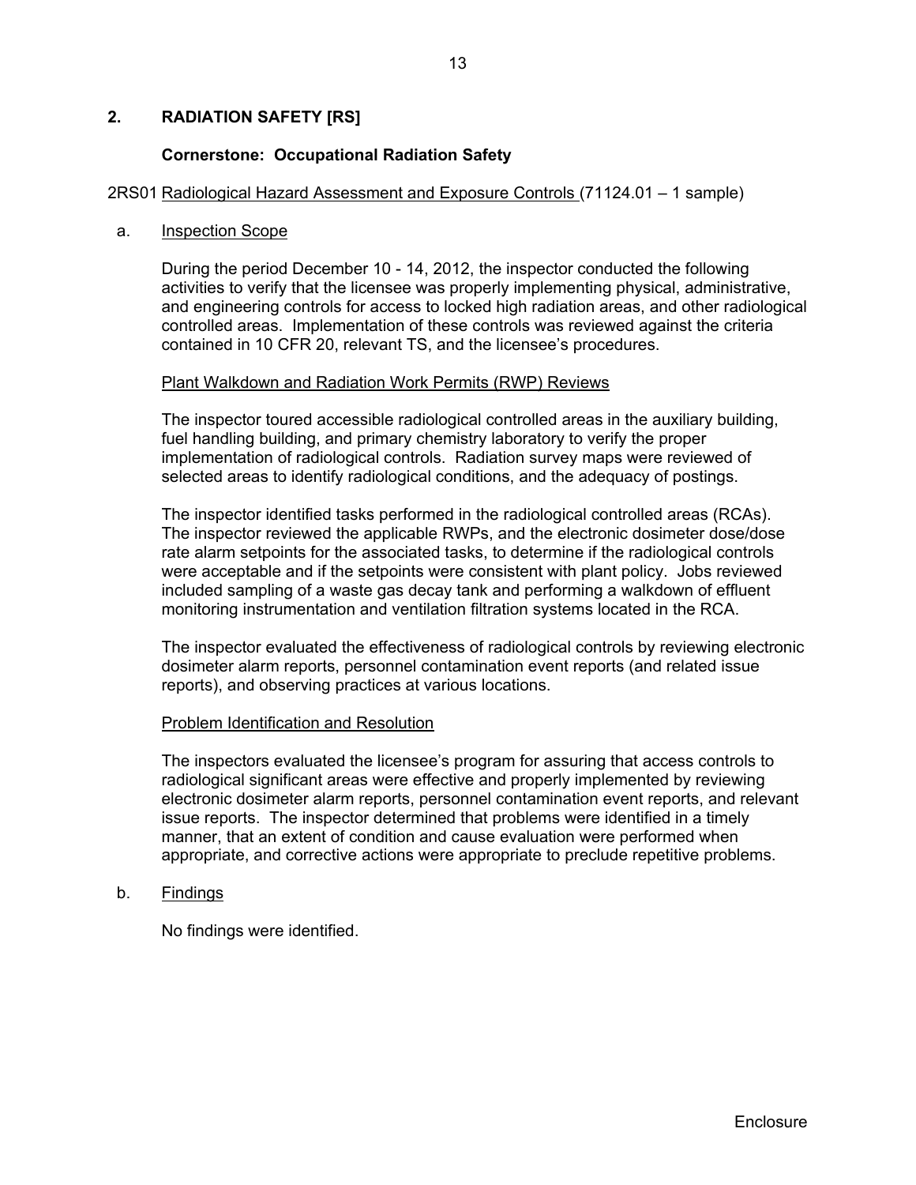## 2. RADIATION SAFETY [RS]

### Cornerstone: Occupational Radiation Safety

2RS01 Radiological Hazard Assessment and Exposure Controls (71124.01 – 1 sample)

a. Inspection Scope

During the period December 10 - 14, 2012, the inspector conducted the following activities to verify that the licensee was properly implementing physical, administrative, and engineering controls for access to locked high radiation areas, and other radiological controlled areas. Implementation of these controls was reviewed against the criteria contained in 10 CFR 20, relevant TS, and the licensee's procedures.

Plant Walkdown and Radiation Work Permits (RWP) Reviews

The inspector toured accessible radiological controlled areas in the auxiliary building, fuel handling building, and primary chemistry laboratory to verify the proper implementation of radiological controls. Radiation survey maps were reviewed of selected areas to identify radiological conditions, and the adequacy of postings.

The inspector identified tasks performed in the radiological controlled areas (RCAs). The inspector reviewed the applicable RWPs, and the electronic dosimeter dose/dose rate alarm setpoints for the associated tasks, to determine if the radiological controls were acceptable and if the setpoints were consistent with plant policy. Jobs reviewed included sampling of a waste gas decay tank and performing a walkdown of effluent monitoring instrumentation and ventilation filtration systems located in the RCA.

The inspector evaluated the effectiveness of radiological controls by reviewing electronic dosimeter alarm reports, personnel contamination event reports (and related issue reports), and observing practices at various locations.

Problem Identification and Resolution

The inspectors evaluated the licensee's program for assuring that access controls to radiological significant areas were effective and properly implemented by reviewing electronic dosimeter alarm reports, personnel contamination event reports, and relevant issue reports. The inspector determined that problems were identified in a timely manner, that an extent of condition and cause evaluation were performed when appropriate, and corrective actions were appropriate to preclude repetitive problems.

b. Findings

No findings were identified.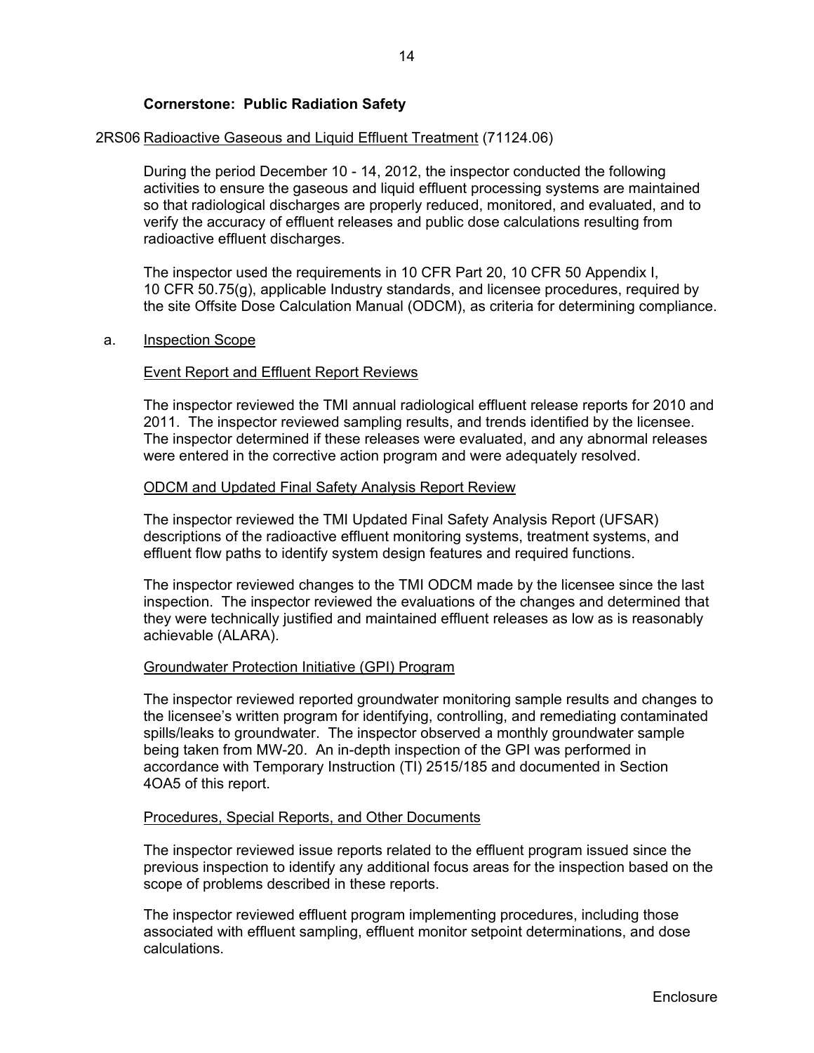**Cornerstone: Public Radiation Safety**

2RS06 Radioactive Gaseous and Liquid Effluent Treatment (71124.06)

During the period December 10 - 14, 2012, the inspector conducted the following activities to ensure the gaseous and liquid effluent processing systems are maintained so that radiological discharges are properly reduced, monitored, and evaluated, and to verify the accuracy of effluent releases and public dose calculations resulting from radioactive effluent discharges.

The inspector used the requirements in 10 CFR Part 20, 10 CFR 50 Appendix I, 10 CFR 50.75(g), applicable Industry standards, and licensee procedures, required by the site Offsite Dose Calculation Manual (ODCM), as criteria for determining compliance.

a. Inspection Scope

Event Report and Effluent Report Reviews

The inspector reviewed the TMI annual radiological effluent release reports for 2010 and 2011. The inspector reviewed sampling results, and trends identified by the licensee. The inspector determined if these releases were evaluated, and any abnormal releases were entered in the corrective action program and were adequately resolved.

ODCM and Updated Final Safety Analysis Report Review

The inspector reviewed the TMI Updated Final Safety Analysis Report (UFSAR) descriptions of the radioactive effluent monitoring systems, treatment systems, and effluent flow paths to identify system design features and required functions.

The inspector reviewed changes to the TMI ODCM made by the licensee since the last inspection. The inspector reviewed the evaluations of the changes and determined that they were technically justified and maintained effluent releases as low as is reasonably achievable (ALARA).

Groundwater Protection Initiative (GPI) Program

The inspector reviewed reported groundwater monitoring sample results and changes to the licensee's written program for identifying, controlling, and remediating contaminated spills/leaks to groundwater. The inspector observed a monthly groundwater sample being taken from MW-20. An in-depth inspection of the GPI was performed in accordance with Temporary Instruction (TI) 2515/185 and documented in Section 4OA5 of this report.

Procedures, Special Reports, and Other Documents

The inspector reviewed issue reports related to the effluent program issued since the previous inspection to identify any additional focus areas for the inspection based on the scope of problems described in these reports.

The inspector reviewed effluent program implementing procedures, including those associated with effluent sampling, effluent monitor setpoint determinations, and dose calculations.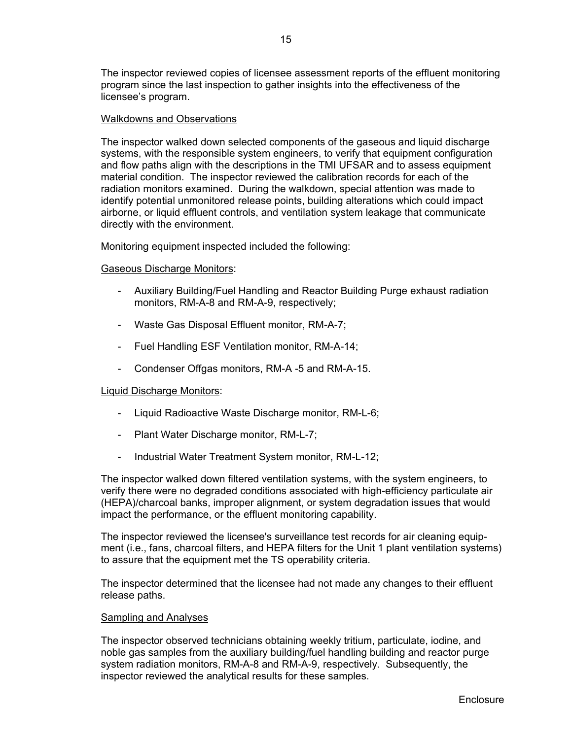The inspector reviewed copies of licensee assessment reports of the effluent monitoring program since the last inspection to gather insights into the effectiveness of the licensee's program.

Walkdowns and Observations

The inspector walked down selected components of the gaseous and liquid discharge systems, with the responsible system engineers, to verify that equipment configuration and flow paths align with the descriptions in the TMI UFSAR and to assess equipment material condition. The inspector reviewed the calibration records for each of the radiation monitors examined. During the walkdown, special attention was made to identify potential unmonitored release points, building alterations which could impact airborne, or liquid effluent controls, and ventilation system leakage that communicate directly with the environment.

Monitoring equipment inspected included the following:

Gaseous Discharge Monitors:

- Auxiliary Building/Fuel Handling and Reactor Building Purge exhaust radiation monitors, RM-A-8 and RM-A-9, respectively;
- Waste Gas Disposal Effluent monitor, RM-A-7;
- Fuel Handling ESF Ventilation monitor, RM-A-14;
- Condenser Offgas monitors, RM-A -5 and RM-A-15.

Liquid Discharge Monitors:

- Liquid Radioactive Waste Discharge monitor, RM-L-6;
- Plant Water Discharge monitor, RM-L-7;
- Industrial Water Treatment System monitor, RM-L-12;

The inspector walked down filtered ventilation systems, with the system engineers, to verify there were no degraded conditions associated with high-efficiency particulate air (HEPA)/charcoal banks, improper alignment, or system degradation issues that would impact the performance, or the effluent monitoring capability.

The inspector reviewed the licensee's surveillance test records for air cleaning equipment (i.e., fans, charcoal filters, and HEPA filters for the Unit 1 plant ventilation systems) to assure that the equipment met the TS operability criteria.

The inspector determined that the licensee had not made any changes to their effluent release paths.

Sampling and Analyses

The inspector observed technicians obtaining weekly tritium, particulate, iodine, and noble gas samples from the auxiliary building/fuel handling building and reactor purge system radiation monitors, RM-A-8 and RM-A-9, respectively. Subsequently, the inspector reviewed the analytical results for these samples.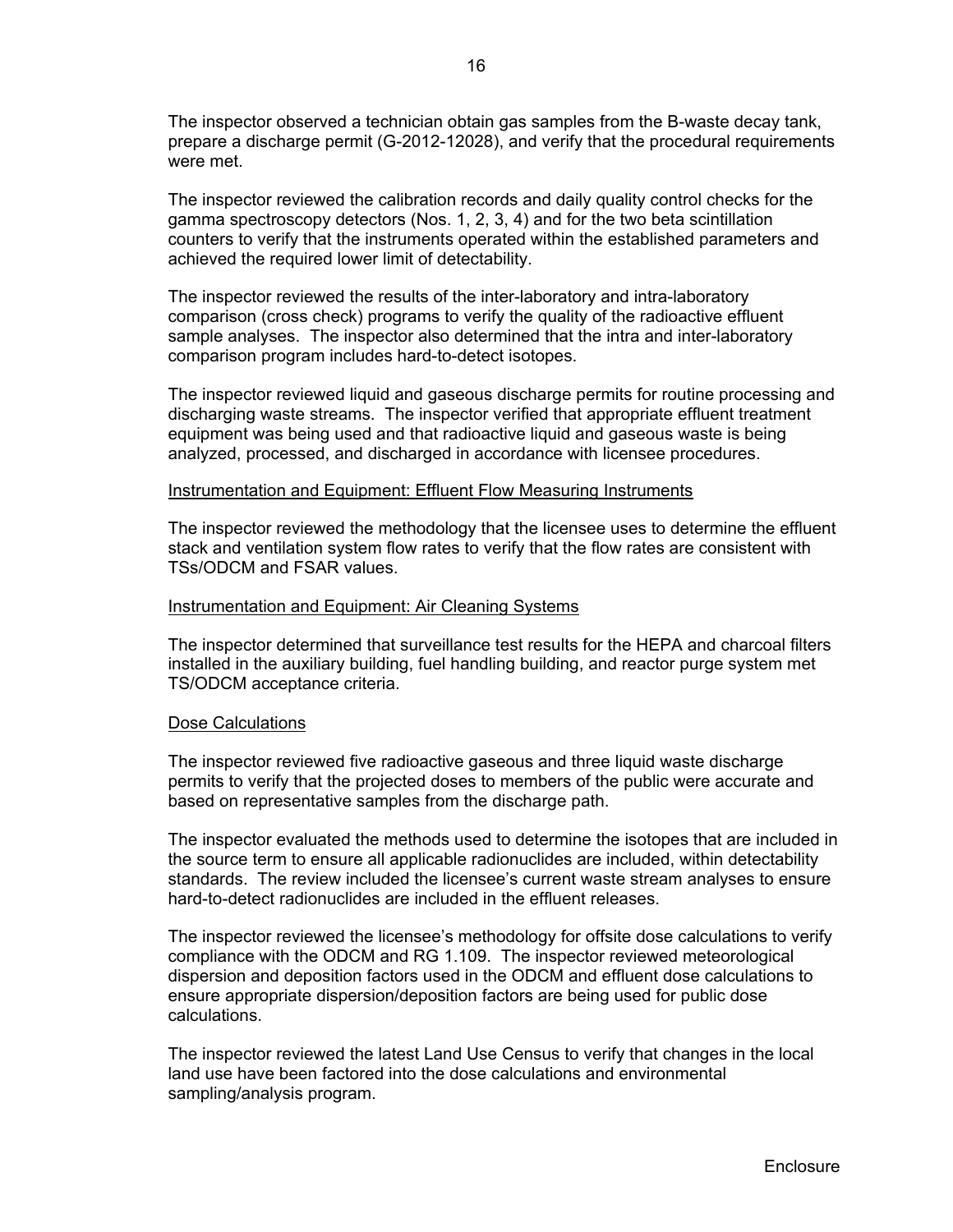The inspector observed a technician obtain gas samples from the B-waste decay tank, prepare a discharge permit (G-2012-12028), and verify that the procedural requirements were met.

The inspector reviewed the calibration records and daily quality control checks for the gamma spectroscopy detectors (Nos. 1, 2, 3, 4) and for the two beta scintillation counters to verify that the instruments operated within the established parameters and achieved the required lower limit of detectability.

The inspector reviewed the results of the inter-laboratory and intra-laboratory comparison (cross check) programs to verify the quality of the radioactive effluent sample analyses. The inspector also determined that the intra and inter-laboratory comparison program includes hard-to-detect isotopes.

The inspector reviewed liquid and gaseous discharge permits for routine processing and discharging waste streams. The inspector verified that appropriate effluent treatment equipment was being used and that radioactive liquid and gaseous waste is being analyzed, processed, and discharged in accordance with licensee procedures.

<u>Instrumentation and Equipment: Effluent Flow Measuring Instruments</u>

The inspector reviewed the methodology that the licensee uses to determine the effluent stack and ventilation system flow rates to verify that the flow rates are consistent with TSs/ODCM and FSAR values.

<u>Instrumentation and Equipment: Air Cleaning Systems</u>

The inspector determined that surveillance test results for the HEPA and charcoal filters installed in the auxiliary building, fuel handling building, and reactor purge system met TS/ODCM acceptance criteria.

<u>Dose Calculations</u>

The inspector reviewed five radioactive gaseous and three liquid waste discharge permits to verify that the projected doses to members of the public were accurate and based on representative samples from the discharge path.

The inspector evaluated the methods used to determine the isotopes that are included in the source term to ensure all applicable radionuclides are included, within detectability standards. The review included the licensee's current waste stream analyses to ensure hard-to-detect radionuclides are included in the effluent releases.

The inspector reviewed the licensee's methodology for offsite dose calculations to verify compliance with the ODCM and RG 1.109. The inspector reviewed meteorological dispersion and deposition factors used in the ODCM and effluent dose calculations to ensure appropriate dispersion/deposition factors are being used for public dose calculations.

The inspector reviewed the latest Land Use Census to verify that changes in the local land use have been factored into the dose calculations and environmental sampling/analysis program.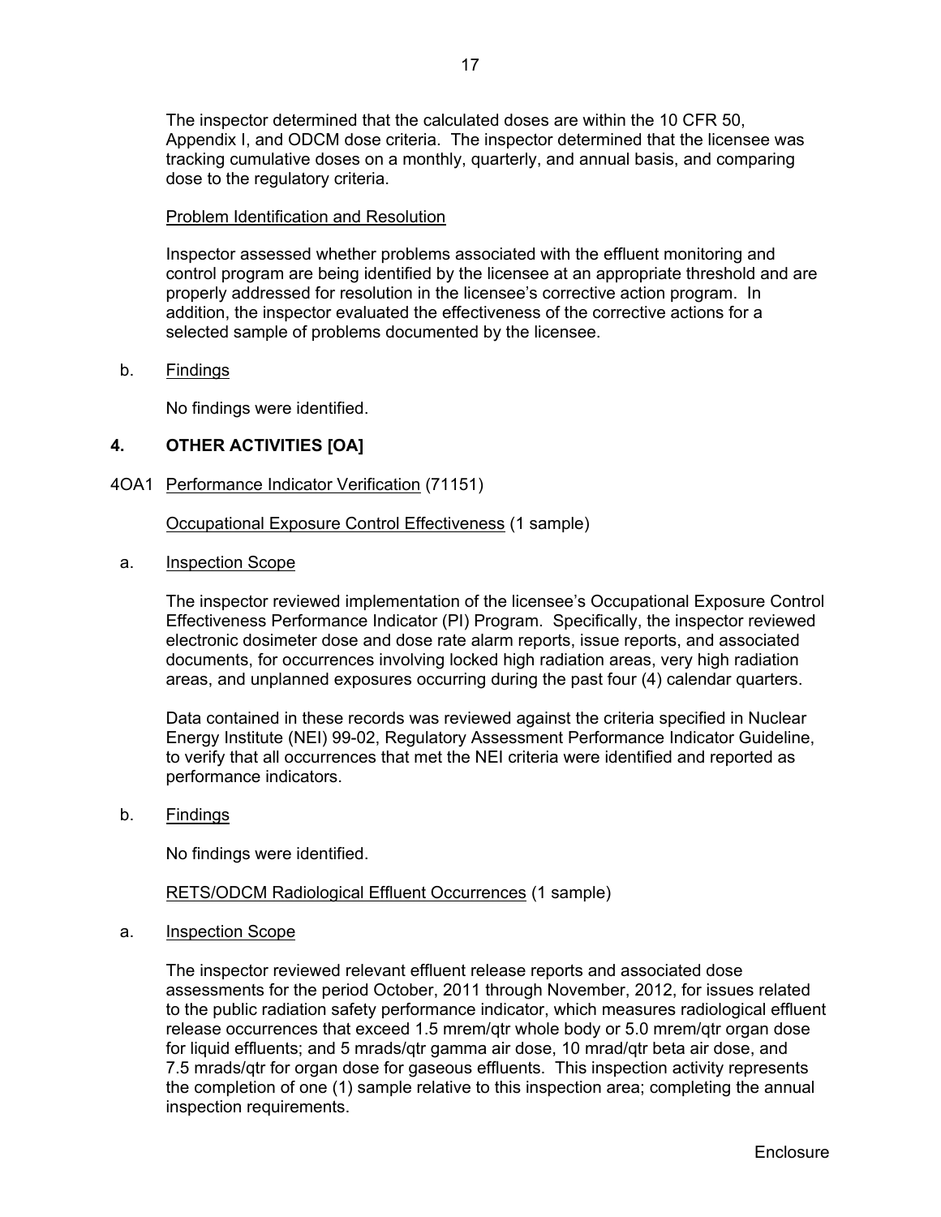The inspector determined that the calculated doses are within the 10 CFR 50, Appendix I, and ODCM dose criteria. The inspector determined that the licensee was tracking cumulative doses on a monthly, quarterly, and annual basis, and comparing dose to the regulatory criteria.

Problem Identification and Resolution

Inspector assessed whether problems associated with the effluent monitoring and control program are being identified by the licensee at an appropriate threshold and are properly addressed for resolution in the licensee's corrective action program. In addition, the inspector evaluated the effectiveness of the corrective actions for a selected sample of problems documented by the licensee.

b. Findings

No findings were identified.

## 4. OTHER ACTIVITIES [OA]

4OA1 Performance Indicator Verification (71151)

Occupational Exposure Control Effectiveness (1 sample)

a. Inspection Scope

The inspector reviewed implementation of the licensee's Occupational Exposure Control Effectiveness Performance Indicator (PI) Program. Specifically, the inspector reviewed electronic dosimeter dose and dose rate alarm reports, issue reports, and associated documents, for occurrences involving locked high radiation areas, very high radiation areas, and unplanned exposures occurring during the past four (4) calendar quarters.

Data contained in these records was reviewed against the criteria specified in Nuclear Energy Institute (NEI) 99-02, Regulatory Assessment Performance Indicator Guideline, to verify that all occurrences that met the NEI criteria were identified and reported as performance indicators.

b. Findings

No findings were identified.

RETS/ODCM Radiological Effluent Occurrences (1 sample)

a. Inspection Scope

The inspector reviewed relevant effluent release reports and associated dose assessments for the period October, 2011 through November, 2012, for issues related to the public radiation safety performance indicator, which measures radiological effluent release occurrences that exceed 1.5 mrem/qtr whole body or 5.0 mrem/qtr organ dose for liquid effluents; and 5 mrads/qtr gamma air dose, 10 mrad/qtr beta air dose, and 7.5 mrads/qtr for organ dose for gaseous effluents. This inspection activity represents the completion of one (1) sample relative to this inspection area; completing the annual inspection requirements.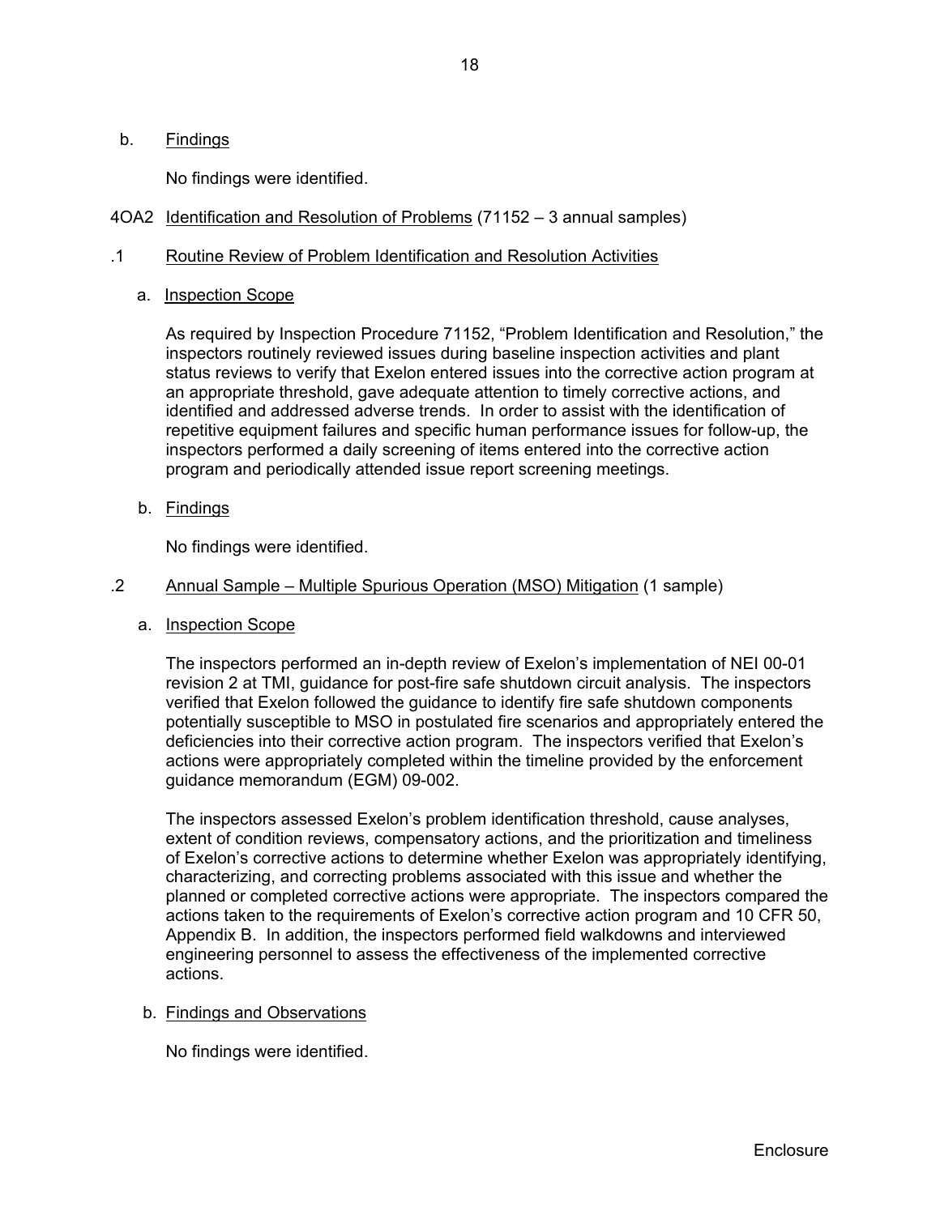b. Findings

No findings were identified.

## 4OA2 Identification and Resolution of Problems (71152 – 3 annual samples)

### .1 Routine Review of Problem Identification and Resolution Activities

a. Inspection Scope

As required by Inspection Procedure 71152, "Problem Identification and Resolution," the inspectors routinely reviewed issues during baseline inspection activities and plant status reviews to verify that Exelon entered issues into the corrective action program at an appropriate threshold, gave adequate attention to timely corrective actions, and identified and addressed adverse trends. In order to assist with the identification of repetitive equipment failures and specific human performance issues for follow-up, the inspectors performed a daily screening of items entered into the corrective action program and periodically attended issue report screening meetings.

b. Findings

No findings were identified.

### .2 Annual Sample – Multiple Spurious Operation (MSO) Mitigation (1 sample)

a. Inspection Scope

The inspectors performed an in-depth review of Exelon's implementation of NEI 00-01 revision 2 at TMI, guidance for post-fire safe shutdown circuit analysis. The inspectors verified that Exelon followed the guidance to identify fire safe shutdown components potentially susceptible to MSO in postulated fire scenarios and appropriately entered the deficiencies into their corrective action program. The inspectors verified that Exelon's actions were appropriately completed within the timeline provided by the enforcement guidance memorandum (EGM) 09-002.

The inspectors assessed Exelon's problem identification threshold, cause analyses, extent of condition reviews, compensatory actions, and the prioritization and timeliness of Exelon's corrective actions to determine whether Exelon was appropriately identifying, characterizing, and correcting problems associated with this issue and whether the planned or completed corrective actions were appropriate. The inspectors compared the actions taken to the requirements of Exelon's corrective action program and 10 CFR 50, Appendix B. In addition, the inspectors performed field walkdowns and interviewed engineering personnel to assess the effectiveness of the implemented corrective actions.

b. Findings and Observations

No findings were identified.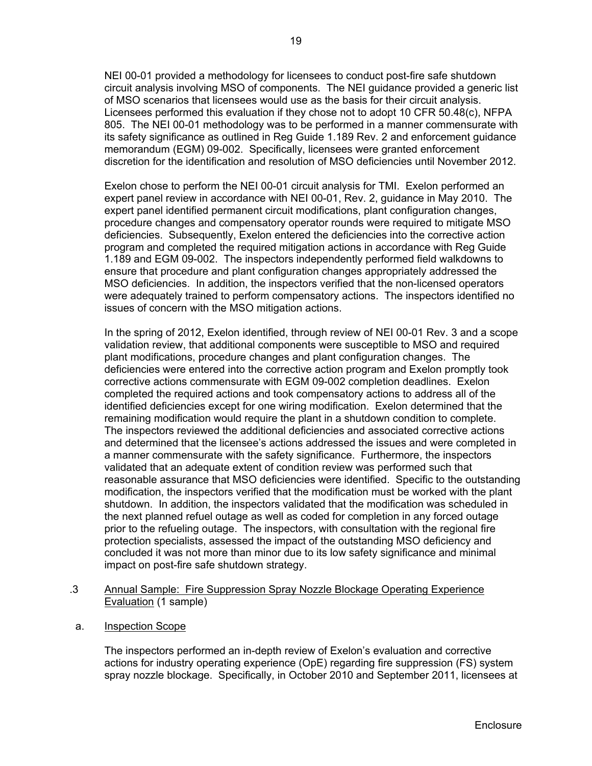NEI 00-01 provided a methodology for licensees to conduct post-fire safe shutdown circuit analysis involving MSO of components. The NEI guidance provided a generic list of MSO scenarios that licensees would use as the basis for their circuit analysis. Licensees performed this evaluation if they chose not to adopt 10 CFR 50.48(c), NFPA 805. The NEI 00-01 methodology was to be performed in a manner commensurate with its safety significance as outlined in Reg Guide 1.189 Rev. 2 and enforcement guidance memorandum (EGM) 09-002. Specifically, licensees were granted enforcement discretion for the identification and resolution of MSO deficiencies until November 2012.

Exelon chose to perform the NEI 00-01 circuit analysis for TMI. Exelon performed an expert panel review in accordance with NEI 00-01, Rev. 2, guidance in May 2010. The expert panel identified permanent circuit modifications, plant configuration changes, procedure changes and compensatory operator rounds were required to mitigate MSO deficiencies. Subsequently, Exelon entered the deficiencies into the corrective action program and completed the required mitigation actions in accordance with Reg Guide 1.189 and EGM 09-002. The inspectors independently performed field walkdowns to ensure that procedure and plant configuration changes appropriately addressed the MSO deficiencies. In addition, the inspectors verified that the non-licensed operators were adequately trained to perform compensatory actions. The inspectors identified no issues of concern with the MSO mitigation actions.

In the spring of 2012, Exelon identified, through review of NEI 00-01 Rev. 3 and a scope validation review, that additional components were susceptible to MSO and required plant modifications, procedure changes and plant configuration changes. The deficiencies were entered into the corrective action program and Exelon promptly took corrective actions commensurate with EGM 09-002 completion deadlines. Exelon completed the required actions and took compensatory actions to address all of the identified deficiencies except for one wiring modification. Exelon determined that the remaining modification would require the plant in a shutdown condition to complete. The inspectors reviewed the additional deficiencies and associated corrective actions and determined that the licensee's actions addressed the issues and were completed in a manner commensurate with the safety significance. Furthermore, the inspectors validated that an adequate extent of condition review was performed such that reasonable assurance that MSO deficiencies were identified. Specific to the outstanding modification, the inspectors verified that the modification must be worked with the plant shutdown. In addition, the inspectors validated that the modification was scheduled in the next planned refuel outage as well as coded for completion in any forced outage prior to the refueling outage. The inspectors, with consultation with the regional fire protection specialists, assessed the impact of the outstanding MSO deficiency and concluded it was not more than minor due to its low safety significance and minimal impact on post-fire safe shutdown strategy.

.3 Annual Sample: Fire Suppression Spray Nozzle Blockage Operating Experience Evaluation (1 sample)

a. Inspection Scope

The inspectors performed an in-depth review of Exelon's evaluation and corrective actions for industry operating experience (OpE) regarding fire suppression (FS) system spray nozzle blockage. Specifically, in October 2010 and September 2011, licensees at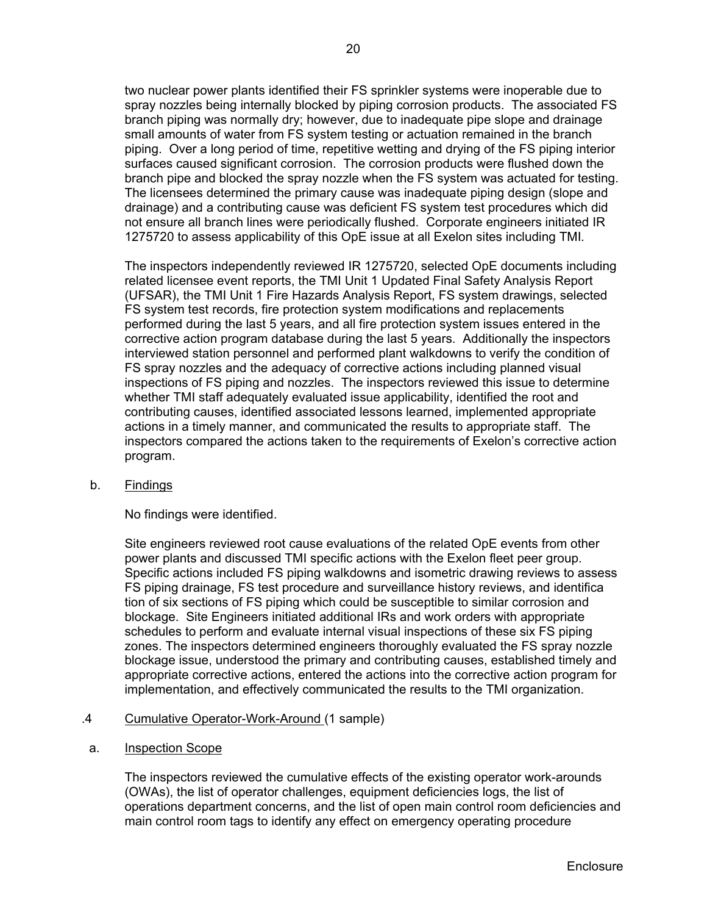two nuclear power plants identified their FS sprinkler systems were inoperable due to spray nozzles being internally blocked by piping corrosion products. The associated FS branch piping was normally dry; however, due to inadequate pipe slope and drainage small amounts of water from FS system testing or actuation remained in the branch piping. Over a long period of time, repetitive wetting and drying of the FS piping interior surfaces caused significant corrosion. The corrosion products were flushed down the branch pipe and blocked the spray nozzle when the FS system was actuated for testing. The licensees determined the primary cause was inadequate piping design (slope and drainage) and a contributing cause was deficient FS system test procedures which did not ensure all branch lines were periodically flushed. Corporate engineers initiated IR 1275720 to assess applicability of this OpE issue at all Exelon sites including TMI.

The inspectors independently reviewed IR 1275720, selected OpE documents including related licensee event reports, the TMI Unit 1 Updated Final Safety Analysis Report (UFSAR), the TMI Unit 1 Fire Hazards Analysis Report, FS system drawings, selected FS system test records, fire protection system modifications and replacements performed during the last 5 years, and all fire protection system issues entered in the corrective action program database during the last 5 years. Additionally the inspectors interviewed station personnel and performed plant walkdowns to verify the condition of FS spray nozzles and the adequacy of corrective actions including planned visual inspections of FS piping and nozzles. The inspectors reviewed this issue to determine whether TMI staff adequately evaluated issue applicability, identified the root and contributing causes, identified associated lessons learned, implemented appropriate actions in a timely manner, and communicated the results to appropriate staff. The inspectors compared the actions taken to the requirements of Exelon's corrective action program.

b. Findings

No findings were identified.

Site engineers reviewed root cause evaluations of the related OpE events from other power plants and discussed TMI specific actions with the Exelon fleet peer group. Specific actions included FS piping walkdowns and isometric drawing reviews to assess FS piping drainage, FS test procedure and surveillance history reviews, and identifica tion of six sections of FS piping which could be susceptible to similar corrosion and blockage. Site Engineers initiated additional IRs and work orders with appropriate schedules to perform and evaluate internal visual inspections of these six FS piping zones. The inspectors determined engineers thoroughly evaluated the FS spray nozzle blockage issue, understood the primary and contributing causes, established timely and appropriate corrective actions, entered the actions into the corrective action program for implementation, and effectively communicated the results to the TMI organization.

.4 Cumulative Operator-Work-Around (1 sample)

a. Inspection Scope

The inspectors reviewed the cumulative effects of the existing operator work-arounds (OWAs), the list of operator challenges, equipment deficiencies logs, the list of operations department concerns, and the list of open main control room deficiencies and main control room tags to identify any effect on emergency operating procedure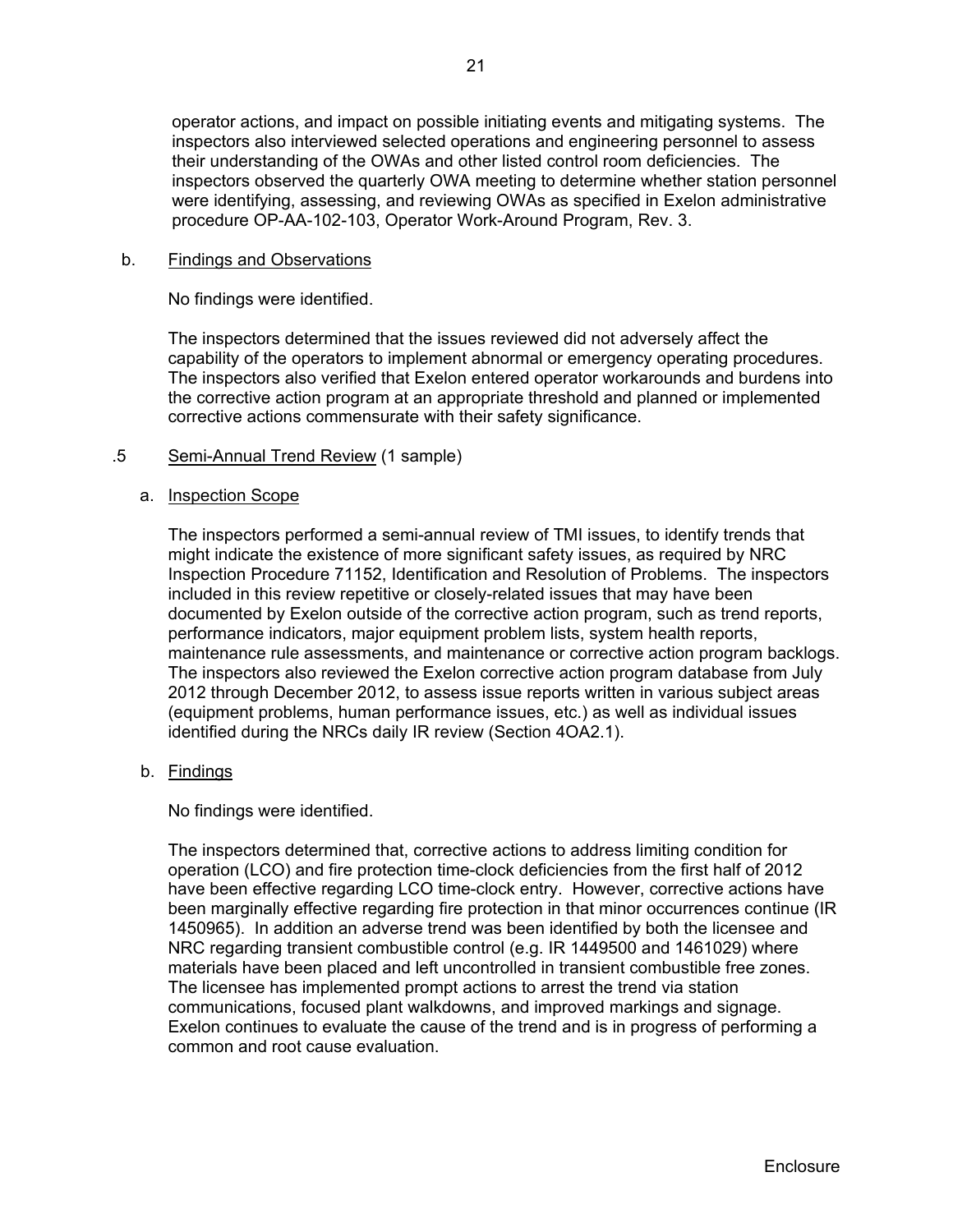operator actions, and impact on possible initiating events and mitigating systems. The inspectors also interviewed selected operations and engineering personnel to assess their understanding of the OWAs and other listed control room deficiencies. The inspectors observed the quarterly OWA meeting to determine whether station personnel were identifying, assessing, and reviewing OWAs as specified in Exelon administrative procedure OP-AA-102-103, Operator Work-Around Program, Rev. 3.

b. Findings and Observations

No findings were identified.

The inspectors determined that the issues reviewed did not adversely affect the capability of the operators to implement abnormal or emergency operating procedures. The inspectors also verified that Exelon entered operator workarounds and burdens into the corrective action program at an appropriate threshold and planned or implemented corrective actions commensurate with their safety significance.

.5 Semi-Annual Trend Review (1 sample)

a. Inspection Scope

The inspectors performed a semi-annual review of TMI issues, to identify trends that might indicate the existence of more significant safety issues, as required by NRC Inspection Procedure 71152, Identification and Resolution of Problems. The inspectors included in this review repetitive or closely-related issues that may have been documented by Exelon outside of the corrective action program, such as trend reports, performance indicators, major equipment problem lists, system health reports, maintenance rule assessments, and maintenance or corrective action program backlogs. The inspectors also reviewed the Exelon corrective action program database from July 2012 through December 2012, to assess issue reports written in various subject areas (equipment problems, human performance issues, etc.) as well as individual issues identified during the NRCs daily IR review (Section 4OA2.1).

b. Findings

No findings were identified.

The inspectors determined that, corrective actions to address limiting condition for operation (LCO) and fire protection time-clock deficiencies from the first half of 2012 have been effective regarding LCO time-clock entry. However, corrective actions have been marginally effective regarding fire protection in that minor occurrences continue (IR 1450965). In addition an adverse trend was been identified by both the licensee and NRC regarding transient combustible control (e.g. IR 1449500 and 1461029) where materials have been placed and left uncontrolled in transient combustible free zones. The licensee has implemented prompt actions to arrest the trend via station communications, focused plant walkdowns, and improved markings and signage. Exelon continues to evaluate the cause of the trend and is in progress of performing a common and root cause evaluation.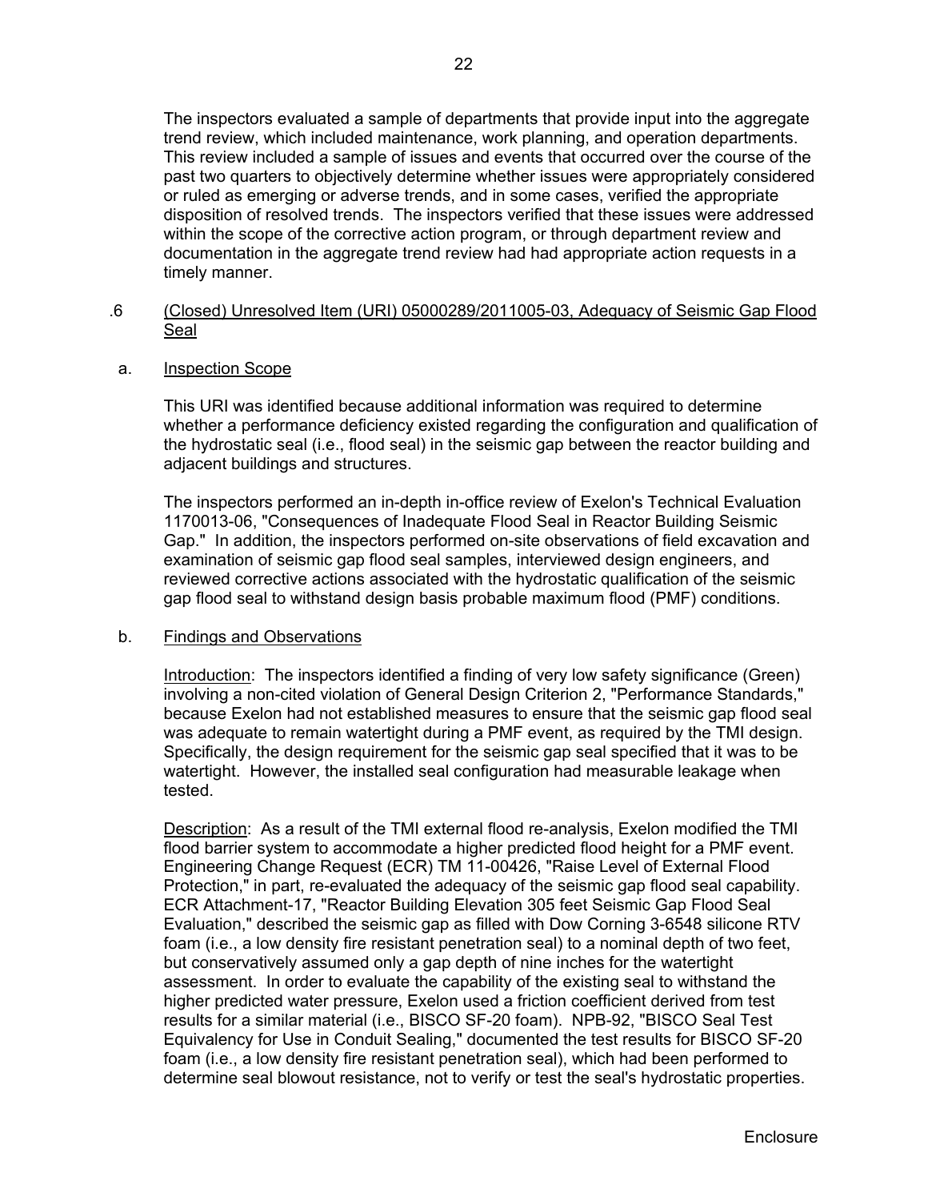The inspectors evaluated a sample of departments that provide input into the aggregate trend review, which included maintenance, work planning, and operation departments. This review included a sample of issues and events that occurred over the course of the past two quarters to objectively determine whether issues were appropriately considered or ruled as emerging or adverse trends, and in some cases, verified the appropriate disposition of resolved trends. The inspectors verified that these issues were addressed within the scope of the corrective action program, or through department review and documentation in the aggregate trend review had had appropriate action requests in a timely manner.

.6 <u>(Closed) Unresolved Item (URI) 05000289/2011005-03, Adequacy of Seismic Gap Flood Seal</u>

a. <u>Inspection Scope</u>

This URI was identified because additional information was required to determine whether a performance deficiency existed regarding the configuration and qualification of the hydrostatic seal (i.e., flood seal) in the seismic gap between the reactor building and adjacent buildings and structures.

The inspectors performed an in-depth in-office review of Exelon's Technical Evaluation 1170013-06, "Consequences of Inadequate Flood Seal in Reactor Building Seismic Gap." In addition, the inspectors performed on-site observations of field excavation and examination of seismic gap flood seal samples, interviewed design engineers, and reviewed corrective actions associated with the hydrostatic qualification of the seismic gap flood seal to withstand design basis probable maximum flood (PMF) conditions.

b. <u>Findings and Observations</u>

<u>Introduction</u>: The inspectors identified a finding of very low safety significance (Green) involving a non-cited violation of General Design Criterion 2, "Performance Standards," because Exelon had not established measures to ensure that the seismic gap flood seal was adequate to remain watertight during a PMF event, as required by the TMI design. Specifically, the design requirement for the seismic gap seal specified that it was to be watertight. However, the installed seal configuration had measurable leakage when tested.

<u>Description</u>: As a result of the TMI external flood re-analysis, Exelon modified the TMI flood barrier system to accommodate a higher predicted flood height for a PMF event. Engineering Change Request (ECR) TM 11-00426, "Raise Level of External Flood Protection," in part, re-evaluated the adequacy of the seismic gap flood seal capability. ECR Attachment-17, "Reactor Building Elevation 305 feet Seismic Gap Flood Seal Evaluation," described the seismic gap as filled with Dow Corning 3-6548 silicone RTV foam (i.e., a low density fire resistant penetration seal) to a nominal depth of two feet, but conservatively assumed only a gap depth of nine inches for the watertight assessment. In order to evaluate the capability of the existing seal to withstand the higher predicted water pressure, Exelon used a friction coefficient derived from test results for a similar material (i.e., BISCO SF-20 foam). NPB-92, "BISCO Seal Test Equivalency for Use in Conduit Sealing," documented the test results for BISCO SF-20 foam (i.e., a low density fire resistant penetration seal), which had been performed to determine seal blowout resistance, not to verify or test the seal's hydrostatic properties.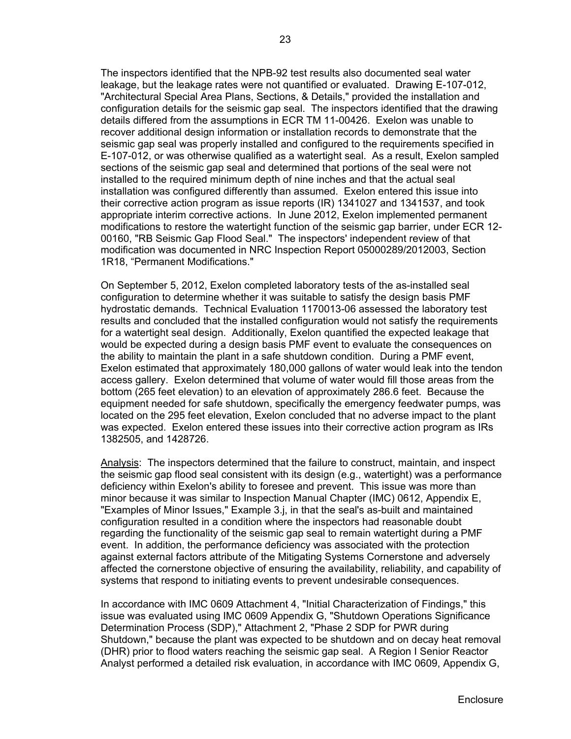The inspectors identified that the NPB-92 test results also documented seal water leakage, but the leakage rates were not quantified or evaluated. Drawing E-107-012, "Architectural Special Area Plans, Sections, & Details," provided the installation and configuration details for the seismic gap seal. The inspectors identified that the drawing details differed from the assumptions in ECR TM 11-00426. Exelon was unable to recover additional design information or installation records to demonstrate that the seismic gap seal was properly installed and configured to the requirements specified in E-107-012, or was otherwise qualified as a watertight seal. As a result, Exelon sampled sections of the seismic gap seal and determined that portions of the seal were not installed to the required minimum depth of nine inches and that the actual seal installation was configured differently than assumed. Exelon entered this issue into their corrective action program as issue reports (IR) 1341027 and 1341537, and took appropriate interim corrective actions. In June 2012, Exelon implemented permanent modifications to restore the watertight function of the seismic gap barrier, under ECR 12-00160, "RB Seismic Gap Flood Seal." The inspectors' independent review of that modification was documented in NRC Inspection Report 05000289/2012003, Section 1R18, "Permanent Modifications."

On September 5, 2012, Exelon completed laboratory tests of the as-installed seal configuration to determine whether it was suitable to satisfy the design basis PMF hydrostatic demands. Technical Evaluation 1170013-06 assessed the laboratory test results and concluded that the installed configuration would not satisfy the requirements for a watertight seal design. Additionally, Exelon quantified the expected leakage that would be expected during a design basis PMF event to evaluate the consequences on the ability to maintain the plant in a safe shutdown condition. During a PMF event, Exelon estimated that approximately 180,000 gallons of water would leak into the tendon access gallery. Exelon determined that volume of water would fill those areas from the bottom (265 feet elevation) to an elevation of approximately 286.6 feet. Because the equipment needed for safe shutdown, specifically the emergency feedwater pumps, was located on the 295 feet elevation, Exelon concluded that no adverse impact to the plant was expected. Exelon entered these issues into their corrective action program as IRs 1382505, and 1428726.

Analysis: The inspectors determined that the failure to construct, maintain, and inspect the seismic gap flood seal consistent with its design (e.g., watertight) was a performance deficiency within Exelon's ability to foresee and prevent. This issue was more than minor because it was similar to Inspection Manual Chapter (IMC) 0612, Appendix E, "Examples of Minor Issues," Example 3.j, in that the seal's as-built and maintained configuration resulted in a condition where the inspectors had reasonable doubt regarding the functionality of the seismic gap seal to remain watertight during a PMF event. In addition, the performance deficiency was associated with the protection against external factors attribute of the Mitigating Systems Cornerstone and adversely affected the cornerstone objective of ensuring the availability, reliability, and capability of systems that respond to initiating events to prevent undesirable consequences.

In accordance with IMC 0609 Attachment 4, "Initial Characterization of Findings," this issue was evaluated using IMC 0609 Appendix G, "Shutdown Operations Significance Determination Process (SDP)," Attachment 2, "Phase 2 SDP for PWR during Shutdown," because the plant was expected to be shutdown and on decay heat removal (DHR) prior to flood waters reaching the seismic gap seal. A Region I Senior Reactor Analyst performed a detailed risk evaluation, in accordance with IMC 0609, Appendix G,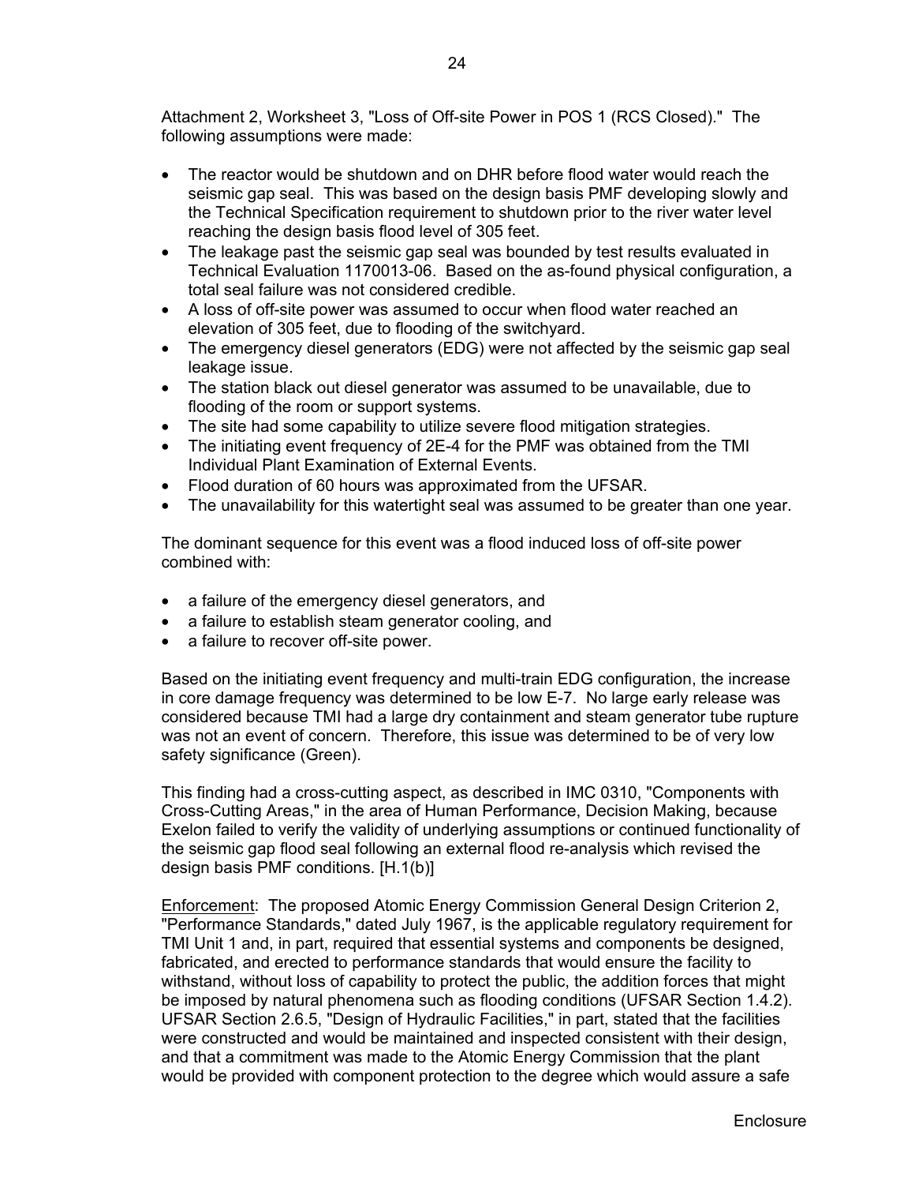Attachment 2, Worksheet 3, "Loss of Off-site Power in POS 1 (RCS Closed)." The following assumptions were made:

- The reactor would be shutdown and on DHR before flood water would reach the seismic gap seal. This was based on the design basis PMF developing slowly and the Technical Specification requirement to shutdown prior to the river water level reaching the design basis flood level of 305 feet.
- The leakage past the seismic gap seal was bounded by test results evaluated in Technical Evaluation 1170013-06. Based on the as-found physical configuration, a total seal failure was not considered credible.
- A loss of off-site power was assumed to occur when flood water reached an elevation of 305 feet, due to flooding of the switchyard.
- The emergency diesel generators (EDG) were not affected by the seismic gap seal leakage issue.
- The station black out diesel generator was assumed to be unavailable, due to flooding of the room or support systems.
- The site had some capability to utilize severe flood mitigation strategies.
- The initiating event frequency of 2E-4 for the PMF was obtained from the TMI Individual Plant Examination of External Events.
- Flood duration of 60 hours was approximated from the UFSAR.
- The unavailability for this watertight seal was assumed to be greater than one year.

The dominant sequence for this event was a flood induced loss of off-site power combined with:

- a failure of the emergency diesel generators, and
- a failure to establish steam generator cooling, and
- a failure to recover off-site power.

Based on the initiating event frequency and multi-train EDG configuration, the increase in core damage frequency was determined to be low E-7. No large early release was considered because TMI had a large dry containment and steam generator tube rupture was not an event of concern. Therefore, this issue was determined to be of very low safety significance (Green).

This finding had a cross-cutting aspect, as described in IMC 0310, "Components with Cross-Cutting Areas," in the area of Human Performance, Decision Making, because Exelon failed to verify the validity of underlying assumptions or continued functionality of the seismic gap flood seal following an external flood re-analysis which revised the design basis PMF conditions. [H.1(b)]

Enforcement: The proposed Atomic Energy Commission General Design Criterion 2, "Performance Standards," dated July 1967, is the applicable regulatory requirement for TMI Unit 1 and, in part, required that essential systems and components be designed, fabricated, and erected to performance standards that would ensure the facility to withstand, without loss of capability to protect the public, the addition forces that might be imposed by natural phenomena such as flooding conditions (UFSAR Section 1.4.2). UFSAR Section 2.6.5, "Design of Hydraulic Facilities," in part, stated that the facilities were constructed and would be maintained and inspected consistent with their design, and that a commitment was made to the Atomic Energy Commission that the plant would be provided with component protection to the degree which would assure a safe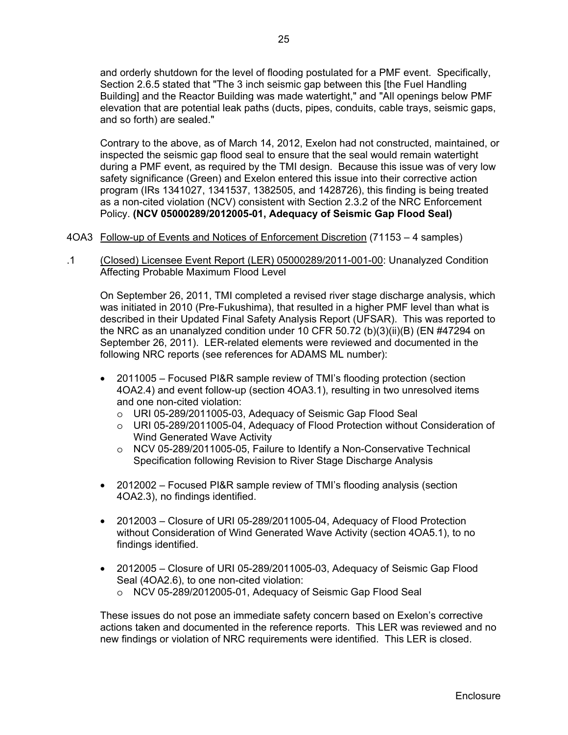and orderly shutdown for the level of flooding postulated for a PMF event. Specifically, Section 2.6.5 stated that "The 3 inch seismic gap between this [the Fuel Handling Building] and the Reactor Building was made watertight," and "All openings below PMF elevation that are potential leak paths (ducts, pipes, conduits, cable trays, seismic gaps, and so forth) are sealed."

Contrary to the above, as of March 14, 2012, Exelon had not constructed, maintained, or inspected the seismic gap flood seal to ensure that the seal would remain watertight during a PMF event, as required by the TMI design. Because this issue was of very low safety significance (Green) and Exelon entered this issue into their corrective action program (IRs 1341027, 1341537, 1382505, and 1428726), this finding is being treated as a non-cited violation (NCV) consistent with Section 2.3.2 of the NRC Enforcement Policy. **(NCV 05000289/2012005-01, Adequacy of Seismic Gap Flood Seal)**

4OA3 Follow-up of Events and Notices of Enforcement Discretion (71153 – 4 samples)

.1 (Closed) Licensee Event Report (LER) 05000289/2011-001-00: Unanalyzed Condition Affecting Probable Maximum Flood Level

On September 26, 2011, TMI completed a revised river stage discharge analysis, which was initiated in 2010 (Pre-Fukushima), that resulted in a higher PMF level than what is described in their Updated Final Safety Analysis Report (UFSAR). This was reported to the NRC as an unanalyzed condition under 10 CFR 50.72 (b)(3)(ii)(B) (EN #47294 on September 26, 2011). LER-related elements were reviewed and documented in the following NRC reports (see references for ADAMS ML number):

- 2011005 – Focused PI&R sample review of TMI's flooding protection (section 4OA2.4) and event follow-up (section 4OA3.1), resulting in two unresolved items and one non-cited violation:
  - URI 05-289/2011005-03, Adequacy of Seismic Gap Flood Seal
  - URI 05-289/2011005-04, Adequacy of Flood Protection without Consideration of Wind Generated Wave Activity
  - NCV 05-289/2011005-05, Failure to Identify a Non-Conservative Technical Specification following Revision to River Stage Discharge Analysis
- 2012002 – Focused PI&R sample review of TMI's flooding analysis (section 4OA2.3), no findings identified.
- 2012003 – Closure of URI 05-289/2011005-04, Adequacy of Flood Protection without Consideration of Wind Generated Wave Activity (section 4OA5.1), to no findings identified.
- 2012005 – Closure of URI 05-289/2011005-03, Adequacy of Seismic Gap Flood Seal (4OA2.6), to one non-cited violation:
  - NCV 05-289/2012005-01, Adequacy of Seismic Gap Flood Seal

These issues do not pose an immediate safety concern based on Exelon's corrective actions taken and documented in the reference reports. This LER was reviewed and no new findings or violation of NRC requirements were identified. This LER is closed.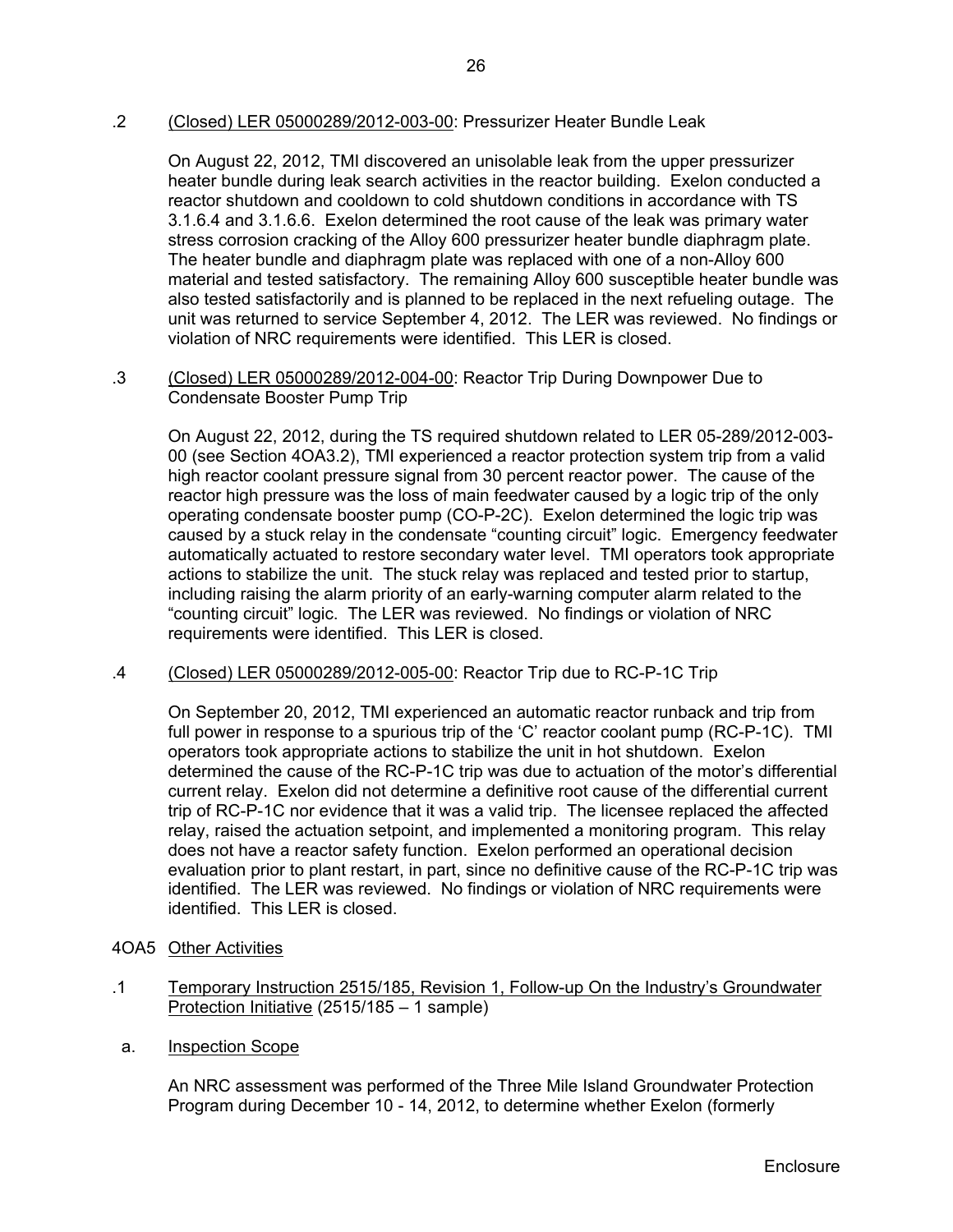.2 (Closed) LER 05000289/2012-003-00: Pressurizer Heater Bundle Leak

On August 22, 2012, TMI discovered an unisolable leak from the upper pressurizer heater bundle during leak search activities in the reactor building. Exelon conducted a reactor shutdown and cooldown to cold shutdown conditions in accordance with TS 3.1.6.4 and 3.1.6.6. Exelon determined the root cause of the leak was primary water stress corrosion cracking of the Alloy 600 pressurizer heater bundle diaphragm plate. The heater bundle and diaphragm plate was replaced with one of a non-Alloy 600 material and tested satisfactory. The remaining Alloy 600 susceptible heater bundle was also tested satisfactorily and is planned to be replaced in the next refueling outage. The unit was returned to service September 4, 2012. The LER was reviewed. No findings or violation of NRC requirements were identified. This LER is closed.

.3 (Closed) LER 05000289/2012-004-00: Reactor Trip During Downpower Due to Condensate Booster Pump Trip

On August 22, 2012, during the TS required shutdown related to LER 05-289/2012-003-00 (see Section 4OA3.2), TMI experienced a reactor protection system trip from a valid high reactor coolant pressure signal from 30 percent reactor power. The cause of the reactor high pressure was the loss of main feedwater caused by a logic trip of the only operating condensate booster pump (CO-P-2C). Exelon determined the logic trip was caused by a stuck relay in the condensate "counting circuit" logic. Emergency feedwater automatically actuated to restore secondary water level. TMI operators took appropriate actions to stabilize the unit. The stuck relay was replaced and tested prior to startup, including raising the alarm priority of an early-warning computer alarm related to the "counting circuit" logic. The LER was reviewed. No findings or violation of NRC requirements were identified. This LER is closed.

.4 (Closed) LER 05000289/2012-005-00: Reactor Trip due to RC-P-1C Trip

On September 20, 2012, TMI experienced an automatic reactor runback and trip from full power in response to a spurious trip of the 'C' reactor coolant pump (RC-P-1C). TMI operators took appropriate actions to stabilize the unit in hot shutdown. Exelon determined the cause of the RC-P-1C trip was due to actuation of the motor's differential current relay. Exelon did not determine a definitive root cause of the differential current trip of RC-P-1C nor evidence that it was a valid trip. The licensee replaced the affected relay, raised the actuation setpoint, and implemented a monitoring program. This relay does not have a reactor safety function. Exelon performed an operational decision evaluation prior to plant restart, in part, since no definitive cause of the RC-P-1C trip was identified. The LER was reviewed. No findings or violation of NRC requirements were identified. This LER is closed.

4OA5 Other Activities

.1 Temporary Instruction 2515/185, Revision 1, Follow-up On the Industry's Groundwater Protection Initiative (2515/185 – 1 sample)

a. Inspection Scope

An NRC assessment was performed of the Three Mile Island Groundwater Protection Program during December 10 - 14, 2012, to determine whether Exelon (formerly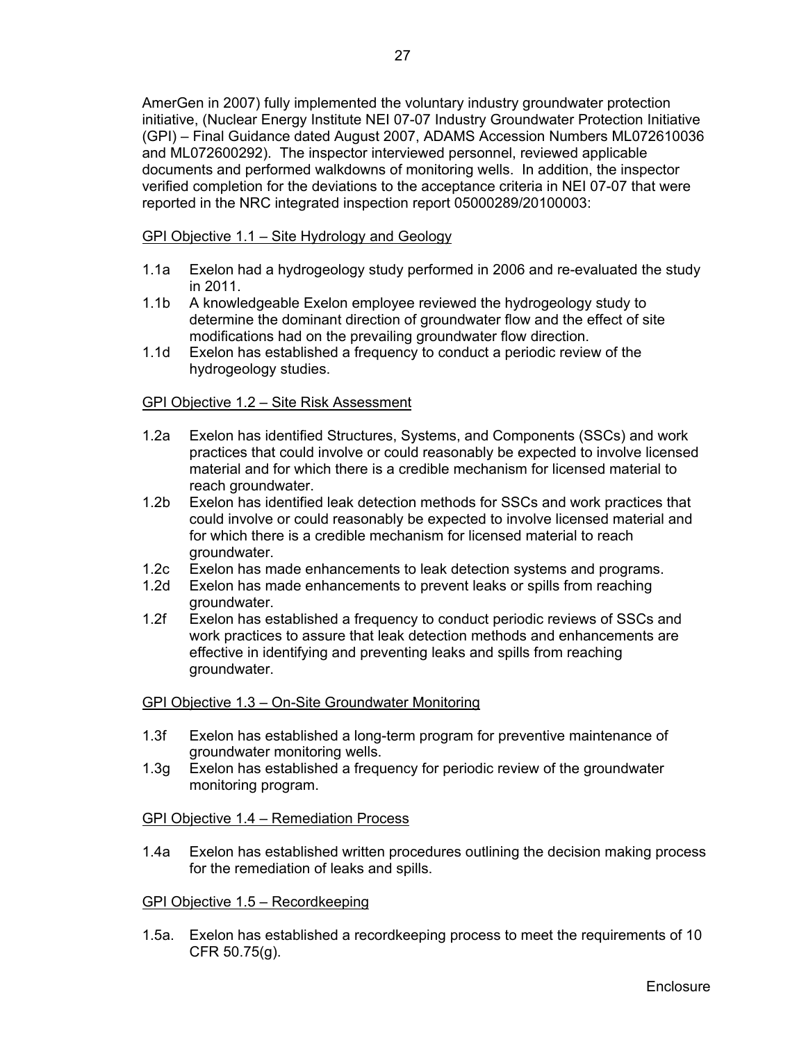AmerGen in 2007) fully implemented the voluntary industry groundwater protection initiative, (Nuclear Energy Institute NEI 07-07 Industry Groundwater Protection Initiative (GPI) – Final Guidance dated August 2007, ADAMS Accession Numbers ML072610036 and ML072600292). The inspector interviewed personnel, reviewed applicable documents and performed walkdowns of monitoring wells. In addition, the inspector verified completion for the deviations to the acceptance criteria in NEI 07-07 that were reported in the NRC integrated inspection report 05000289/20100003:

GPI Objective 1.1 – Site Hydrology and Geology

1.1a Exelon had a hydrogeology study performed in 2006 and re-evaluated the study in 2011.

1.1b A knowledgeable Exelon employee reviewed the hydrogeology study to determine the dominant direction of groundwater flow and the effect of site modifications had on the prevailing groundwater flow direction.

1.1d Exelon has established a frequency to conduct a periodic review of the hydrogeology studies.

GPI Objective 1.2 – Site Risk Assessment

1.2a Exelon has identified Structures, Systems, and Components (SSCs) and work practices that could involve or could reasonably be expected to involve licensed material and for which there is a credible mechanism for licensed material to reach groundwater.

1.2b Exelon has identified leak detection methods for SSCs and work practices that could involve or could reasonably be expected to involve licensed material and for which there is a credible mechanism for licensed material to reach groundwater.

1.2c Exelon has made enhancements to leak detection systems and programs.

1.2d Exelon has made enhancements to prevent leaks or spills from reaching groundwater.

1.2f Exelon has established a frequency to conduct periodic reviews of SSCs and work practices to assure that leak detection methods and enhancements are effective in identifying and preventing leaks and spills from reaching groundwater.

GPI Objective 1.3 – On-Site Groundwater Monitoring

1.3f Exelon has established a long-term program for preventive maintenance of groundwater monitoring wells.

1.3g Exelon has established a frequency for periodic review of the groundwater monitoring program.

GPI Objective 1.4 – Remediation Process

1.4a Exelon has established written procedures outlining the decision making process for the remediation of leaks and spills.

GPI Objective 1.5 – Recordkeeping

1.5a. Exelon has established a recordkeeping process to meet the requirements of 10 CFR 50.75(g).

Enclosure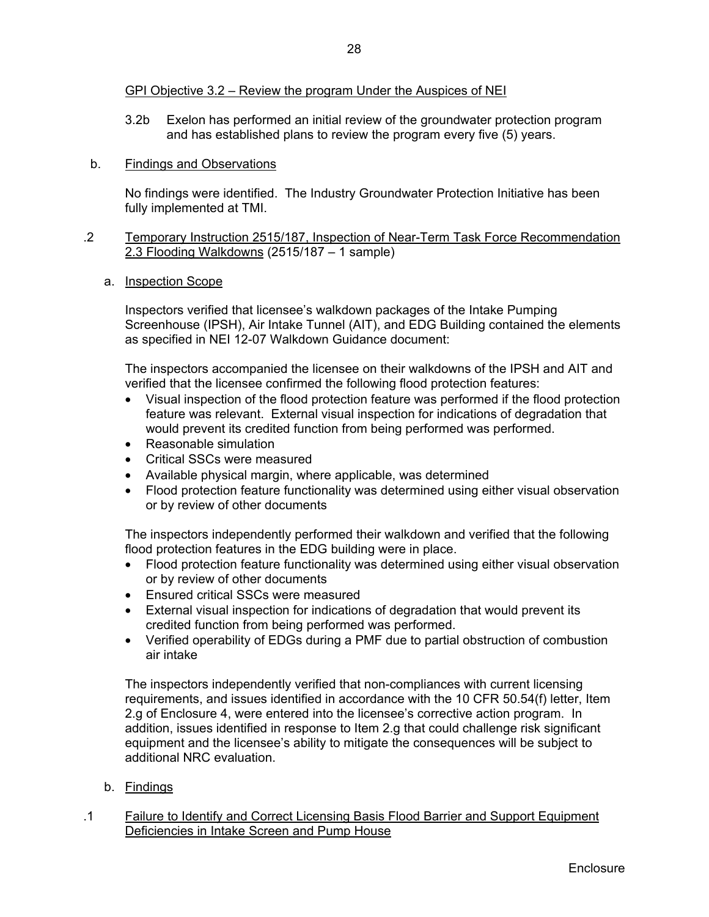GPI Objective 3.2 – Review the program Under the Auspices of NEI

3.2b Exelon has performed an initial review of the groundwater protection program and has established plans to review the program every five (5) years.

b. Findings and Observations

No findings were identified. The Industry Groundwater Protection Initiative has been fully implemented at TMI.

.2 Temporary Instruction 2515/187, Inspection of Near-Term Task Force Recommendation 2.3 Flooding Walkdowns (2515/187 – 1 sample)

a. Inspection Scope

Inspectors verified that licensee's walkdown packages of the Intake Pumping Screenhouse (IPSH), Air Intake Tunnel (AIT), and EDG Building contained the elements as specified in NEI 12-07 Walkdown Guidance document:

The inspectors accompanied the licensee on their walkdowns of the IPSH and AIT and verified that the licensee confirmed the following flood protection features:

- Visual inspection of the flood protection feature was performed if the flood protection feature was relevant. External visual inspection for indications of degradation that would prevent its credited function from being performed was performed.
- Reasonable simulation
- Critical SSCs were measured
- Available physical margin, where applicable, was determined
- Flood protection feature functionality was determined using either visual observation or by review of other documents

The inspectors independently performed their walkdown and verified that the following flood protection features in the EDG building were in place.

- Flood protection feature functionality was determined using either visual observation or by review of other documents
- Ensured critical SSCs were measured
- External visual inspection for indications of degradation that would prevent its credited function from being performed was performed.
- Verified operability of EDGs during a PMF due to partial obstruction of combustion air intake

The inspectors independently verified that non-compliances with current licensing requirements, and issues identified in accordance with the 10 CFR 50.54(f) letter, Item 2.g of Enclosure 4, were entered into the licensee's corrective action program. In addition, issues identified in response to Item 2.g that could challenge risk significant equipment and the licensee's ability to mitigate the consequences will be subject to additional NRC evaluation.

b. Findings

.1 Failure to Identify and Correct Licensing Basis Flood Barrier and Support Equipment Deficiencies in Intake Screen and Pump House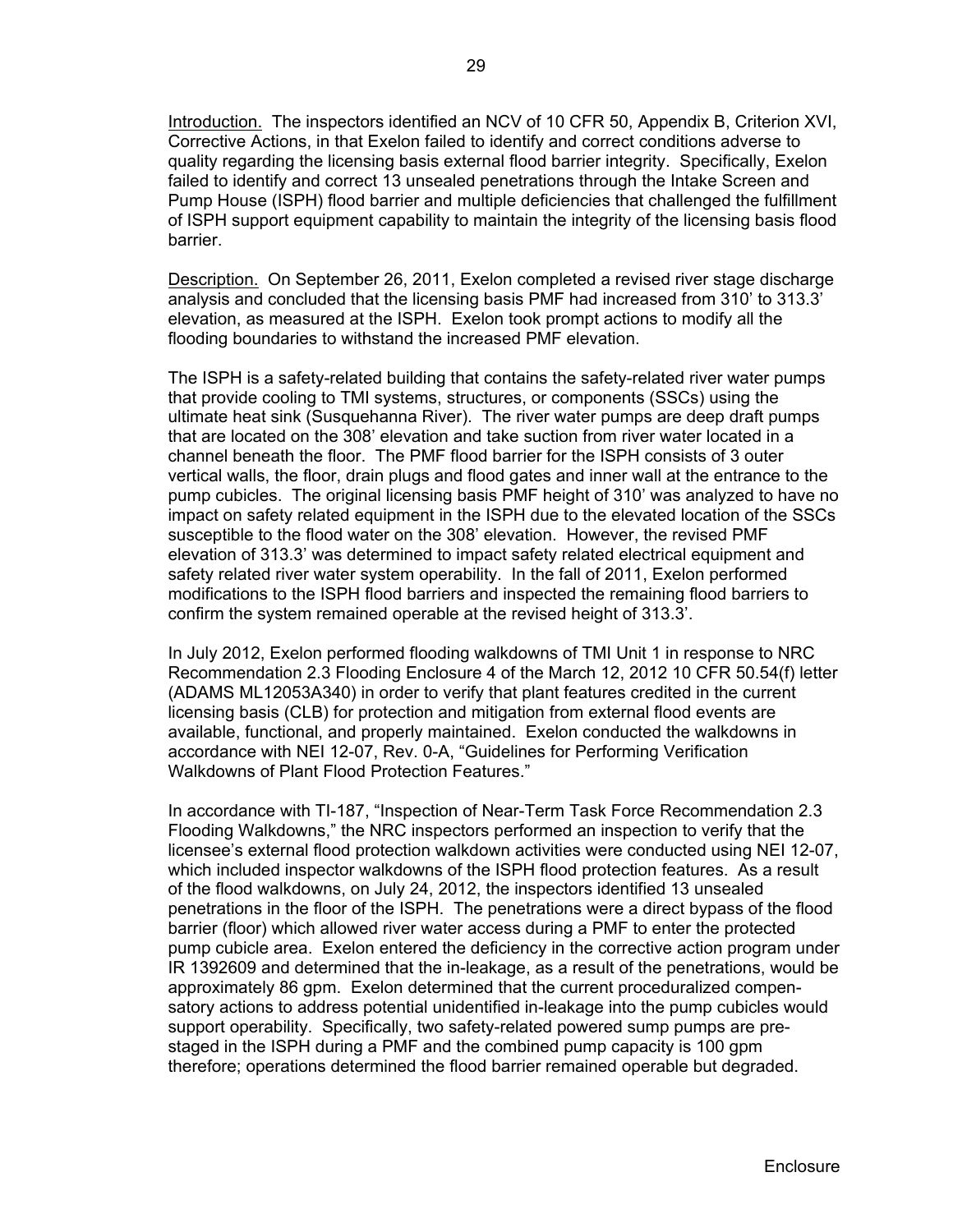Introduction. The inspectors identified an NCV of 10 CFR 50, Appendix B, Criterion XVI, Corrective Actions, in that Exelon failed to identify and correct conditions adverse to quality regarding the licensing basis external flood barrier integrity. Specifically, Exelon failed to identify and correct 13 unsealed penetrations through the Intake Screen and Pump House (ISPH) flood barrier and multiple deficiencies that challenged the fulfillment of ISPH support equipment capability to maintain the integrity of the licensing basis flood barrier.

Description. On September 26, 2011, Exelon completed a revised river stage discharge analysis and concluded that the licensing basis PMF had increased from 310' to 313.3' elevation, as measured at the ISPH. Exelon took prompt actions to modify all the flooding boundaries to withstand the increased PMF elevation.

The ISPH is a safety-related building that contains the safety-related river water pumps that provide cooling to TMI systems, structures, or components (SSCs) using the ultimate heat sink (Susquehanna River). The river water pumps are deep draft pumps that are located on the 308' elevation and take suction from river water located in a channel beneath the floor. The PMF flood barrier for the ISPH consists of 3 outer vertical walls, the floor, drain plugs and flood gates and inner wall at the entrance to the pump cubicles. The original licensing basis PMF height of 310' was analyzed to have no impact on safety related equipment in the ISPH due to the elevated location of the SSCs susceptible to the flood water on the 308' elevation. However, the revised PMF elevation of 313.3' was determined to impact safety related electrical equipment and safety related river water system operability. In the fall of 2011, Exelon performed modifications to the ISPH flood barriers and inspected the remaining flood barriers to confirm the system remained operable at the revised height of 313.3'.

In July 2012, Exelon performed flooding walkdowns of TMI Unit 1 in response to NRC Recommendation 2.3 Flooding Enclosure 4 of the March 12, 2012 10 CFR 50.54(f) letter (ADAMS ML12053A340) in order to verify that plant features credited in the current licensing basis (CLB) for protection and mitigation from external flood events are available, functional, and properly maintained. Exelon conducted the walkdowns in accordance with NEI 12-07, Rev. 0-A, "Guidelines for Performing Verification Walkdowns of Plant Flood Protection Features."

In accordance with TI-187, "Inspection of Near-Term Task Force Recommendation 2.3 Flooding Walkdowns," the NRC inspectors performed an inspection to verify that the licensee's external flood protection walkdown activities were conducted using NEI 12-07, which included inspector walkdowns of the ISPH flood protection features. As a result of the flood walkdowns, on July 24, 2012, the inspectors identified 13 unsealed penetrations in the floor of the ISPH. The penetrations were a direct bypass of the flood barrier (floor) which allowed river water access during a PMF to enter the protected pump cubicle area. Exelon entered the deficiency in the corrective action program under IR 1392609 and determined that the in-leakage, as a result of the penetrations, would be approximately 86 gpm. Exelon determined that the current proceduralized compensatory actions to address potential unidentified in-leakage into the pump cubicles would support operability. Specifically, two safety-related powered sump pumps are pre-staged in the ISPH during a PMF and the combined pump capacity is 100 gpm therefore; operations determined the flood barrier remained operable but degraded.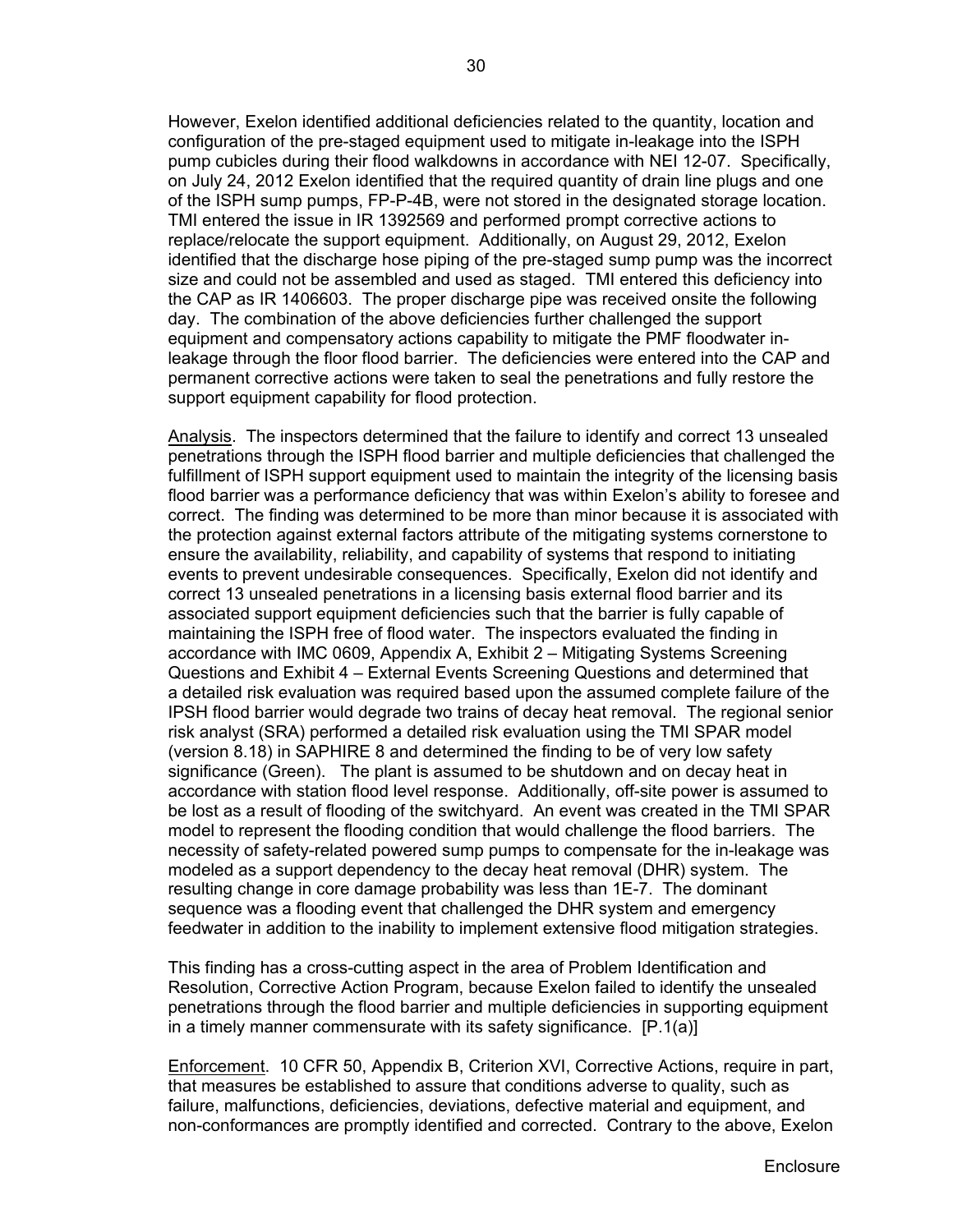However, Exelon identified additional deficiencies related to the quantity, location and configuration of the pre-staged equipment used to mitigate in-leakage into the ISPH pump cubicles during their flood walkdowns in accordance with NEI 12-07. Specifically, on July 24, 2012 Exelon identified that the required quantity of drain line plugs and one of the ISPH sump pumps, FP-P-4B, were not stored in the designated storage location. TMI entered the issue in IR 1392569 and performed prompt corrective actions to replace/relocate the support equipment. Additionally, on August 29, 2012, Exelon identified that the discharge hose piping of the pre-staged sump pump was the incorrect size and could not be assembled and used as staged. TMI entered this deficiency into the CAP as IR 1406603. The proper discharge pipe was received onsite the following day. The combination of the above deficiencies further challenged the support equipment and compensatory actions capability to mitigate the PMF floodwater in-leakage through the floor flood barrier. The deficiencies were entered into the CAP and permanent corrective actions were taken to seal the penetrations and fully restore the support equipment capability for flood protection.

Analysis. The inspectors determined that the failure to identify and correct 13 unsealed penetrations through the ISPH flood barrier and multiple deficiencies that challenged the fulfillment of ISPH support equipment used to maintain the integrity of the licensing basis flood barrier was a performance deficiency that was within Exelon's ability to foresee and correct. The finding was determined to be more than minor because it is associated with the protection against external factors attribute of the mitigating systems cornerstone to ensure the availability, reliability, and capability of systems that respond to initiating events to prevent undesirable consequences. Specifically, Exelon did not identify and correct 13 unsealed penetrations in a licensing basis external flood barrier and its associated support equipment deficiencies such that the barrier is fully capable of maintaining the ISPH free of flood water. The inspectors evaluated the finding in accordance with IMC 0609, Appendix A, Exhibit 2 – Mitigating Systems Screening Questions and Exhibit 4 – External Events Screening Questions and determined that a detailed risk evaluation was required based upon the assumed complete failure of the IPSH flood barrier would degrade two trains of decay heat removal. The regional senior risk analyst (SRA) performed a detailed risk evaluation using the TMI SPAR model (version 8.18) in SAPHIRE 8 and determined the finding to be of very low safety significance (Green). The plant is assumed to be shutdown and on decay heat in accordance with station flood level response. Additionally, off-site power is assumed to be lost as a result of flooding of the switchyard. An event was created in the TMI SPAR model to represent the flooding condition that would challenge the flood barriers. The necessity of safety-related powered sump pumps to compensate for the in-leakage was modeled as a support dependency to the decay heat removal (DHR) system. The resulting change in core damage probability was less than 1E-7. The dominant sequence was a flooding event that challenged the DHR system and emergency feedwater in addition to the inability to implement extensive flood mitigation strategies.

This finding has a cross-cutting aspect in the area of Problem Identification and Resolution, Corrective Action Program, because Exelon failed to identify the unsealed penetrations through the flood barrier and multiple deficiencies in supporting equipment in a timely manner commensurate with its safety significance. [P.1(a)]

Enforcement. 10 CFR 50, Appendix B, Criterion XVI, Corrective Actions, require in part, that measures be established to assure that conditions adverse to quality, such as failure, malfunctions, deficiencies, deviations, defective material and equipment, and non-conformances are promptly identified and corrected. Contrary to the above, Exelon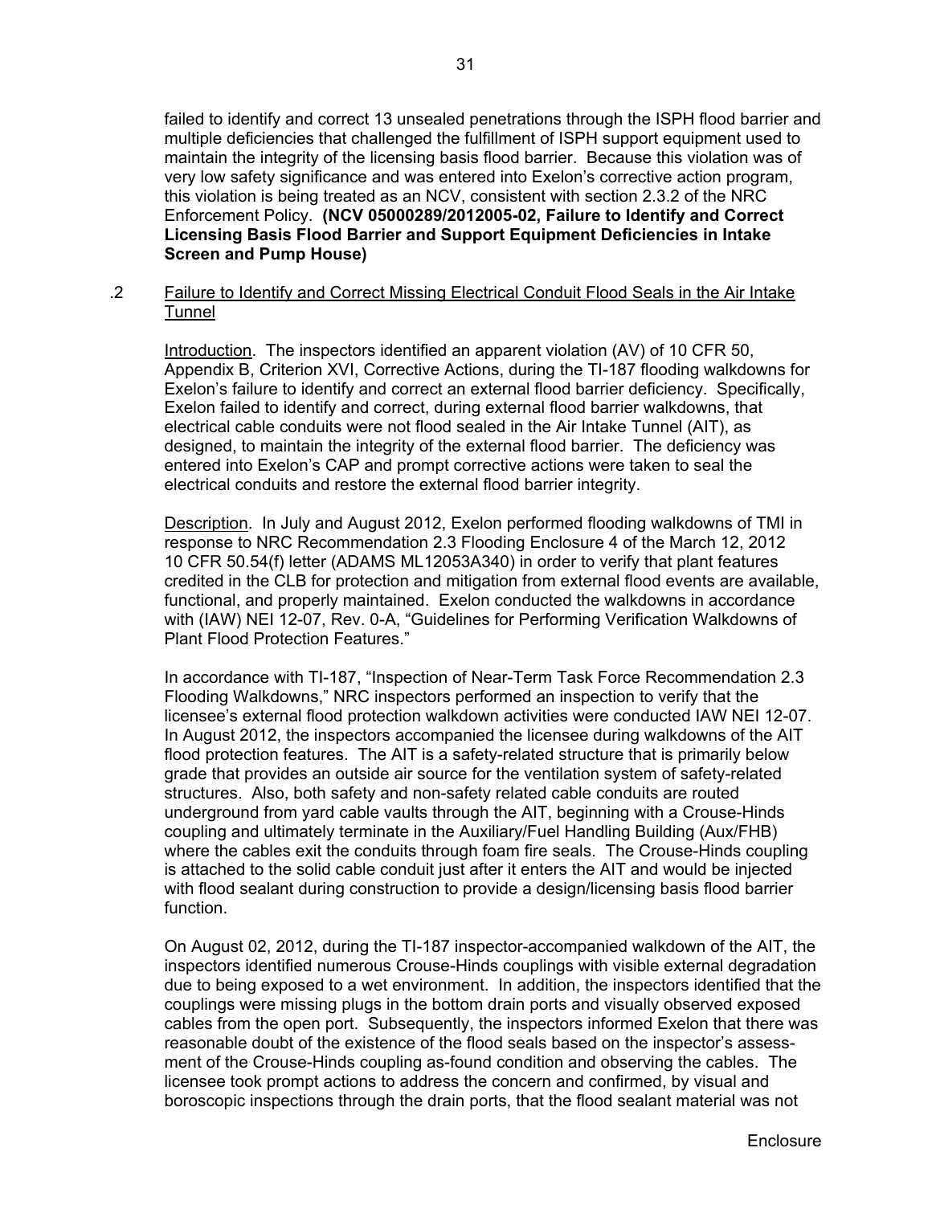failed to identify and correct 13 unsealed penetrations through the ISPH flood barrier and multiple deficiencies that challenged the fulfillment of ISPH support equipment used to maintain the integrity of the licensing basis flood barrier. Because this violation was of very low safety significance and was entered into Exelon's corrective action program, this violation is being treated as an NCV, consistent with section 2.3.2 of the NRC Enforcement Policy. **(NCV 05000289/2012005-02, Failure to Identify and Correct Licensing Basis Flood Barrier and Support Equipment Deficiencies in Intake Screen and Pump House)**

.2 Failure to Identify and Correct Missing Electrical Conduit Flood Seals in the Air Intake Tunnel

Introduction. The inspectors identified an apparent violation (AV) of 10 CFR 50, Appendix B, Criterion XVI, Corrective Actions, during the TI-187 flooding walkdowns for Exelon's failure to identify and correct an external flood barrier deficiency. Specifically, Exelon failed to identify and correct, during external flood barrier walkdowns, that electrical cable conduits were not flood sealed in the Air Intake Tunnel (AIT), as designed, to maintain the integrity of the external flood barrier. The deficiency was entered into Exelon's CAP and prompt corrective actions were taken to seal the electrical conduits and restore the external flood barrier integrity.

Description. In July and August 2012, Exelon performed flooding walkdowns of TMI in response to NRC Recommendation 2.3 Flooding Enclosure 4 of the March 12, 2012 10 CFR 50.54(f) letter (ADAMS ML12053A340) in order to verify that plant features credited in the CLB for protection and mitigation from external flood events are available, functional, and properly maintained. Exelon conducted the walkdowns in accordance with (IAW) NEI 12-07, Rev. 0-A, "Guidelines for Performing Verification Walkdowns of Plant Flood Protection Features."

In accordance with TI-187, "Inspection of Near-Term Task Force Recommendation 2.3 Flooding Walkdowns," NRC inspectors performed an inspection to verify that the licensee's external flood protection walkdown activities were conducted IAW NEI 12-07. In August 2012, the inspectors accompanied the licensee during walkdowns of the AIT flood protection features. The AIT is a safety-related structure that is primarily below grade that provides an outside air source for the ventilation system of safety-related structures. Also, both safety and non-safety related cable conduits are routed underground from yard cable vaults through the AIT, beginning with a Crouse-Hinds coupling and ultimately terminate in the Auxiliary/Fuel Handling Building (Aux/FHB) where the cables exit the conduits through foam fire seals. The Crouse-Hinds coupling is attached to the solid cable conduit just after it enters the AIT and would be injected with flood sealant during construction to provide a design/licensing basis flood barrier function.

On August 02, 2012, during the TI-187 inspector-accompanied walkdown of the AIT, the inspectors identified numerous Crouse-Hinds couplings with visible external degradation due to being exposed to a wet environment. In addition, the inspectors identified that the couplings were missing plugs in the bottom drain ports and visually observed exposed cables from the open port. Subsequently, the inspectors informed Exelon that there was reasonable doubt of the existence of the flood seals based on the inspector's assessment of the Crouse-Hinds coupling as-found condition and observing the cables. The licensee took prompt actions to address the concern and confirmed, by visual and boroscopic inspections through the drain ports, that the flood sealant material was not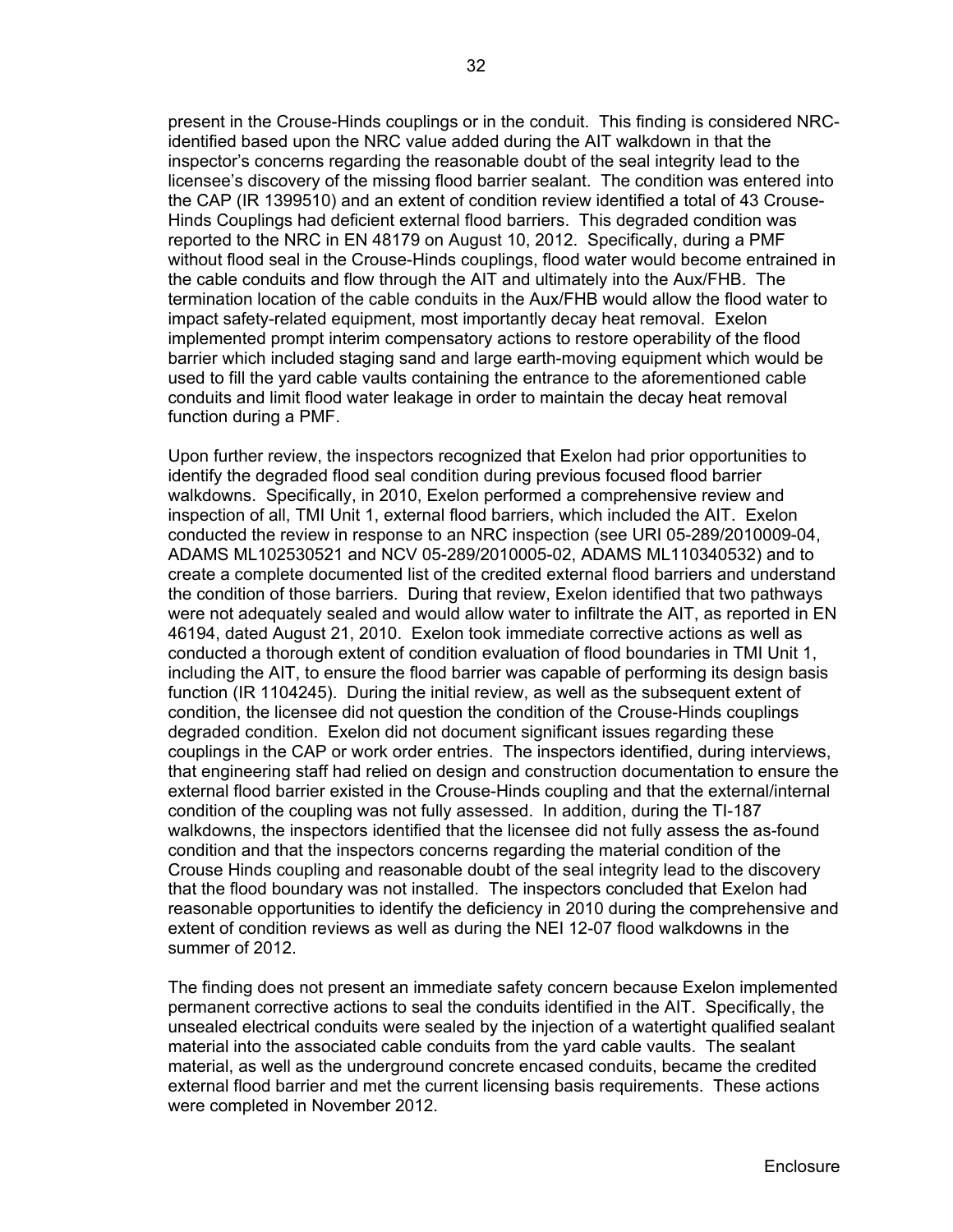present in the Crouse-Hinds couplings or in the conduit. This finding is considered NRC-identified based upon the NRC value added during the AIT walkdown in that the inspector's concerns regarding the reasonable doubt of the seal integrity lead to the licensee's discovery of the missing flood barrier sealant. The condition was entered into the CAP (IR 1399510) and an extent of condition review identified a total of 43 Crouse-Hinds Couplings had deficient external flood barriers. This degraded condition was reported to the NRC in EN 48179 on August 10, 2012. Specifically, during a PMF without flood seal in the Crouse-Hinds couplings, flood water would become entrained in the cable conduits and flow through the AIT and ultimately into the Aux/FHB. The termination location of the cable conduits in the Aux/FHB would allow the flood water to impact safety-related equipment, most importantly decay heat removal. Exelon implemented prompt interim compensatory actions to restore operability of the flood barrier which included staging sand and large earth-moving equipment which would be used to fill the yard cable vaults containing the entrance to the aforementioned cable conduits and limit flood water leakage in order to maintain the decay heat removal function during a PMF.

Upon further review, the inspectors recognized that Exelon had prior opportunities to identify the degraded flood seal condition during previous focused flood barrier walkdowns. Specifically, in 2010, Exelon performed a comprehensive review and inspection of all, TMI Unit 1, external flood barriers, which included the AIT. Exelon conducted the review in response to an NRC inspection (see URI 05-289/2010009-04, ADAMS ML102530521 and NCV 05-289/2010005-02, ADAMS ML110340532) and to create a complete documented list of the credited external flood barriers and understand the condition of those barriers. During that review, Exelon identified that two pathways were not adequately sealed and would allow water to infiltrate the AIT, as reported in EN 46194, dated August 21, 2010. Exelon took immediate corrective actions as well as conducted a thorough extent of condition evaluation of flood boundaries in TMI Unit 1, including the AIT, to ensure the flood barrier was capable of performing its design basis function (IR 1104245). During the initial review, as well as the subsequent extent of condition, the licensee did not question the condition of the Crouse-Hinds couplings degraded condition. Exelon did not document significant issues regarding these couplings in the CAP or work order entries. The inspectors identified, during interviews, that engineering staff had relied on design and construction documentation to ensure the external flood barrier existed in the Crouse-Hinds coupling and that the external/internal condition of the coupling was not fully assessed. In addition, during the TI-187 walkdowns, the inspectors identified that the licensee did not fully assess the as-found condition and that the inspectors concerns regarding the material condition of the Crouse Hinds coupling and reasonable doubt of the seal integrity lead to the discovery that the flood boundary was not installed. The inspectors concluded that Exelon had reasonable opportunities to identify the deficiency in 2010 during the comprehensive and extent of condition reviews as well as during the NEI 12-07 flood walkdowns in the summer of 2012.

The finding does not present an immediate safety concern because Exelon implemented permanent corrective actions to seal the conduits identified in the AIT. Specifically, the unsealed electrical conduits were sealed by the injection of a watertight qualified sealant material into the associated cable conduits from the yard cable vaults. The sealant material, as well as the underground concrete encased conduits, became the credited external flood barrier and met the current licensing basis requirements. These actions were completed in November 2012.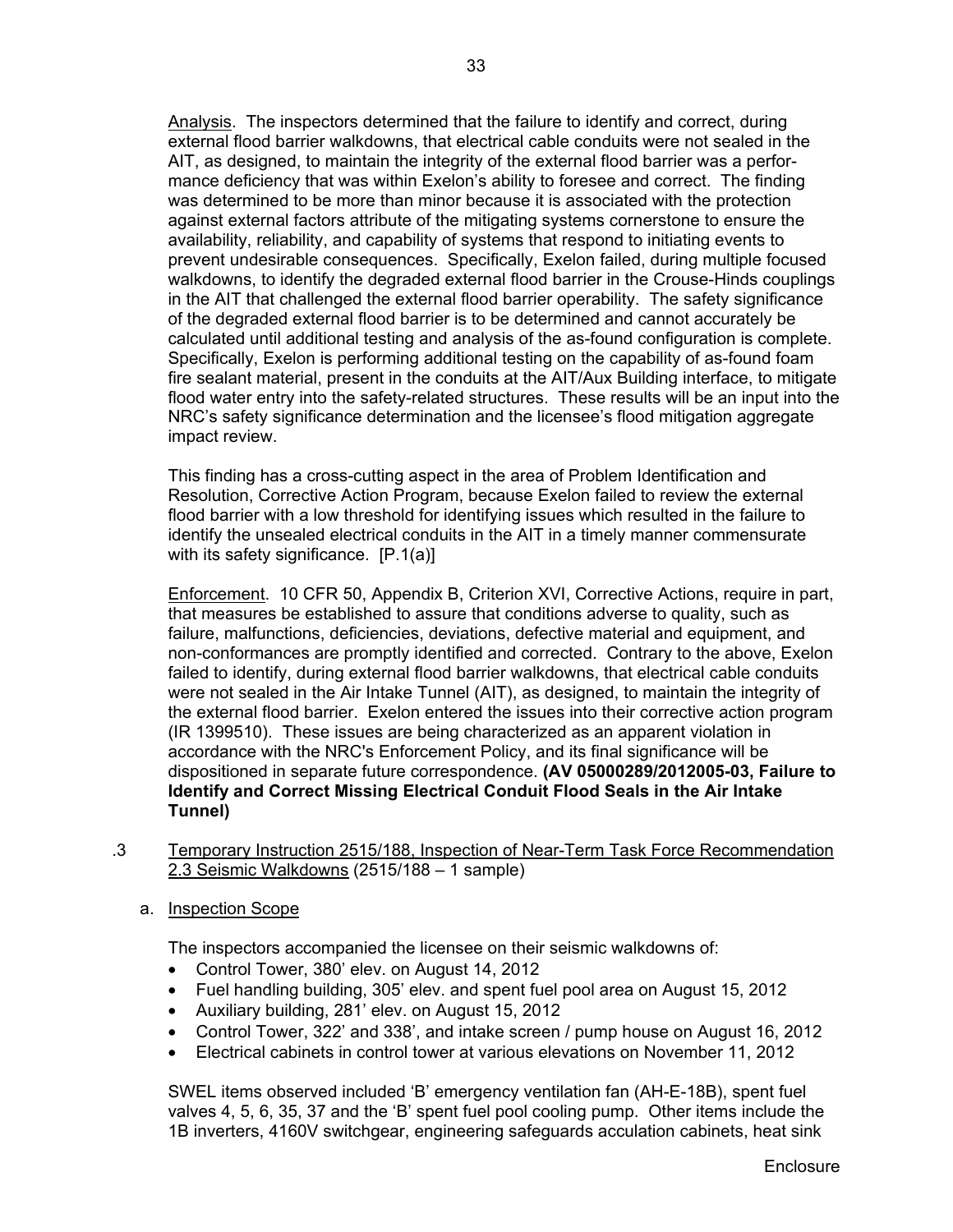Analysis. The inspectors determined that the failure to identify and correct, during external flood barrier walkdowns, that electrical cable conduits were not sealed in the AIT, as designed, to maintain the integrity of the external flood barrier was a performance deficiency that was within Exelon's ability to foresee and correct. The finding was determined to be more than minor because it is associated with the protection against external factors attribute of the mitigating systems cornerstone to ensure the availability, reliability, and capability of systems that respond to initiating events to prevent undesirable consequences. Specifically, Exelon failed, during multiple focused walkdowns, to identify the degraded external flood barrier in the Crouse-Hinds couplings in the AIT that challenged the external flood barrier operability. The safety significance of the degraded external flood barrier is to be determined and cannot accurately be calculated until additional testing and analysis of the as-found configuration is complete. Specifically, Exelon is performing additional testing on the capability of as-found foam fire sealant material, present in the conduits at the AIT/Aux Building interface, to mitigate flood water entry into the safety-related structures. These results will be an input into the NRC's safety significance determination and the licensee's flood mitigation aggregate impact review.

This finding has a cross-cutting aspect in the area of Problem Identification and Resolution, Corrective Action Program, because Exelon failed to review the external flood barrier with a low threshold for identifying issues which resulted in the failure to identify the unsealed electrical conduits in the AIT in a timely manner commensurate with its safety significance. [P.1(a)]

Enforcement. 10 CFR 50, Appendix B, Criterion XVI, Corrective Actions, require in part, that measures be established to assure that conditions adverse to quality, such as failure, malfunctions, deficiencies, deviations, defective material and equipment, and non-conformances are promptly identified and corrected. Contrary to the above, Exelon failed to identify, during external flood barrier walkdowns, that electrical cable conduits were not sealed in the Air Intake Tunnel (AIT), as designed, to maintain the integrity of the external flood barrier. Exelon entered the issues into their corrective action program (IR 1399510). These issues are being characterized as an apparent violation in accordance with the NRC's Enforcement Policy, and its final significance will be dispositioned in separate future correspondence. **(AV 05000289/2012005-03, Failure to Identify and Correct Missing Electrical Conduit Flood Seals in the Air Intake Tunnel)**

.3 Temporary Instruction 2515/188, Inspection of Near-Term Task Force Recommendation 2.3 Seismic Walkdowns (2515/188 – 1 sample)

a. Inspection Scope

The inspectors accompanied the licensee on their seismic walkdowns of:

- Control Tower, 380' elev. on August 14, 2012
- Fuel handling building, 305' elev. and spent fuel pool area on August 15, 2012
- Auxiliary building, 281' elev. on August 15, 2012
- Control Tower, 322' and 338', and intake screen / pump house on August 16, 2012
- Electrical cabinets in control tower at various elevations on November 11, 2012

SWEL items observed included 'B' emergency ventilation fan (AH-E-18B), spent fuel valves 4, 5, 6, 35, 37 and the 'B' spent fuel pool cooling pump. Other items include the 1B inverters, 4160V switchgear, engineering safeguards acculation cabinets, heat sink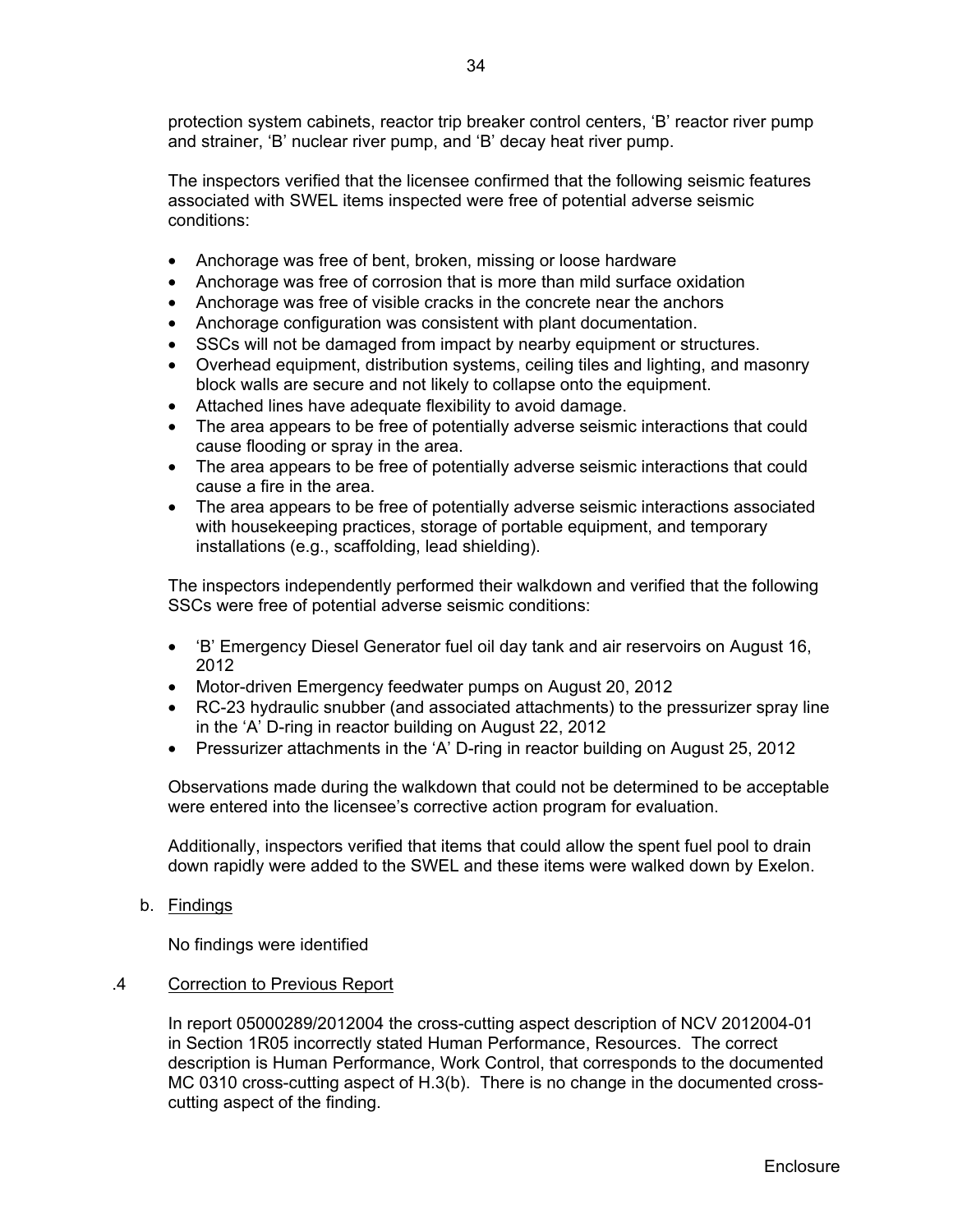protection system cabinets, reactor trip breaker control centers, 'B' reactor river pump and strainer, 'B' nuclear river pump, and 'B' decay heat river pump.

The inspectors verified that the licensee confirmed that the following seismic features associated with SWEL items inspected were free of potential adverse seismic conditions:

- Anchorage was free of bent, broken, missing or loose hardware
- Anchorage was free of corrosion that is more than mild surface oxidation
- Anchorage was free of visible cracks in the concrete near the anchors
- Anchorage configuration was consistent with plant documentation.
- SSCs will not be damaged from impact by nearby equipment or structures.
- Overhead equipment, distribution systems, ceiling tiles and lighting, and masonry block walls are secure and not likely to collapse onto the equipment.
- Attached lines have adequate flexibility to avoid damage.
- The area appears to be free of potentially adverse seismic interactions that could cause flooding or spray in the area.
- The area appears to be free of potentially adverse seismic interactions that could cause a fire in the area.
- The area appears to be free of potentially adverse seismic interactions associated with housekeeping practices, storage of portable equipment, and temporary installations (e.g., scaffolding, lead shielding).

The inspectors independently performed their walkdown and verified that the following SSCs were free of potential adverse seismic conditions:

- 'B' Emergency Diesel Generator fuel oil day tank and air reservoirs on August 16, 2012
- Motor-driven Emergency feedwater pumps on August 20, 2012
- RC-23 hydraulic snubber (and associated attachments) to the pressurizer spray line in the 'A' D-ring in reactor building on August 22, 2012
- Pressurizer attachments in the 'A' D-ring in reactor building on August 25, 2012

Observations made during the walkdown that could not be determined to be acceptable were entered into the licensee's corrective action program for evaluation.

Additionally, inspectors verified that items that could allow the spent fuel pool to drain down rapidly were added to the SWEL and these items were walked down by Exelon.

b. Findings

No findings were identified

.4 Correction to Previous Report

In report 05000289/2012004 the cross-cutting aspect description of NCV 2012004-01 in Section 1R05 incorrectly stated Human Performance, Resources. The correct description is Human Performance, Work Control, that corresponds to the documented MC 0310 cross-cutting aspect of H.3(b). There is no change in the documented cross-cutting aspect of the finding.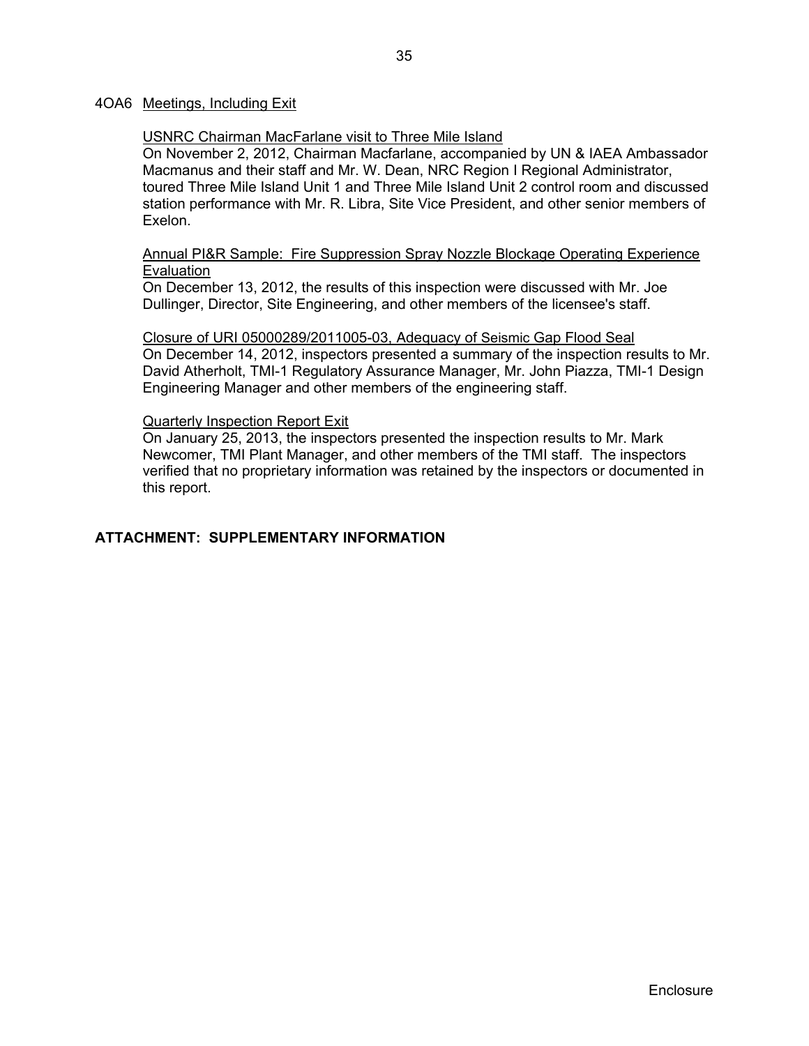## 4OA6 Meetings, Including Exit

USNRC Chairman MacFarlane visit to Three Mile Island

On November 2, 2012, Chairman Macfarlane, accompanied by UN & IAEA Ambassador Macmanus and their staff and Mr. W. Dean, NRC Region I Regional Administrator, toured Three Mile Island Unit 1 and Three Mile Island Unit 2 control room and discussed station performance with Mr. R. Libra, Site Vice President, and other senior members of Exelon.

Annual PI&R Sample: Fire Suppression Spray Nozzle Blockage Operating Experience Evaluation

On December 13, 2012, the results of this inspection were discussed with Mr. Joe Dullinger, Director, Site Engineering, and other members of the licensee's staff.

Closure of URI 05000289/2011005-03, Adequacy of Seismic Gap Flood Seal

On December 14, 2012, inspectors presented a summary of the inspection results to Mr. David Atherholt, TMI-1 Regulatory Assurance Manager, Mr. John Piazza, TMI-1 Design Engineering Manager and other members of the engineering staff.

Quarterly Inspection Report Exit

On January 25, 2013, the inspectors presented the inspection results to Mr. Mark Newcomer, TMI Plant Manager, and other members of the TMI staff. The inspectors verified that no proprietary information was retained by the inspectors or documented in this report.

**ATTACHMENT: SUPPLEMENTARY INFORMATION**

Enclosure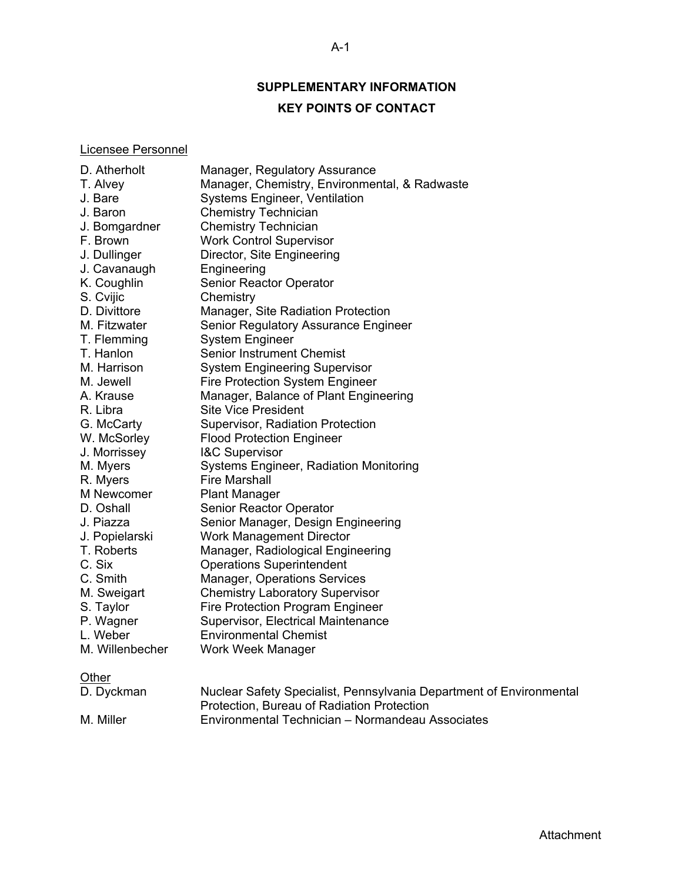## SUPPLEMENTARY INFORMATION

## KEY POINTS OF CONTACT

Licensee Personnel

| | |
|---|---|
| D. Atherholt | Manager, Regulatory Assurance |
| T. Alvey | Manager, Chemistry, Environmental, & Radwaste |
| J. Bare | Systems Engineer, Ventilation |
| J. Baron | Chemistry Technician |
| J. Bomgardner | Chemistry Technician |
| F. Brown | Work Control Supervisor |
| J. Dullinger | Director, Site Engineering |
| J. Cavanaugh | Engineering |
| K. Coughlin | Senior Reactor Operator |
| S. Cvijic | Chemistry |
| D. Divittore | Manager, Site Radiation Protection |
| M. Fitzwater | Senior Regulatory Assurance Engineer |
| T. Flemming | System Engineer |
| T. Hanlon | Senior Instrument Chemist |
| M. Harrison | System Engineering Supervisor |
| M. Jewell | Fire Protection System Engineer |
| A. Krause | Manager, Balance of Plant Engineering |
| R. Libra | Site Vice President |
| G. McCarty | Supervisor, Radiation Protection |
| W. McSorley | Flood Protection Engineer |
| J. Morrissey | I&C Supervisor |
| M. Myers | Systems Engineer, Radiation Monitoring |
| R. Myers | Fire Marshall |
| M Newcomer | Plant Manager |
| D. Oshall | Senior Reactor Operator |
| J. Piazza | Senior Manager, Design Engineering |
| J. Popielarski | Work Management Director |
| T. Roberts | Manager, Radiological Engineering |
| C. Six | Operations Superintendent |
| C. Smith | Manager, Operations Services |
| M. Sweigart | Chemistry Laboratory Supervisor |
| S. Taylor | Fire Protection Program Engineer |
| P. Wagner | Supervisor, Electrical Maintenance |
| L. Weber | Environmental Chemist |
| M. Willenbecher | Work Week Manager |

Other

| | |
|---|---|
| D. Dyckman | Nuclear Safety Specialist, Pennsylvania Department of Environmental Protection, Bureau of Radiation Protection |
| M. Miller | Environmental Technician – Normandeau Associates |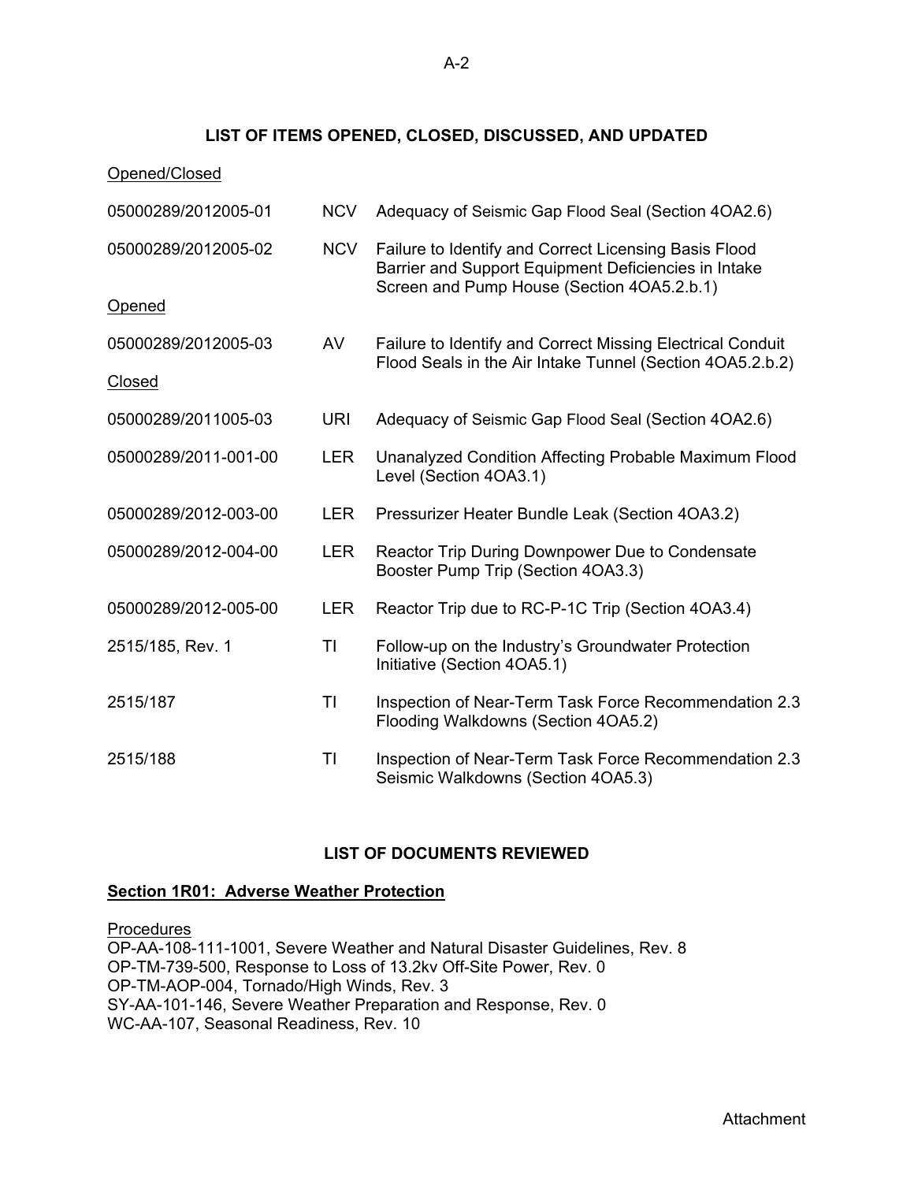## LIST OF ITEMS OPENED, CLOSED, DISCUSSED, AND UPDATED

Opened/Closed

| | | |
|---|---|---|
| 05000289/2012005-01 | NCV | Adequacy of Seismic Gap Flood Seal (Section 4OA2.6) |
| 05000289/2012005-02 | NCV | Failure to Identify and Correct Licensing Basis Flood Barrier and Support Equipment Deficiencies in Intake Screen and Pump House (Section 4OA5.2.b.1) |

Opened

| | | |
|---|---|---|
| 05000289/2012005-03 | AV | Failure to Identify and Correct Missing Electrical Conduit Flood Seals in the Air Intake Tunnel (Section 4OA5.2.b.2) |

Closed

| | | |
|---|---|---|
| 05000289/2011005-03 | URI | Adequacy of Seismic Gap Flood Seal (Section 4OA2.6) |
| 05000289/2011-001-00 | LER | Unanalyzed Condition Affecting Probable Maximum Flood Level (Section 4OA3.1) |
| 05000289/2012-003-00 | LER | Pressurizer Heater Bundle Leak (Section 4OA3.2) |
| 05000289/2012-004-00 | LER | Reactor Trip During Downpower Due to Condensate Booster Pump Trip (Section 4OA3.3) |
| 05000289/2012-005-00 | LER | Reactor Trip due to RC-P-1C Trip (Section 4OA3.4) |
| 2515/185, Rev. 1 | TI | Follow-up on the Industry's Groundwater Protection Initiative (Section 4OA5.1) |
| 2515/187 | TI | Inspection of Near-Term Task Force Recommendation 2.3 Flooding Walkdowns (Section 4OA5.2) |
| 2515/188 | TI | Inspection of Near-Term Task Force Recommendation 2.3 Seismic Walkdowns (Section 4OA5.3) |

## LIST OF DOCUMENTS REVIEWED

### Section 1R01: Adverse Weather Protection

Procedures
OP-AA-108-111-1001, Severe Weather and Natural Disaster Guidelines, Rev. 8
OP-TM-739-500, Response to Loss of 13.2kv Off-Site Power, Rev. 0
OP-TM-AOP-004, Tornado/High Winds, Rev. 3
SY-AA-101-146, Severe Weather Preparation and Response, Rev. 0
WC-AA-107, Seasonal Readiness, Rev. 10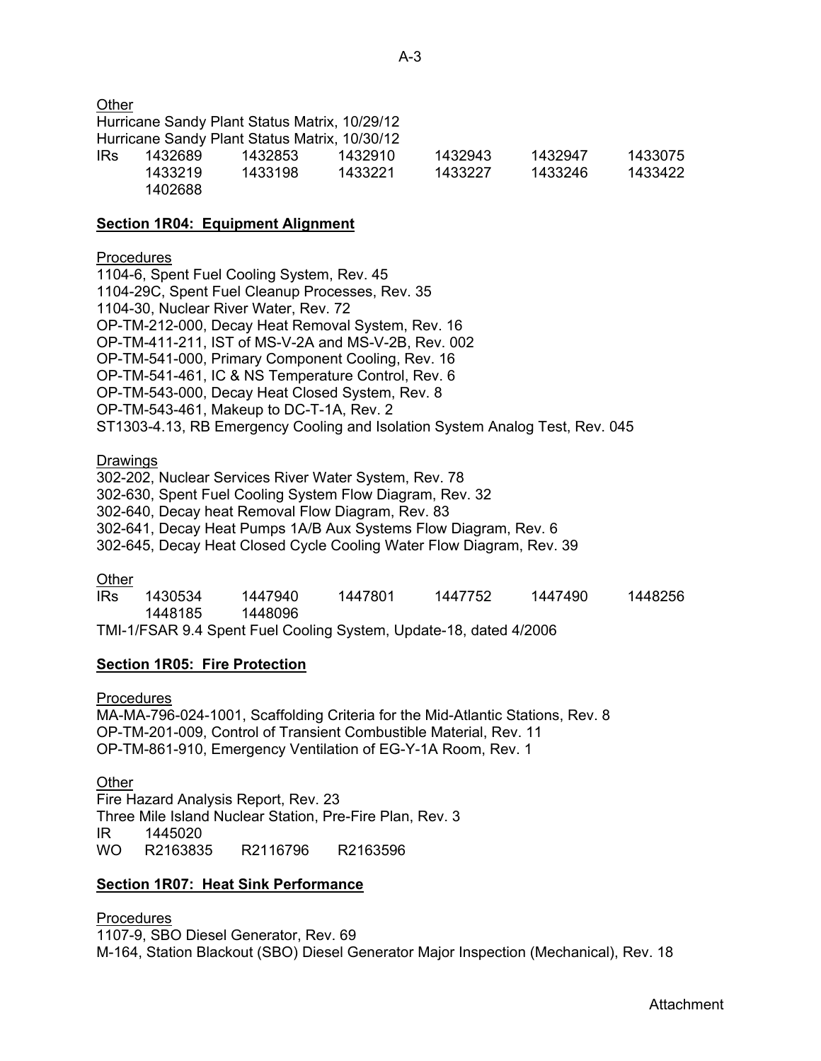Other

Hurricane Sandy Plant Status Matrix, 10/29/12
Hurricane Sandy Plant Status Matrix, 10/30/12

| IRs | 1432689 | 1432853 | 1432910 | 1432943 | 1432947 | 1433075 |
|---|---|---|---|---|---|---|
| | 1433219 | 1433198 | 1433221 | 1433227 | 1433246 | 1433422 |
| | 1402688 | | | | | |

**Section 1R04: Equipment Alignment**

Procedures

1104-6, Spent Fuel Cooling System, Rev. 45
1104-29C, Spent Fuel Cleanup Processes, Rev. 35
1104-30, Nuclear River Water, Rev. 72
OP-TM-212-000, Decay Heat Removal System, Rev. 16
OP-TM-411-211, IST of MS-V-2A and MS-V-2B, Rev. 002
OP-TM-541-000, Primary Component Cooling, Rev. 16
OP-TM-541-461, IC & NS Temperature Control, Rev. 6
OP-TM-543-000, Decay Heat Closed System, Rev. 8
OP-TM-543-461, Makeup to DC-T-1A, Rev. 2
ST1303-4.13, RB Emergency Cooling and Isolation System Analog Test, Rev. 045

Drawings

302-202, Nuclear Services River Water System, Rev. 78
302-630, Spent Fuel Cooling System Flow Diagram, Rev. 32
302-640, Decay heat Removal Flow Diagram, Rev. 83
302-641, Decay Heat Pumps 1A/B Aux Systems Flow Diagram, Rev. 6
302-645, Decay Heat Closed Cycle Cooling Water Flow Diagram, Rev. 39

Other

| IRs | 1430534 | 1447940 | 1447801 | 1447752 | 1447490 | 1448256 |
|---|---|---|---|---|---|---|
| | 1448185 | 1448096 | | | | |

TMI-1/FSAR 9.4 Spent Fuel Cooling System, Update-18, dated 4/2006

**Section 1R05: Fire Protection**

Procedures

MA-MA-796-024-1001, Scaffolding Criteria for the Mid-Atlantic Stations, Rev. 8
OP-TM-201-009, Control of Transient Combustible Material, Rev. 11
OP-TM-861-910, Emergency Ventilation of EG-Y-1A Room, Rev. 1

Other

Fire Hazard Analysis Report, Rev. 23
Three Mile Island Nuclear Station, Pre-Fire Plan, Rev. 3
IR 1445020
WO R2163835 R2116796 R2163596

**Section 1R07: Heat Sink Performance**

Procedures

1107-9, SBO Diesel Generator, Rev. 69
M-164, Station Blackout (SBO) Diesel Generator Major Inspection (Mechanical), Rev. 18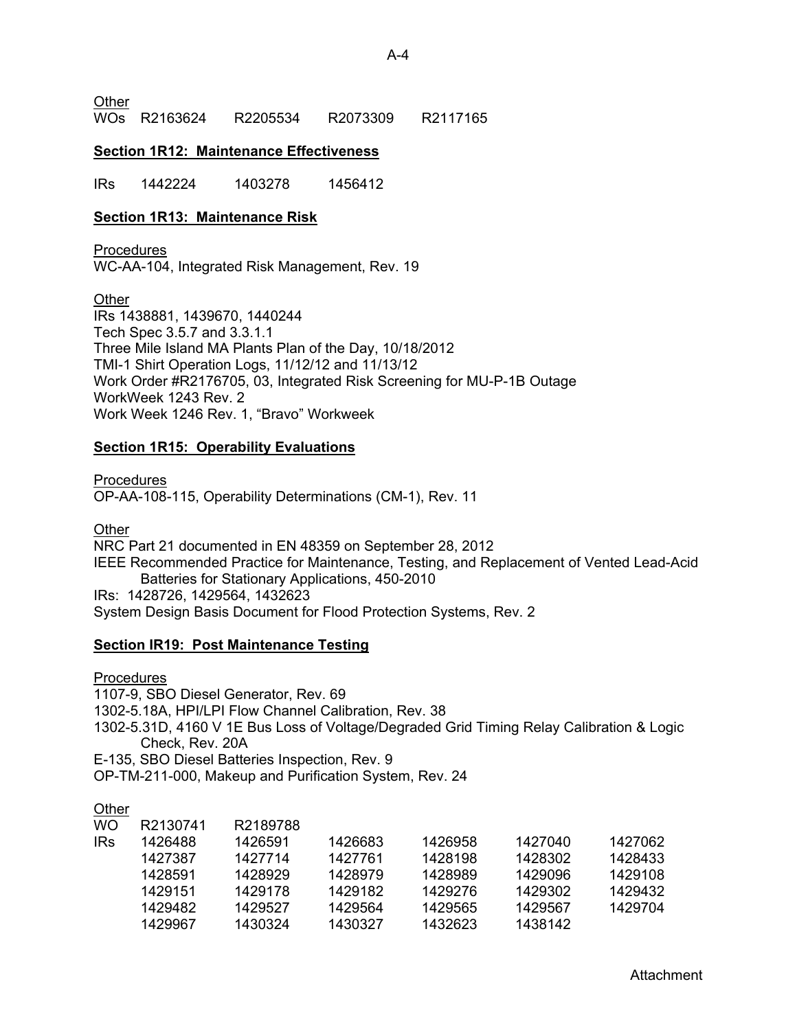Other

WOs R2163624 R2205534 R2073309 R2117165

**Section 1R12: Maintenance Effectiveness**

IRs 1442224 1403278 1456412

**Section 1R13: Maintenance Risk**

Procedures

WC-AA-104, Integrated Risk Management, Rev. 19

Other

IRs 1438881, 1439670, 1440244

Tech Spec 3.5.7 and 3.3.1.1

Three Mile Island MA Plants Plan of the Day, 10/18/2012

TMI-1 Shirt Operation Logs, 11/12/12 and 11/13/12

Work Order #R2176705, 03, Integrated Risk Screening for MU-P-1B Outage

WorkWeek 1243 Rev. 2

Work Week 1246 Rev. 1, "Bravo" Workweek

**Section 1R15: Operability Evaluations**

Procedures

OP-AA-108-115, Operability Determinations (CM-1), Rev. 11

Other

NRC Part 21 documented in EN 48359 on September 28, 2012

IEEE Recommended Practice for Maintenance, Testing, and Replacement of Vented Lead-Acid Batteries for Stationary Applications, 450-2010

IRs: 1428726, 1429564, 1432623

System Design Basis Document for Flood Protection Systems, Rev. 2

**Section IR19: Post Maintenance Testing**

Procedures

1107-9, SBO Diesel Generator, Rev. 69

1302-5.18A, HPI/LPI Flow Channel Calibration, Rev. 38

1302-5.31D, 4160 V 1E Bus Loss of Voltage/Degraded Grid Timing Relay Calibration & Logic Check, Rev. 20A

E-135, SBO Diesel Batteries Inspection, Rev. 9

OP-TM-211-000, Makeup and Purification System, Rev. 24

Other

| | | | | | | |
|---|---|---|---|---|---|---|
| WO | R2130741 | R2189788 | | | | |
| IRs | 1426488 | 1426591 | 1426683 | 1426958 | 1427040 | 1427062 |
| | 1427387 | 1427714 | 1427761 | 1428198 | 1428302 | 1428433 |
| | 1428591 | 1428929 | 1428979 | 1428989 | 1429096 | 1429108 |
| | 1429151 | 1429178 | 1429182 | 1429276 | 1429302 | 1429432 |
| | 1429482 | 1429527 | 1429564 | 1429565 | 1429567 | 1429704 |
| | 1429967 | 1430324 | 1430327 | 1432623 | 1438142 | |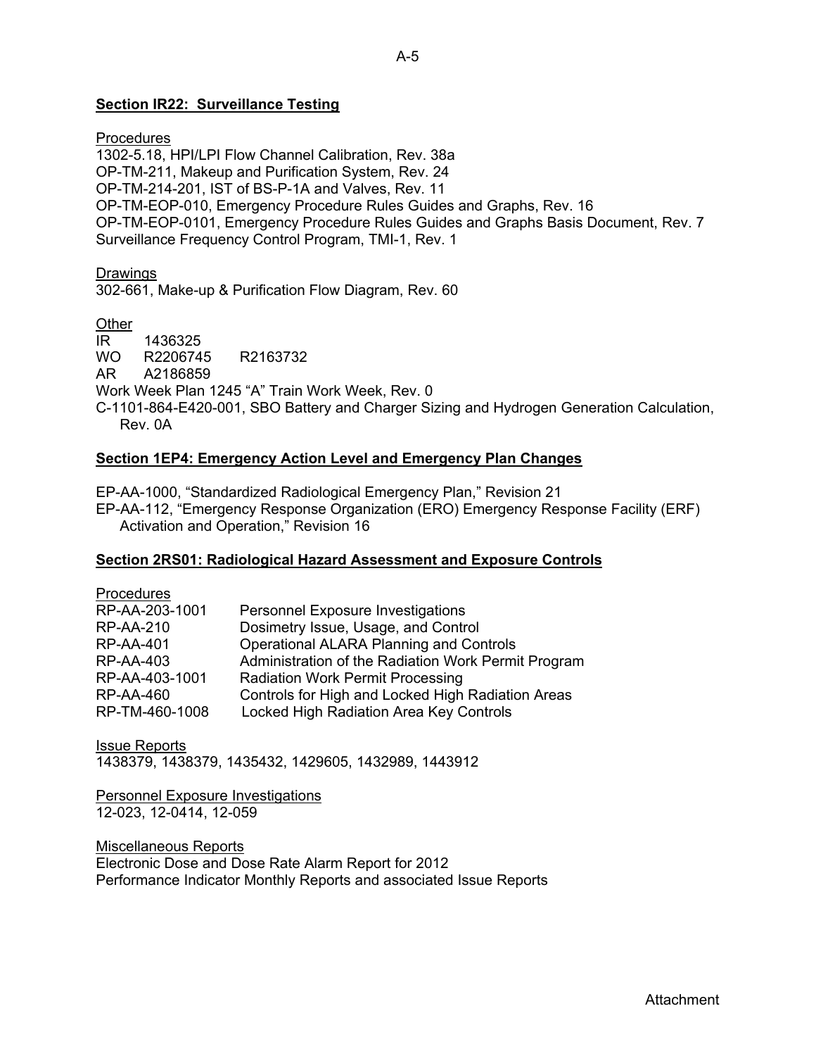### **Section IR22: Surveillance Testing**

Procedures

1302-5.18, HPI/LPI Flow Channel Calibration, Rev. 38a
OP-TM-211, Makeup and Purification System, Rev. 24
OP-TM-214-201, IST of BS-P-1A and Valves, Rev. 11
OP-TM-EOP-010, Emergency Procedure Rules Guides and Graphs, Rev. 16
OP-TM-EOP-0101, Emergency Procedure Rules Guides and Graphs Basis Document, Rev. 7
Surveillance Frequency Control Program, TMI-1, Rev. 1

Drawings

302-661, Make-up & Purification Flow Diagram, Rev. 60

Other

IR 1436325
WO R2206745 R2163732
AR A2186859
Work Week Plan 1245 "A" Train Work Week, Rev. 0
C-1101-864-E420-001, SBO Battery and Charger Sizing and Hydrogen Generation Calculation, Rev. 0A

### **Section 1EP4: Emergency Action Level and Emergency Plan Changes**

EP-AA-1000, "Standardized Radiological Emergency Plan," Revision 21
EP-AA-112, "Emergency Response Organization (ERO) Emergency Response Facility (ERF) Activation and Operation," Revision 16

### **Section 2RS01: Radiological Hazard Assessment and Exposure Controls**

Procedures

| | |
|---|---|
| RP-AA-203-1001 | Personnel Exposure Investigations |
| RP-AA-210 | Dosimetry Issue, Usage, and Control |
| RP-AA-401 | Operational ALARA Planning and Controls |
| RP-AA-403 | Administration of the Radiation Work Permit Program |
| RP-AA-403-1001 | Radiation Work Permit Processing |
| RP-AA-460 | Controls for High and Locked High Radiation Areas |
| RP-TM-460-1008 | Locked High Radiation Area Key Controls |

Issue Reports

1438379, 1438379, 1435432, 1429605, 1432989, 1443912

Personnel Exposure Investigations

12-023, 12-0414, 12-059

Miscellaneous Reports

Electronic Dose and Dose Rate Alarm Report for 2012
Performance Indicator Monthly Reports and associated Issue Reports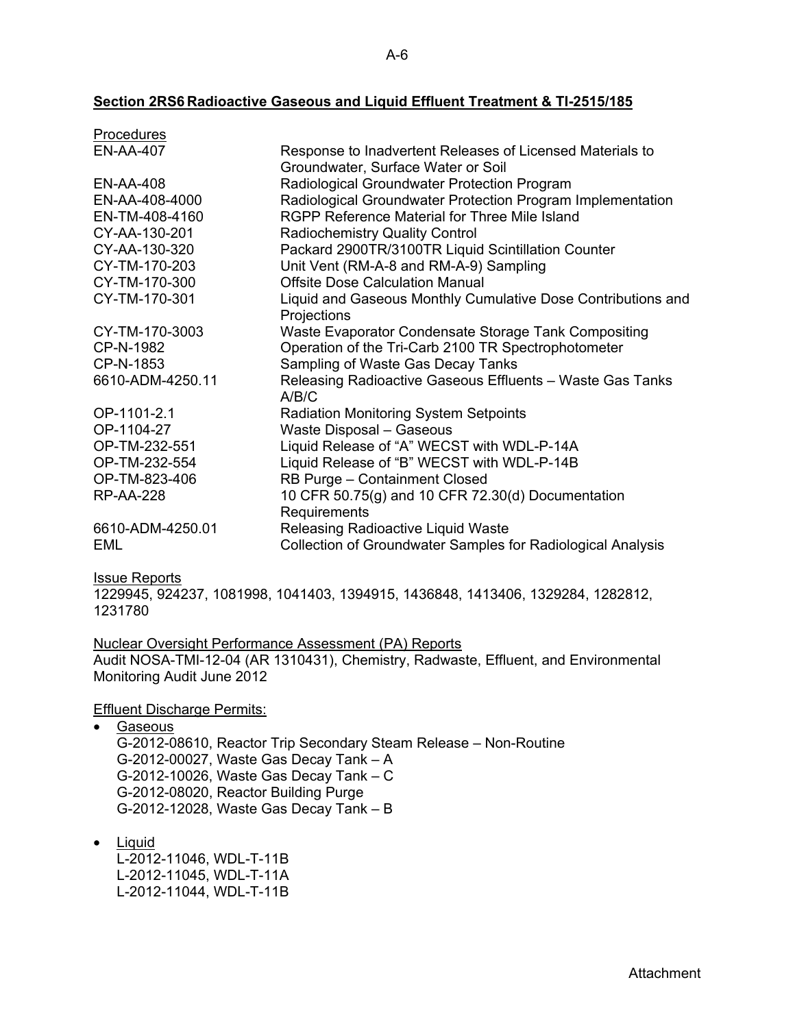**Section 2RS6 Radioactive Gaseous and Liquid Effluent Treatment & TI-2515/185**

Procedures

| | |
|---|---|
| EN-AA-407 | Response to Inadvertent Releases of Licensed Materials to Groundwater, Surface Water or Soil |
| EN-AA-408 | Radiological Groundwater Protection Program |
| EN-AA-408-4000 | Radiological Groundwater Protection Program Implementation |
| EN-TM-408-4160 | RGPP Reference Material for Three Mile Island |
| CY-AA-130-201 | Radiochemistry Quality Control |
| CY-AA-130-320 | Packard 2900TR/3100TR Liquid Scintillation Counter |
| CY-TM-170-203 | Unit Vent (RM-A-8 and RM-A-9) Sampling |
| CY-TM-170-300 | Offsite Dose Calculation Manual |
| CY-TM-170-301 | Liquid and Gaseous Monthly Cumulative Dose Contributions and Projections |
| CY-TM-170-3003 | Waste Evaporator Condensate Storage Tank Compositing |
| CP-N-1982 | Operation of the Tri-Carb 2100 TR Spectrophotometer |
| CP-N-1853 | Sampling of Waste Gas Decay Tanks |
| 6610-ADM-4250.11 | Releasing Radioactive Gaseous Effluents – Waste Gas Tanks A/B/C |
| OP-1101-2.1 | Radiation Monitoring System Setpoints |
| OP-1104-27 | Waste Disposal – Gaseous |
| OP-TM-232-551 | Liquid Release of "A" WECST with WDL-P-14A |
| OP-TM-232-554 | Liquid Release of "B" WECST with WDL-P-14B |
| OP-TM-823-406 | RB Purge – Containment Closed |
| RP-AA-228 | 10 CFR 50.75(g) and 10 CFR 72.30(d) Documentation Requirements |
| 6610-ADM-4250.01 | Releasing Radioactive Liquid Waste |
| EML | Collection of Groundwater Samples for Radiological Analysis |

Issue Reports

1229945, 924237, 1081998, 1041403, 1394915, 1436848, 1413406, 1329284, 1282812, 1231780

Nuclear Oversight Performance Assessment (PA) Reports

Audit NOSA-TMI-12-04 (AR 1310431), Chemistry, Radwaste, Effluent, and Environmental Monitoring Audit June 2012

Effluent Discharge Permits:

- Gaseous
  - G-2012-08610, Reactor Trip Secondary Steam Release – Non-Routine
  - G-2012-00027, Waste Gas Decay Tank – A
  - G-2012-10026, Waste Gas Decay Tank – C
  - G-2012-08020, Reactor Building Purge
  - G-2012-12028, Waste Gas Decay Tank – B
- Liquid
  - L-2012-11046, WDL-T-11B
  - L-2012-11045, WDL-T-11A
  - L-2012-11044, WDL-T-11B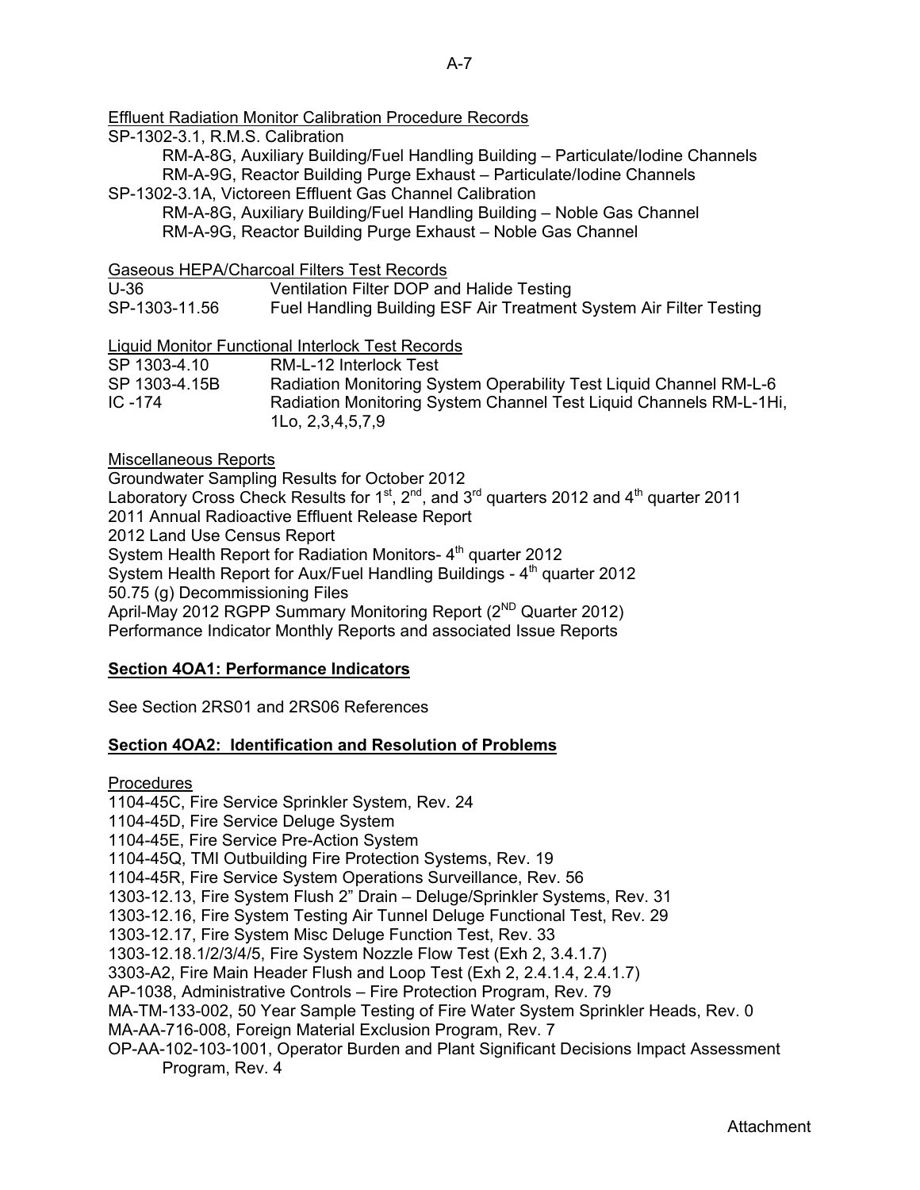Effluent Radiation Monitor Calibration Procedure Records

SP-1302-3.1, R.M.S. Calibration
    RM-A-8G, Auxiliary Building/Fuel Handling Building – Particulate/Iodine Channels
    RM-A-9G, Reactor Building Purge Exhaust – Particulate/Iodine Channels
SP-1302-3.1A, Victoreen Effluent Gas Channel Calibration
    RM-A-8G, Auxiliary Building/Fuel Handling Building – Noble Gas Channel
    RM-A-9G, Reactor Building Purge Exhaust – Noble Gas Channel

Gaseous HEPA/Charcoal Filters Test Records

U-36 Ventilation Filter DOP and Halide Testing
SP-1303-11.56 Fuel Handling Building ESF Air Treatment System Air Filter Testing

Liquid Monitor Functional Interlock Test Records

SP 1303-4.10 RM-L-12 Interlock Test
SP 1303-4.15B Radiation Monitoring System Operability Test Liquid Channel RM-L-6
IC -174 Radiation Monitoring System Channel Test Liquid Channels RM-L-1Hi, 1Lo, 2,3,4,5,7,9

Miscellaneous Reports

Groundwater Sampling Results for October 2012
Laboratory Cross Check Results for 1st, 2nd, and 3rd quarters 2012 and 4th quarter 2011
2011 Annual Radioactive Effluent Release Report
2012 Land Use Census Report
System Health Report for Radiation Monitors- 4th quarter 2012
System Health Report for Aux/Fuel Handling Buildings - 4th quarter 2012
50.75 (g) Decommissioning Files
April-May 2012 RGPP Summary Monitoring Report (2ND Quarter 2012)
Performance Indicator Monthly Reports and associated Issue Reports

**Section 4OA1: Performance Indicators**

See Section 2RS01 and 2RS06 References

**Section 4OA2: Identification and Resolution of Problems**

Procedures

1104-45C, Fire Service Sprinkler System, Rev. 24
1104-45D, Fire Service Deluge System
1104-45E, Fire Service Pre-Action System
1104-45Q, TMI Outbuilding Fire Protection Systems, Rev. 19
1104-45R, Fire Service System Operations Surveillance, Rev. 56
1303-12.13, Fire System Flush 2" Drain – Deluge/Sprinkler Systems, Rev. 31
1303-12.16, Fire System Testing Air Tunnel Deluge Functional Test, Rev. 29
1303-12.17, Fire System Misc Deluge Function Test, Rev. 33
1303-12.18.1/2/3/4/5, Fire System Nozzle Flow Test (Exh 2, 3.4.1.7)
3303-A2, Fire Main Header Flush and Loop Test (Exh 2, 2.4.1.4, 2.4.1.7)
AP-1038, Administrative Controls – Fire Protection Program, Rev. 79
MA-TM-133-002, 50 Year Sample Testing of Fire Water System Sprinkler Heads, Rev. 0
MA-AA-716-008, Foreign Material Exclusion Program, Rev. 7
OP-AA-102-103-1001, Operator Burden and Plant Significant Decisions Impact Assessment Program, Rev. 4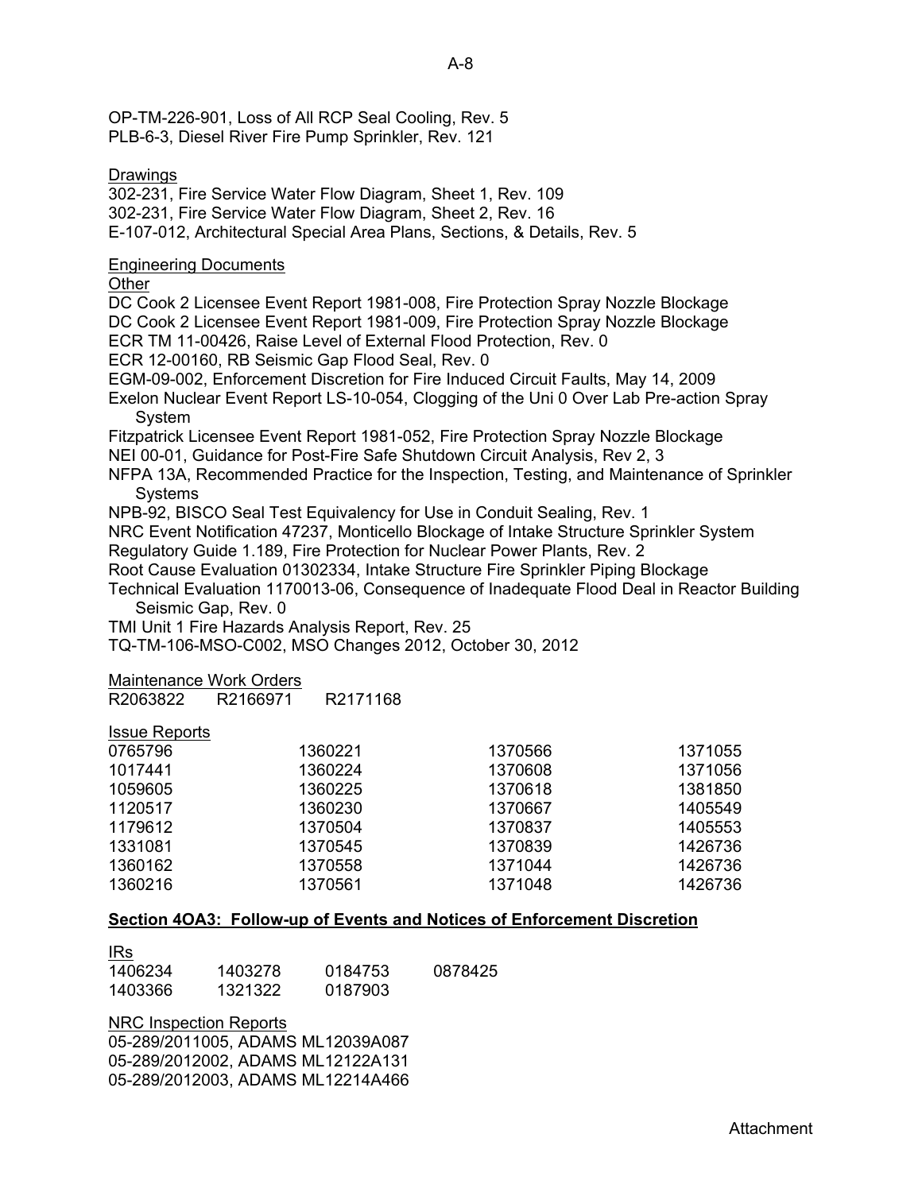OP-TM-226-901, Loss of All RCP Seal Cooling, Rev. 5
PLB-6-3, Diesel River Fire Pump Sprinkler, Rev. 121

Drawings
302-231, Fire Service Water Flow Diagram, Sheet 1, Rev. 109
302-231, Fire Service Water Flow Diagram, Sheet 2, Rev. 16
E-107-012, Architectural Special Area Plans, Sections, & Details, Rev. 5

Engineering Documents
Other
DC Cook 2 Licensee Event Report 1981-008, Fire Protection Spray Nozzle Blockage
DC Cook 2 Licensee Event Report 1981-009, Fire Protection Spray Nozzle Blockage
ECR TM 11-00426, Raise Level of External Flood Protection, Rev. 0
ECR 12-00160, RB Seismic Gap Flood Seal, Rev. 0
EGM-09-002, Enforcement Discretion for Fire Induced Circuit Faults, May 14, 2009
Exelon Nuclear Event Report LS-10-054, Clogging of the Uni 0 Over Lab Pre-action Spray System
Fitzpatrick Licensee Event Report 1981-052, Fire Protection Spray Nozzle Blockage
NEI 00-01, Guidance for Post-Fire Safe Shutdown Circuit Analysis, Rev 2, 3
NFPA 13A, Recommended Practice for the Inspection, Testing, and Maintenance of Sprinkler Systems
NPB-92, BISCO Seal Test Equivalency for Use in Conduit Sealing, Rev. 1
NRC Event Notification 47237, Monticello Blockage of Intake Structure Sprinkler System
Regulatory Guide 1.189, Fire Protection for Nuclear Power Plants, Rev. 2
Root Cause Evaluation 01302334, Intake Structure Fire Sprinkler Piping Blockage
Technical Evaluation 1170013-06, Consequence of Inadequate Flood Deal in Reactor Building Seismic Gap, Rev. 0
TMI Unit 1 Fire Hazards Analysis Report, Rev. 25
TQ-TM-106-MSO-C002, MSO Changes 2012, October 30, 2012

Maintenance Work Orders
R2063822 R2166971 R2171168

Issue Reports

| | | | |
|---|---|---|---|
| 0765796 | 1360221 | 1370566 | 1371055 |
| 1017441 | 1360224 | 1370608 | 1371056 |
| 1059605 | 1360225 | 1370618 | 1381850 |
| 1120517 | 1360230 | 1370667 | 1405549 |
| 1179612 | 1370504 | 1370837 | 1405553 |
| 1331081 | 1370545 | 1370839 | 1426736 |
| 1360162 | 1370558 | 1371044 | 1426736 |
| 1360216 | 1370561 | 1371048 | 1426736 |

**Section 4OA3: Follow-up of Events and Notices of Enforcement Discretion**

IRs

| | | | |
|---|---|---|---|
| 1406234 | 1403278 | 0184753 | 0878425 |
| 1403366 | 1321322 | 0187903 | |

NRC Inspection Reports
05-289/2011005, ADAMS ML12039A087
05-289/2012002, ADAMS ML12122A131
05-289/2012003, ADAMS ML12214A466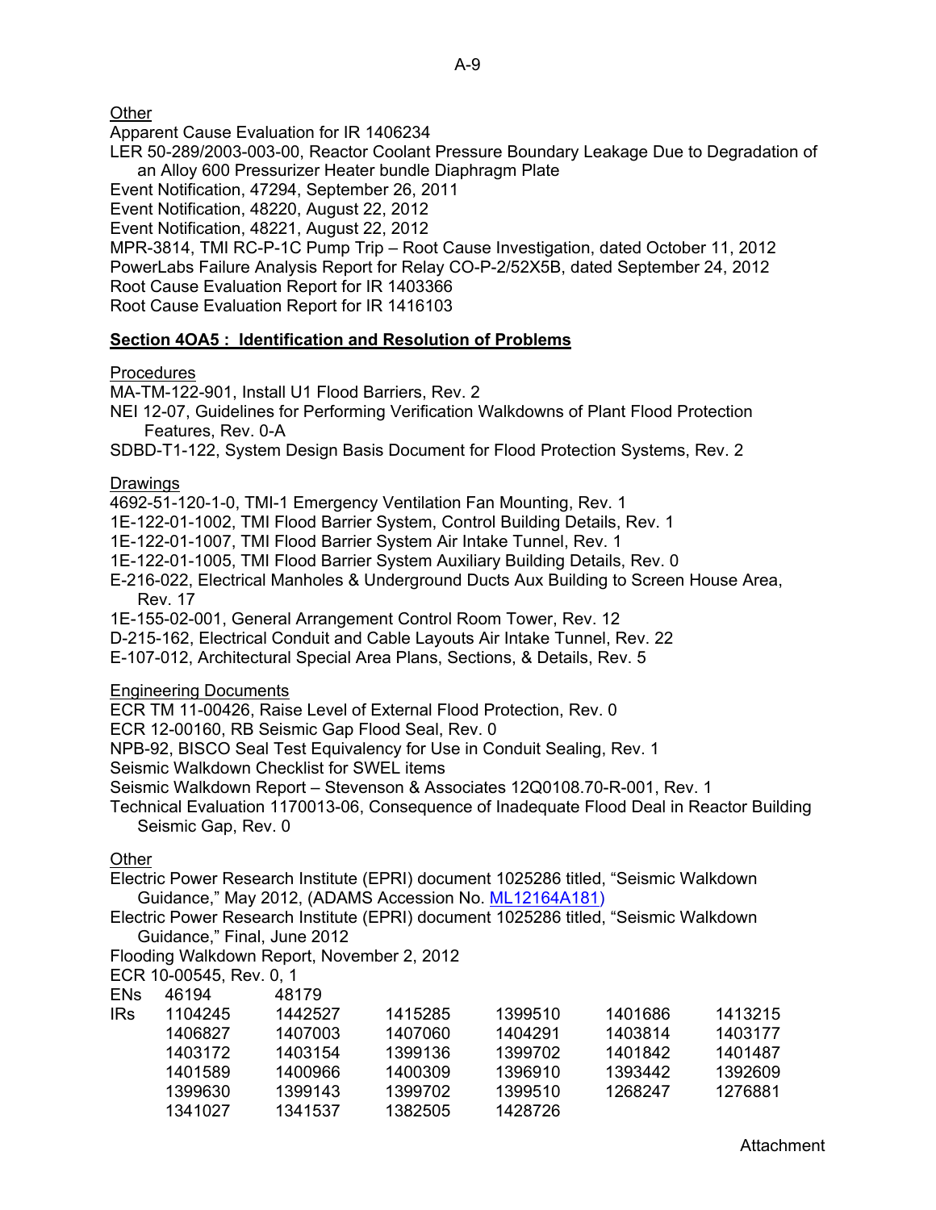Other

Apparent Cause Evaluation for IR 1406234

LER 50-289/2003-003-00, Reactor Coolant Pressure Boundary Leakage Due to Degradation of an Alloy 600 Pressurizer Heater bundle Diaphragm Plate

Event Notification, 47294, September 26, 2011

Event Notification, 48220, August 22, 2012

Event Notification, 48221, August 22, 2012

MPR-3814, TMI RC-P-1C Pump Trip – Root Cause Investigation, dated October 11, 2012

PowerLabs Failure Analysis Report for Relay CO-P-2/52X5B, dated September 24, 2012

Root Cause Evaluation Report for IR 1403366

Root Cause Evaluation Report for IR 1416103

**Section 4OA5 : Identification and Resolution of Problems**

Procedures

MA-TM-122-901, Install U1 Flood Barriers, Rev. 2

NEI 12-07, Guidelines for Performing Verification Walkdowns of Plant Flood Protection Features, Rev. 0-A

SDBD-T1-122, System Design Basis Document for Flood Protection Systems, Rev. 2

Drawings

4692-51-120-1-0, TMI-1 Emergency Ventilation Fan Mounting, Rev. 1

1E-122-01-1002, TMI Flood Barrier System, Control Building Details, Rev. 1

1E-122-01-1007, TMI Flood Barrier System Air Intake Tunnel, Rev. 1

1E-122-01-1005, TMI Flood Barrier System Auxiliary Building Details, Rev. 0

E-216-022, Electrical Manholes & Underground Ducts Aux Building to Screen House Area, Rev. 17

1E-155-02-001, General Arrangement Control Room Tower, Rev. 12

D-215-162, Electrical Conduit and Cable Layouts Air Intake Tunnel, Rev. 22

E-107-012, Architectural Special Area Plans, Sections, & Details, Rev. 5

Engineering Documents

ECR TM 11-00426, Raise Level of External Flood Protection, Rev. 0

ECR 12-00160, RB Seismic Gap Flood Seal, Rev. 0

NPB-92, BISCO Seal Test Equivalency for Use in Conduit Sealing, Rev. 1

Seismic Walkdown Checklist for SWEL items

Seismic Walkdown Report – Stevenson & Associates 12Q0108.70-R-001, Rev. 1

Technical Evaluation 1170013-06, Consequence of Inadequate Flood Deal in Reactor Building Seismic Gap, Rev. 0

Other

Electric Power Research Institute (EPRI) document 1025286 titled, "Seismic Walkdown Guidance," May 2012, (ADAMS Accession No. ML12164A181)

Electric Power Research Institute (EPRI) document 1025286 titled, "Seismic Walkdown Guidance," Final, June 2012

Flooding Walkdown Report, November 2, 2012

ECR 10-00545, Rev. 0, 1

| | | | | | | |
|---|---|---|---|---|---|---|
| ENs | 46194 | 48179 | | | | |
| IRs | 1104245 | 1442527 | 1415285 | 1399510 | 1401686 | 1413215 |
| | 1406827 | 1407003 | 1407060 | 1404291 | 1403814 | 1403177 |
| | 1403172 | 1403154 | 1399136 | 1399702 | 1401842 | 1401487 |
| | 1401589 | 1400966 | 1400309 | 1396910 | 1393442 | 1392609 |
| | 1399630 | 1399143 | 1399702 | 1399510 | 1268247 | 1276881 |
| | 1341027 | 1341537 | 1382505 | 1428726 | | |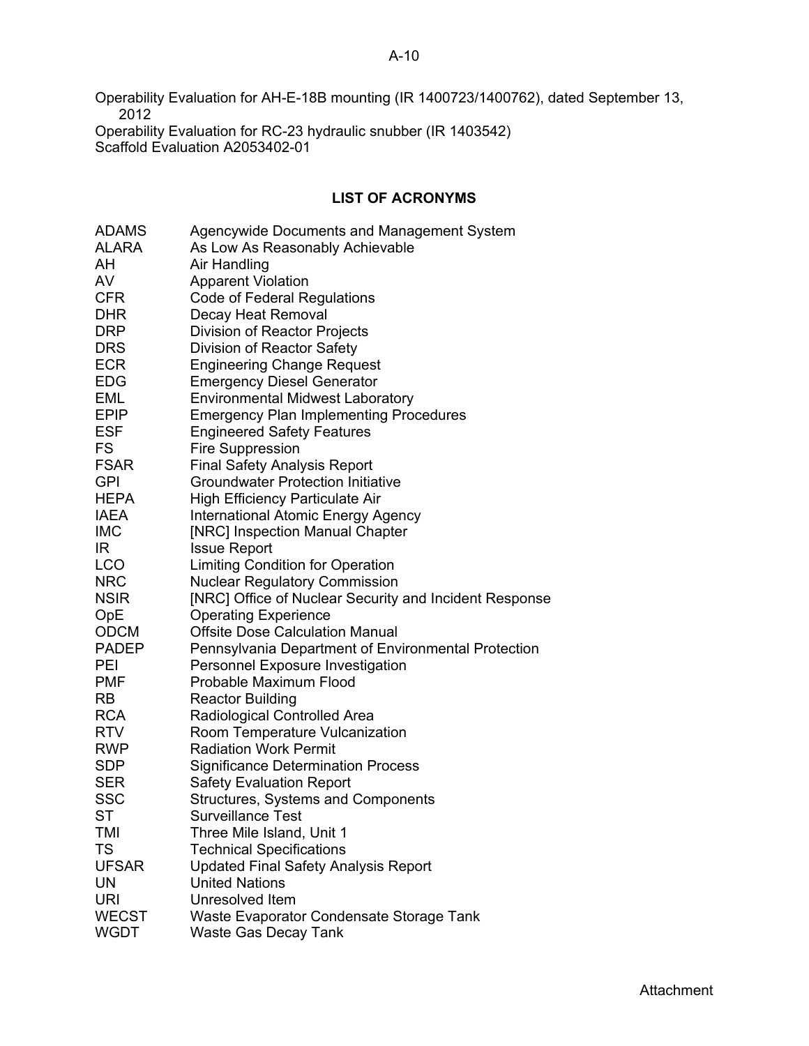Operability Evaluation for AH-E-18B mounting (IR 1400723/1400762), dated September 13, 2012
Operability Evaluation for RC-23 hydraulic snubber (IR 1403542)
Scaffold Evaluation A2053402-01

## LIST OF ACRONYMS

| | |
|---|---|
| ADAMS | Agencywide Documents and Management System |
| ALARA | As Low As Reasonably Achievable |
| AH | Air Handling |
| AV | Apparent Violation |
| CFR | Code of Federal Regulations |
| DHR | Decay Heat Removal |
| DRP | Division of Reactor Projects |
| DRS | Division of Reactor Safety |
| ECR | Engineering Change Request |
| EDG | Emergency Diesel Generator |
| EML | Environmental Midwest Laboratory |
| EPIP | Emergency Plan Implementing Procedures |
| ESF | Engineered Safety Features |
| FS | Fire Suppression |
| FSAR | Final Safety Analysis Report |
| GPI | Groundwater Protection Initiative |
| HEPA | High Efficiency Particulate Air |
| IAEA | International Atomic Energy Agency |
| IMC | [NRC] Inspection Manual Chapter |
| IR | Issue Report |
| LCO | Limiting Condition for Operation |
| NRC | Nuclear Regulatory Commission |
| NSIR | [NRC] Office of Nuclear Security and Incident Response |
| OpE | Operating Experience |
| ODCM | Offsite Dose Calculation Manual |
| PADEP | Pennsylvania Department of Environmental Protection |
| PEI | Personnel Exposure Investigation |
| PMF | Probable Maximum Flood |
| RB | Reactor Building |
| RCA | Radiological Controlled Area |
| RTV | Room Temperature Vulcanization |
| RWP | Radiation Work Permit |
| SDP | Significance Determination Process |
| SER | Safety Evaluation Report |
| SSC | Structures, Systems and Components |
| ST | Surveillance Test |
| TMI | Three Mile Island, Unit 1 |
| TS | Technical Specifications |
| UFSAR | Updated Final Safety Analysis Report |
| UN | United Nations |
| URI | Unresolved Item |
| WECST | Waste Evaporator Condensate Storage Tank |
| WGDT | Waste Gas Decay Tank |